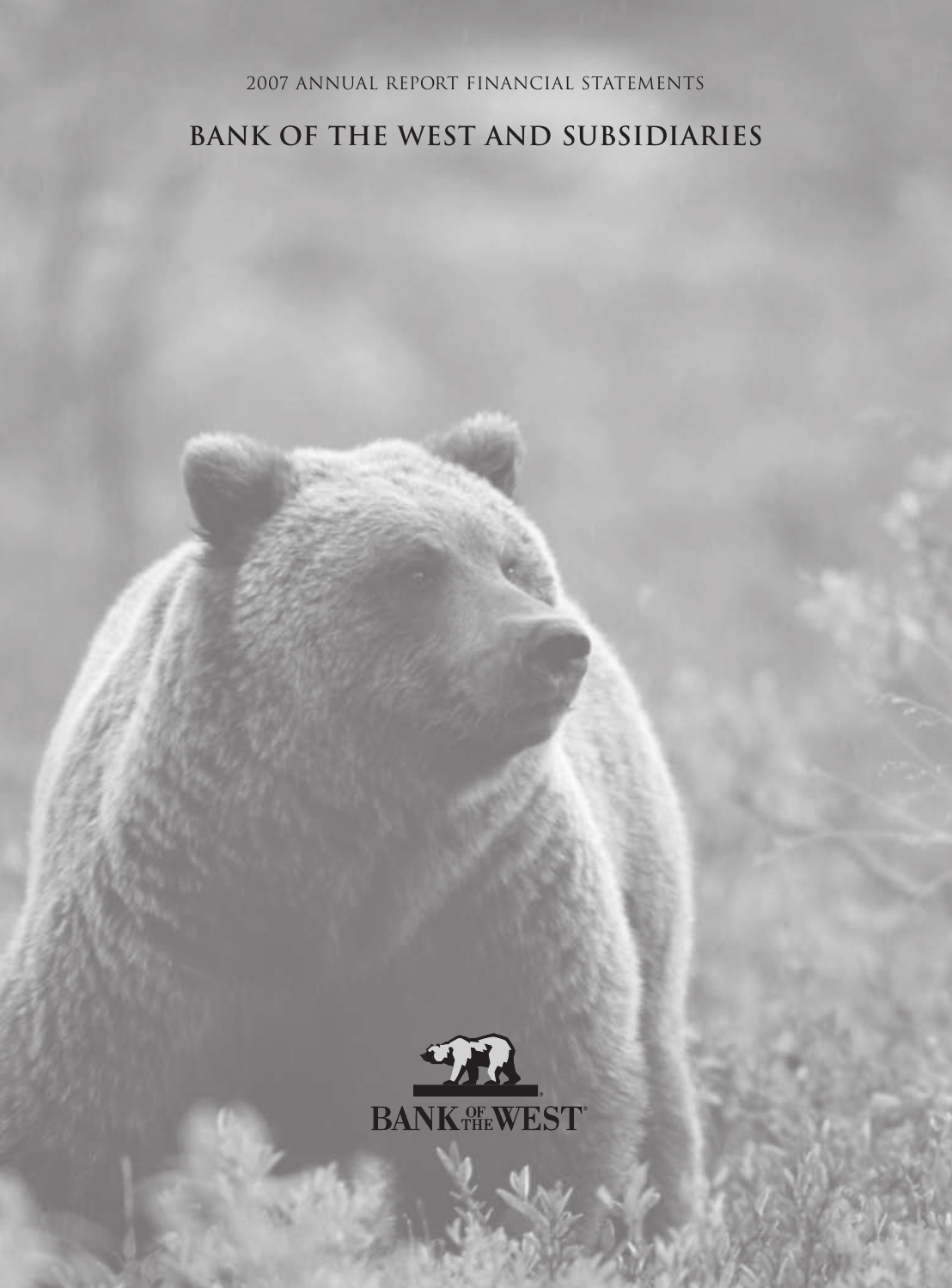2007 ANNUAL REPORT FINANCIAL STATEMENTS

# BANK OF THE WEST AND SUBSIDIARIES

BANK OF THE WEST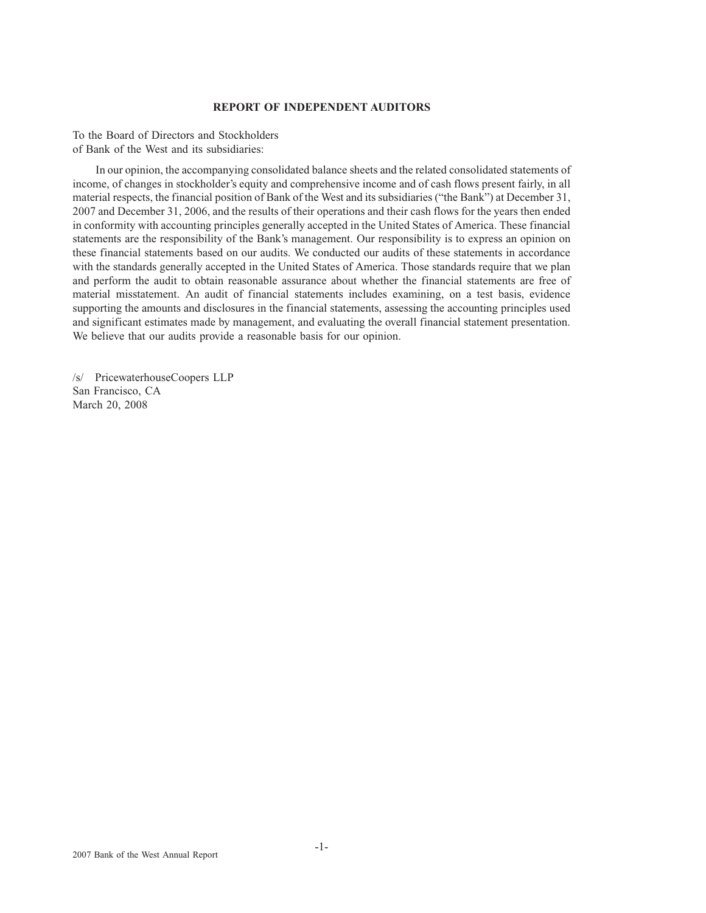## REPORT OF INDEPENDENT AUDITORS

To the Board of Directors and Stockholders
of Bank of the West and its subsidiaries:

In our opinion, the accompanying consolidated balance sheets and the related consolidated statements of income, of changes in stockholder's equity and comprehensive income and of cash flows present fairly, in all material respects, the financial position of Bank of the West and its subsidiaries ("the Bank") at December 31, 2007 and December 31, 2006, and the results of their operations and their cash flows for the years then ended in conformity with accounting principles generally accepted in the United States of America. These financial statements are the responsibility of the Bank's management. Our responsibility is to express an opinion on these financial statements based on our audits. We conducted our audits of these statements in accordance with the standards generally accepted in the United States of America. Those standards require that we plan and perform the audit to obtain reasonable assurance about whether the financial statements are free of material misstatement. An audit of financial statements includes examining, on a test basis, evidence supporting the amounts and disclosures in the financial statements, assessing the accounting principles used and significant estimates made by management, and evaluating the overall financial statement presentation. We believe that our audits provide a reasonable basis for our opinion.

/s/ PricewaterhouseCoopers LLP
San Francisco, CA
March 20, 2008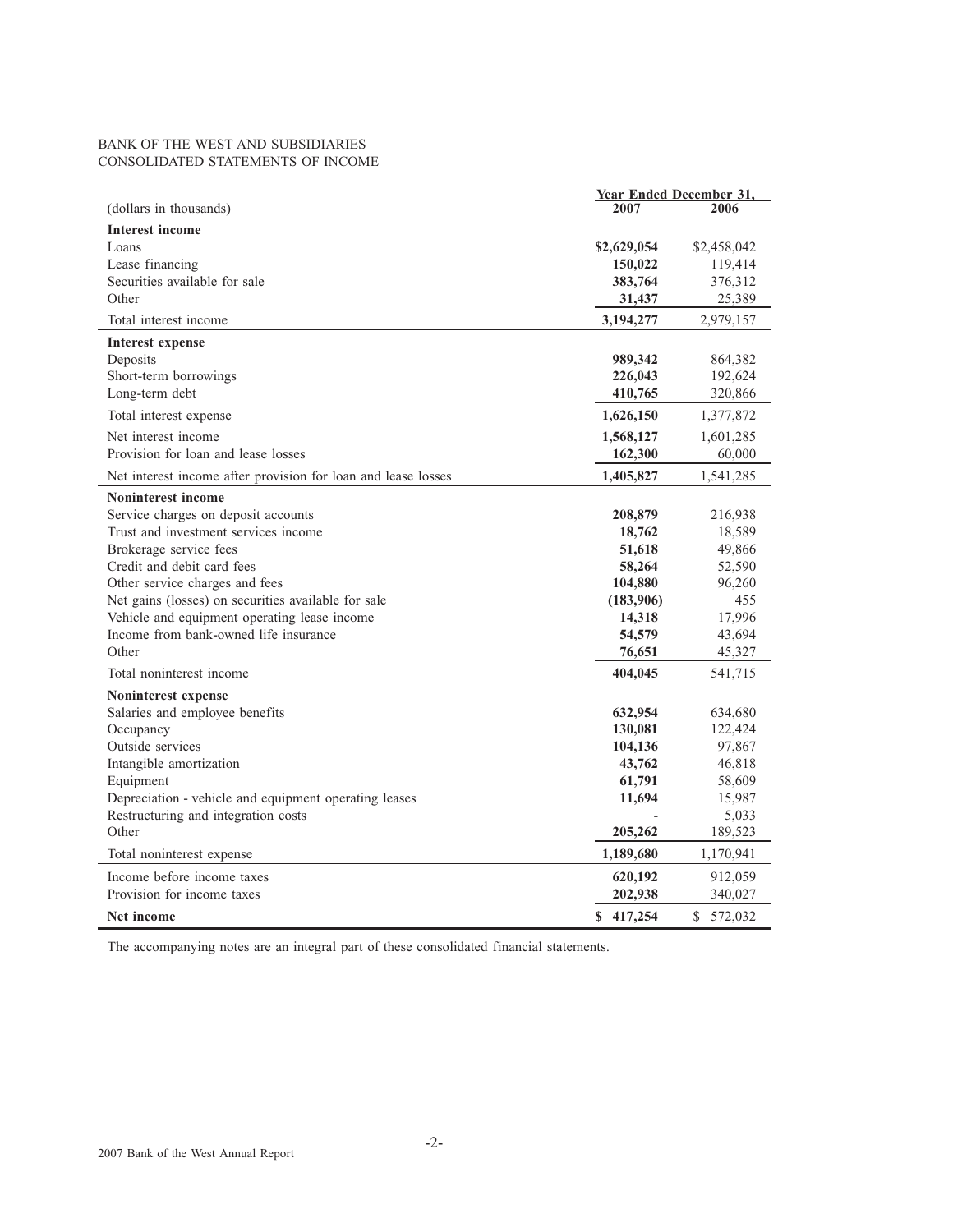BANK OF THE WEST AND SUBSIDIARIES
CONSOLIDATED STATEMENTS OF INCOME

| (dollars in thousands) | Year Ended December 31, 2007 | 2006 |
|---|---|---|
| **Interest income** | | |
| Loans | **$2,629,054** | $2,458,042 |
| Lease financing | **150,022** | 119,414 |
| Securities available for sale | **383,764** | 376,312 |
| Other | **31,437** | 25,389 |
| Total interest income | **3,194,277** | 2,979,157 |
| **Interest expense** | | |
| Deposits | **989,342** | 864,382 |
| Short-term borrowings | **226,043** | 192,624 |
| Long-term debt | **410,765** | 320,866 |
| Total interest expense | **1,626,150** | 1,377,872 |
| Net interest income | **1,568,127** | 1,601,285 |
| Provision for loan and lease losses | **162,300** | 60,000 |
| Net interest income after provision for loan and lease losses | **1,405,827** | 1,541,285 |
| **Noninterest income** | | |
| Service charges on deposit accounts | **208,879** | 216,938 |
| Trust and investment services income | **18,762** | 18,589 |
| Brokerage service fees | **51,618** | 49,866 |
| Credit and debit card fees | **58,264** | 52,590 |
| Other service charges and fees | **104,880** | 96,260 |
| Net gains (losses) on securities available for sale | **(183,906)** | 455 |
| Vehicle and equipment operating lease income | **14,318** | 17,996 |
| Income from bank-owned life insurance | **54,579** | 43,694 |
| Other | **76,651** | 45,327 |
| Total noninterest income | **404,045** | 541,715 |
| **Noninterest expense** | | |
| Salaries and employee benefits | **632,954** | 634,680 |
| Occupancy | **130,081** | 122,424 |
| Outside services | **104,136** | 97,867 |
| Intangible amortization | **43,762** | 46,818 |
| Equipment | **61,791** | 58,609 |
| Depreciation - vehicle and equipment operating leases | **11,694** | 15,987 |
| Restructuring and integration costs | - | 5,033 |
| Other | **205,262** | 189,523 |
| Total noninterest expense | **1,189,680** | 1,170,941 |
| Income before income taxes | **620,192** | 912,059 |
| Provision for income taxes | **202,938** | 340,027 |
| **Net income** | **$ 417,254** | $ 572,032 |

The accompanying notes are an integral part of these consolidated financial statements.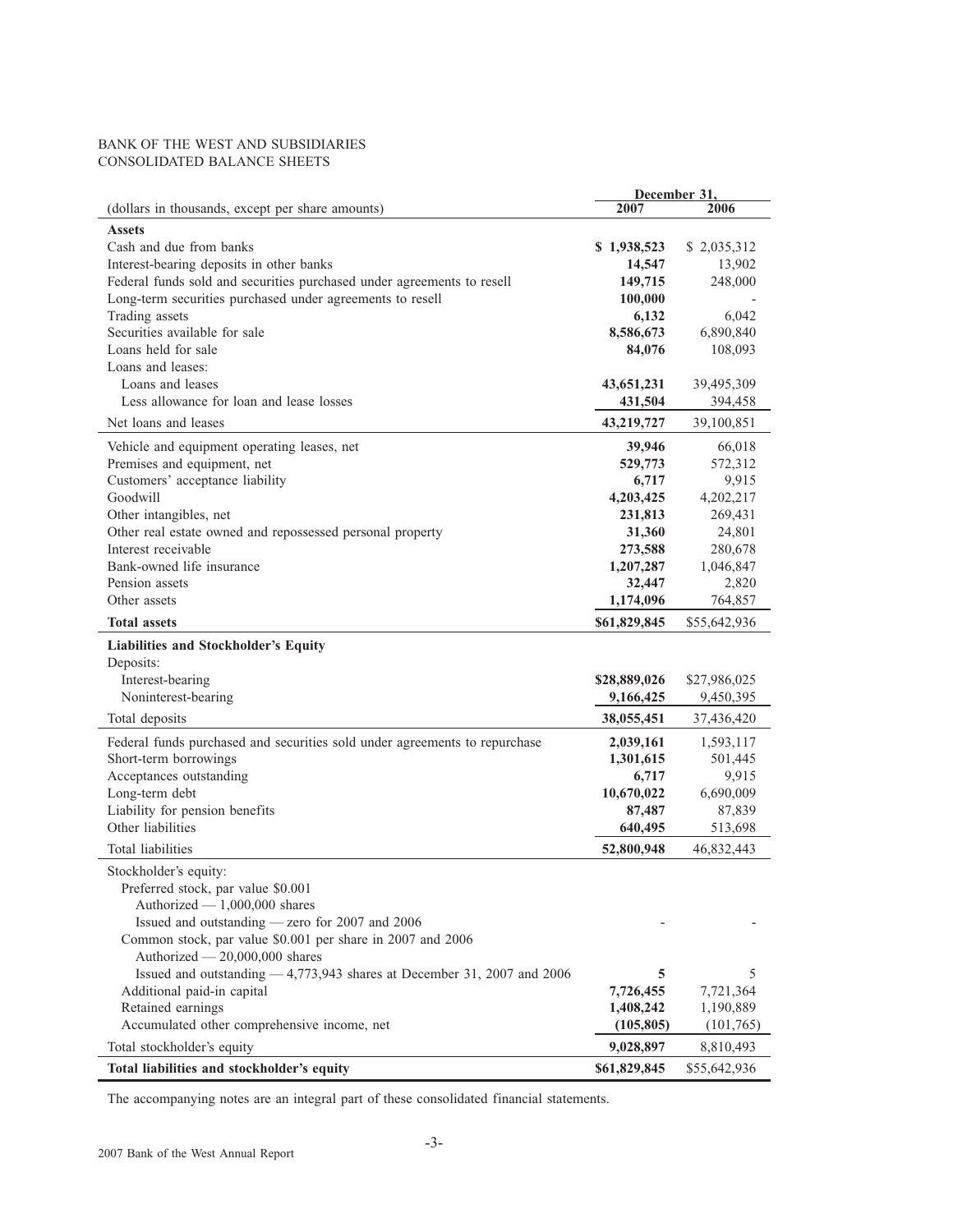BANK OF THE WEST AND SUBSIDIARIES
CONSOLIDATED BALANCE SHEETS

| (dollars in thousands, except per share amounts) | December 31, 2007 | 2006 |
|---|---|---|
| **Assets** | | |
| Cash and due from banks | **$ 1,938,523** | $ 2,035,312 |
| Interest-bearing deposits in other banks | **14,547** | 13,902 |
| Federal funds sold and securities purchased under agreements to resell | **149,715** | 248,000 |
| Long-term securities purchased under agreements to resell | **100,000** | - |
| Trading assets | **6,132** | 6,042 |
| Securities available for sale | **8,586,673** | 6,890,840 |
| Loans held for sale | **84,076** | 108,093 |
| Loans and leases: | | |
| Loans and leases | **43,651,231** | 39,495,309 |
| Less allowance for loan and lease losses | **431,504** | 394,458 |
| Net loans and leases | **43,219,727** | 39,100,851 |
| Vehicle and equipment operating leases, net | **39,946** | 66,018 |
| Premises and equipment, net | **529,773** | 572,312 |
| Customers' acceptance liability | **6,717** | 9,915 |
| Goodwill | **4,203,425** | 4,202,217 |
| Other intangibles, net | **231,813** | 269,431 |
| Other real estate owned and repossessed personal property | **31,360** | 24,801 |
| Interest receivable | **273,588** | 280,678 |
| Bank-owned life insurance | **1,207,287** | 1,046,847 |
| Pension assets | **32,447** | 2,820 |
| Other assets | **1,174,096** | 764,857 |
| **Total assets** | **$61,829,845** | $55,642,936 |
| **Liabilities and Stockholder's Equity** | | |
| Deposits: | | |
| Interest-bearing | **$28,889,026** | $27,986,025 |
| Noninterest-bearing | **9,166,425** | 9,450,395 |
| Total deposits | **38,055,451** | 37,436,420 |
| Federal funds purchased and securities sold under agreements to repurchase | **2,039,161** | 1,593,117 |
| Short-term borrowings | **1,301,615** | 501,445 |
| Acceptances outstanding | **6,717** | 9,915 |
| Long-term debt | **10,670,022** | 6,690,009 |
| Liability for pension benefits | **87,487** | 87,839 |
| Other liabilities | **640,495** | 513,698 |
| Total liabilities | **52,800,948** | 46,832,443 |
| Stockholder's equity: | | |
| Preferred stock, par value $0.001 | | |
| Authorized — 1,000,000 shares | | |
| Issued and outstanding — zero for 2007 and 2006 | - | - |
| Common stock, par value $0.001 per share in 2007 and 2006 | | |
| Authorized — 20,000,000 shares | | |
| Issued and outstanding — 4,773,943 shares at December 31, 2007 and 2006 | **5** | 5 |
| Additional paid-in capital | **7,726,455** | 7,721,364 |
| Retained earnings | **1,408,242** | 1,190,889 |
| Accumulated other comprehensive income, net | **(105,805)** | (101,765) |
| Total stockholder's equity | **9,028,897** | 8,810,493 |
| **Total liabilities and stockholder's equity** | **$61,829,845** | $55,642,936 |

The accompanying notes are an integral part of these consolidated financial statements.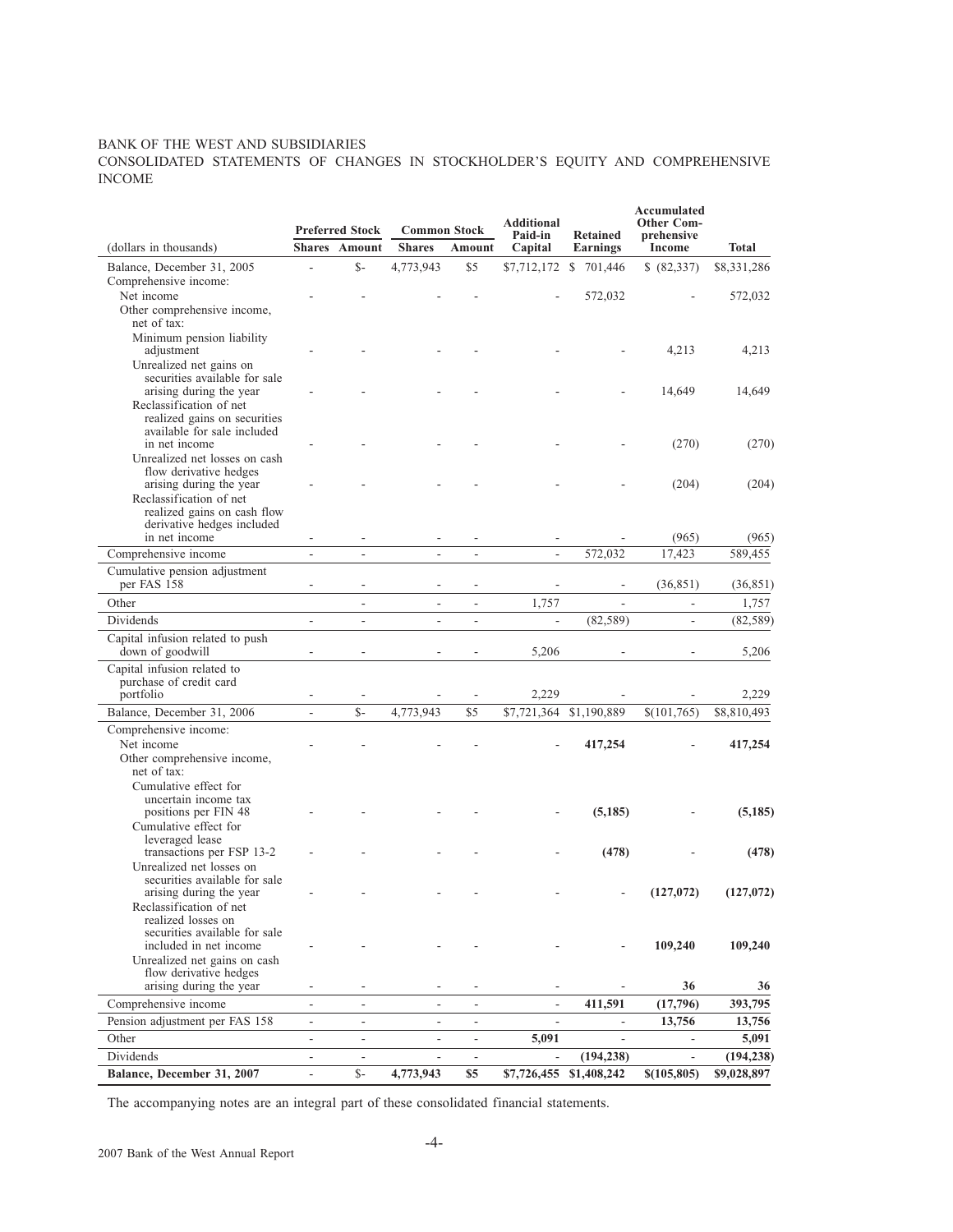BANK OF THE WEST AND SUBSIDIARIES

CONSOLIDATED STATEMENTS OF CHANGES IN STOCKHOLDER'S EQUITY AND COMPREHENSIVE INCOME

| (dollars in thousands) | Preferred Stock Shares | Preferred Stock Amount | Common Stock Shares | Common Stock Amount | Additional Paid-in Capital | Retained Earnings | Accumulated Other Comprehensive Income | Total |
|---|---|---|---|---|---|---|---|---|
| Balance, December 31, 2005 | - | $- | 4,773,943 | $5 | $7,712,172 | $ 701,446 | $ (82,337) | $8,331,286 |
| Comprehensive income: | | | | | | | | |
| Net income | - | - | - | - | - | 572,032 | - | 572,032 |
| Other comprehensive income, net of tax: | | | | | | | | |
| Minimum pension liability adjustment | - | - | - | - | - | - | 4,213 | 4,213 |
| Unrealized net gains on securities available for sale arising during the year | - | - | - | - | - | - | 14,649 | 14,649 |
| Reclassification of net realized gains on securities available for sale included in net income | - | - | - | - | - | - | (270) | (270) |
| Unrealized net losses on cash flow derivative hedges arising during the year | - | - | - | - | - | - | (204) | (204) |
| Reclassification of net realized gains on cash flow derivative hedges included in net income | - | - | - | - | - | - | (965) | (965) |
| Comprehensive income | - | - | - | - | - | 572,032 | 17,423 | 589,455 |
| Cumulative pension adjustment per FAS 158 | - | - | - | - | - | - | (36,851) | (36,851) |
| Other | | - | - | - | 1,757 | - | - | 1,757 |
| Dividends | - | - | - | - | - | (82,589) | - | (82,589) |
| Capital infusion related to push down of goodwill | - | - | - | - | 5,206 | - | - | 5,206 |
| Capital infusion related to purchase of credit card portfolio | - | - | - | - | 2,229 | - | - | 2,229 |
| Balance, December 31, 2006 | - | $- | 4,773,943 | $5 | $7,721,364 | $1,190,889 | $(101,765) | $8,810,493 |
| Comprehensive income: | | | | | | | | |
| Net income | - | - | - | - | - | **417,254** | - | **417,254** |
| Other comprehensive income, net of tax: | | | | | | | | |
| Cumulative effect for uncertain income tax positions per FIN 48 | - | - | - | - | - | **(5,185)** | - | **(5,185)** |
| Cumulative effect for leveraged lease transactions per FSP 13-2 | - | - | - | - | - | **(478)** | - | **(478)** |
| Unrealized net losses on securities available for sale arising during the year | - | - | - | - | - | - | **(127,072)** | **(127,072)** |
| Reclassification of net realized losses on securities available for sale included in net income | - | - | - | - | - | - | **109,240** | **109,240** |
| Unrealized net gains on cash flow derivative hedges arising during the year | - | - | - | - | - | - | **36** | **36** |
| Comprehensive income | - | - | - | - | - | **411,591** | **(17,796)** | **393,795** |
| Pension adjustment per FAS 158 | - | - | - | - | - | - | **13,756** | **13,756** |
| Other | - | - | - | - | **5,091** | - | - | **5,091** |
| Dividends | - | - | - | - | - | **(194,238)** | - | **(194,238)** |
| **Balance, December 31, 2007** | - | $- | **4,773,943** | **$5** | **$7,726,455** | **$1,408,242** | **$(105,805)** | **$9,028,897** |

The accompanying notes are an integral part of these consolidated financial statements.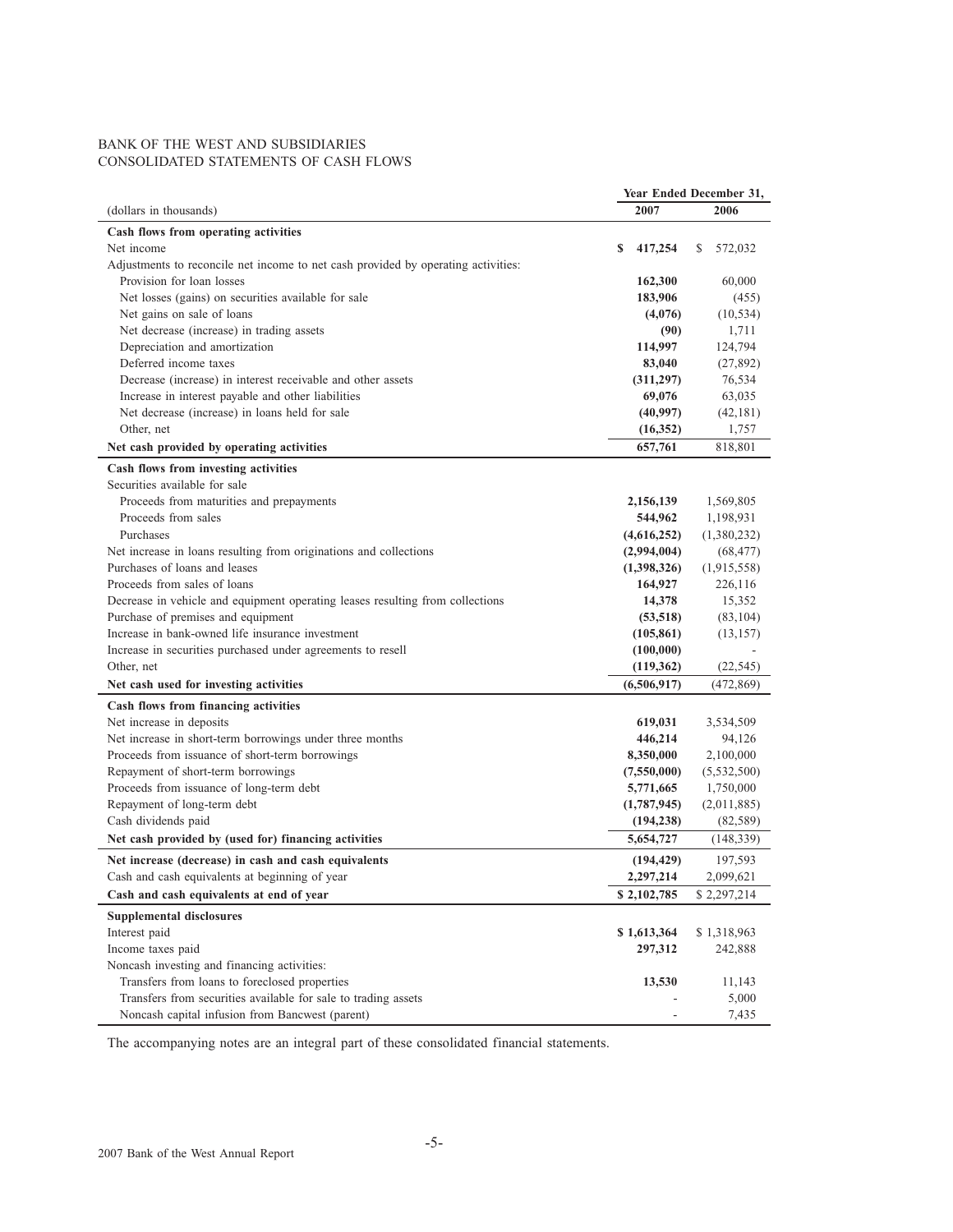BANK OF THE WEST AND SUBSIDIARIES
CONSOLIDATED STATEMENTS OF CASH FLOWS

| (dollars in thousands) | Year Ended December 31, 2007 | 2006 |
|---|---|---|
| **Cash flows from operating activities** | | |
| Net income | **$ 417,254** | $ 572,032 |
| Adjustments to reconcile net income to net cash provided by operating activities: | | |
| Provision for loan losses | **162,300** | 60,000 |
| Net losses (gains) on securities available for sale | **183,906** | (455) |
| Net gains on sale of loans | **(4,076)** | (10,534) |
| Net decrease (increase) in trading assets | **(90)** | 1,711 |
| Depreciation and amortization | **114,997** | 124,794 |
| Deferred income taxes | **83,040** | (27,892) |
| Decrease (increase) in interest receivable and other assets | **(311,297)** | 76,534 |
| Increase in interest payable and other liabilities | **69,076** | 63,035 |
| Net decrease (increase) in loans held for sale | **(40,997)** | (42,181) |
| Other, net | **(16,352)** | 1,757 |
| **Net cash provided by operating activities** | **657,761** | 818,801 |
| **Cash flows from investing activities** | | |
| Securities available for sale | | |
| Proceeds from maturities and prepayments | **2,156,139** | 1,569,805 |
| Proceeds from sales | **544,962** | 1,198,931 |
| Purchases | **(4,616,252)** | (1,380,232) |
| Net increase in loans resulting from originations and collections | **(2,994,004)** | (68,477) |
| Purchases of loans and leases | **(1,398,326)** | (1,915,558) |
| Proceeds from sales of loans | **164,927** | 226,116 |
| Decrease in vehicle and equipment operating leases resulting from collections | **14,378** | 15,352 |
| Purchase of premises and equipment | **(53,518)** | (83,104) |
| Increase in bank-owned life insurance investment | **(105,861)** | (13,157) |
| Increase in securities purchased under agreements to resell | **(100,000)** | - |
| Other, net | **(119,362)** | (22,545) |
| **Net cash used for investing activities** | **(6,506,917)** | (472,869) |
| **Cash flows from financing activities** | | |
| Net increase in deposits | **619,031** | 3,534,509 |
| Net increase in short-term borrowings under three months | **446,214** | 94,126 |
| Proceeds from issuance of short-term borrowings | **8,350,000** | 2,100,000 |
| Repayment of short-term borrowings | **(7,550,000)** | (5,532,500) |
| Proceeds from issuance of long-term debt | **5,771,665** | 1,750,000 |
| Repayment of long-term debt | **(1,787,945)** | (2,011,885) |
| Cash dividends paid | **(194,238)** | (82,589) |
| **Net cash provided by (used for) financing activities** | **5,654,727** | (148,339) |
| **Net increase (decrease) in cash and cash equivalents** | **(194,429)** | 197,593 |
| Cash and cash equivalents at beginning of year | **2,297,214** | 2,099,621 |
| **Cash and cash equivalents at end of year** | **$ 2,102,785** | $ 2,297,214 |
| **Supplemental disclosures** | | |
| Interest paid | **$ 1,613,364** | $ 1,318,963 |
| Income taxes paid | **297,312** | 242,888 |
| Noncash investing and financing activities: | | |
| Transfers from loans to foreclosed properties | **13,530** | 11,143 |
| Transfers from securities available for sale to trading assets | - | 5,000 |
| Noncash capital infusion from Bancwest (parent) | - | 7,435 |

The accompanying notes are an integral part of these consolidated financial statements.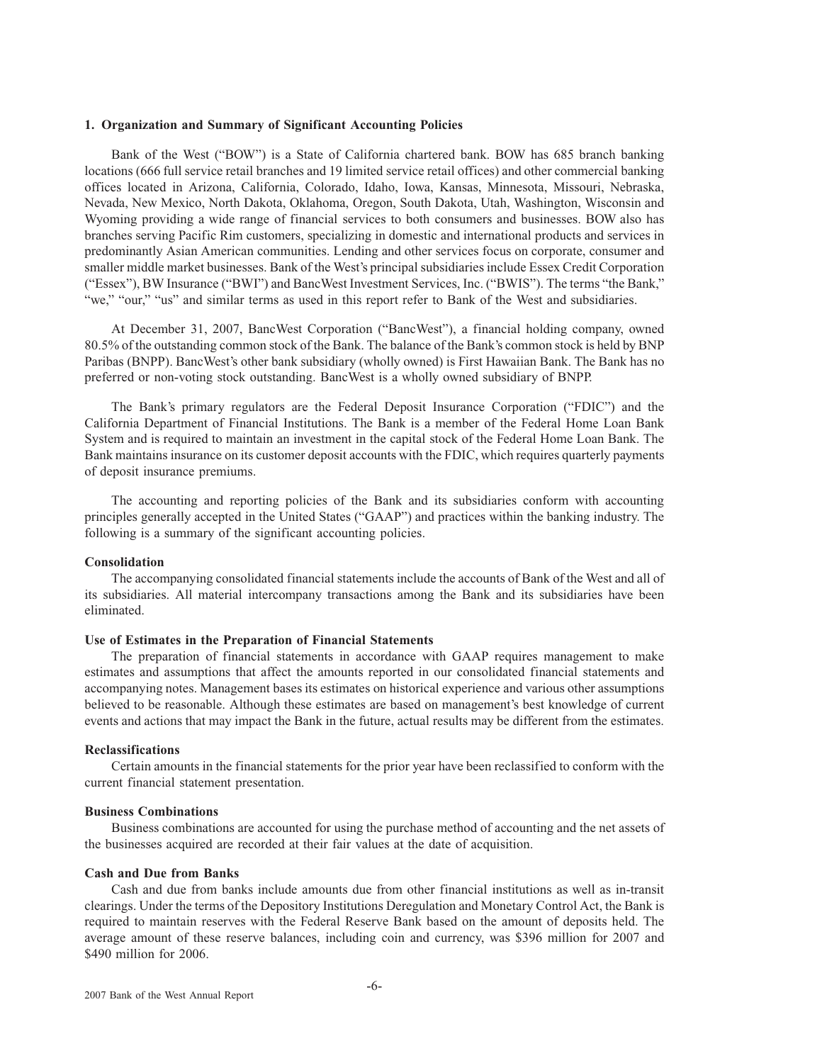## 1. Organization and Summary of Significant Accounting Policies

Bank of the West ("BOW") is a State of California chartered bank. BOW has 685 branch banking locations (666 full service retail branches and 19 limited service retail offices) and other commercial banking offices located in Arizona, California, Colorado, Idaho, Iowa, Kansas, Minnesota, Missouri, Nebraska, Nevada, New Mexico, North Dakota, Oklahoma, Oregon, South Dakota, Utah, Washington, Wisconsin and Wyoming providing a wide range of financial services to both consumers and businesses. BOW also has branches serving Pacific Rim customers, specializing in domestic and international products and services in predominantly Asian American communities. Lending and other services focus on corporate, consumer and smaller middle market businesses. Bank of the West's principal subsidiaries include Essex Credit Corporation ("Essex"), BW Insurance ("BWI") and BancWest Investment Services, Inc. ("BWIS"). The terms "the Bank," "we," "our," "us" and similar terms as used in this report refer to Bank of the West and subsidiaries.

At December 31, 2007, BancWest Corporation ("BancWest"), a financial holding company, owned 80.5% of the outstanding common stock of the Bank. The balance of the Bank's common stock is held by BNP Paribas (BNPP). BancWest's other bank subsidiary (wholly owned) is First Hawaiian Bank. The Bank has no preferred or non-voting stock outstanding. BancWest is a wholly owned subsidiary of BNPP.

The Bank's primary regulators are the Federal Deposit Insurance Corporation ("FDIC") and the California Department of Financial Institutions. The Bank is a member of the Federal Home Loan Bank System and is required to maintain an investment in the capital stock of the Federal Home Loan Bank. The Bank maintains insurance on its customer deposit accounts with the FDIC, which requires quarterly payments of deposit insurance premiums.

The accounting and reporting policies of the Bank and its subsidiaries conform with accounting principles generally accepted in the United States ("GAAP") and practices within the banking industry. The following is a summary of the significant accounting policies.

### Consolidation

The accompanying consolidated financial statements include the accounts of Bank of the West and all of its subsidiaries. All material intercompany transactions among the Bank and its subsidiaries have been eliminated.

### Use of Estimates in the Preparation of Financial Statements

The preparation of financial statements in accordance with GAAP requires management to make estimates and assumptions that affect the amounts reported in our consolidated financial statements and accompanying notes. Management bases its estimates on historical experience and various other assumptions believed to be reasonable. Although these estimates are based on management's best knowledge of current events and actions that may impact the Bank in the future, actual results may be different from the estimates.

### Reclassifications

Certain amounts in the financial statements for the prior year have been reclassified to conform with the current financial statement presentation.

### Business Combinations

Business combinations are accounted for using the purchase method of accounting and the net assets of the businesses acquired are recorded at their fair values at the date of acquisition.

### Cash and Due from Banks

Cash and due from banks include amounts due from other financial institutions as well as in-transit clearings. Under the terms of the Depository Institutions Deregulation and Monetary Control Act, the Bank is required to maintain reserves with the Federal Reserve Bank based on the amount of deposits held. The average amount of these reserve balances, including coin and currency, was $396 million for 2007 and $490 million for 2006.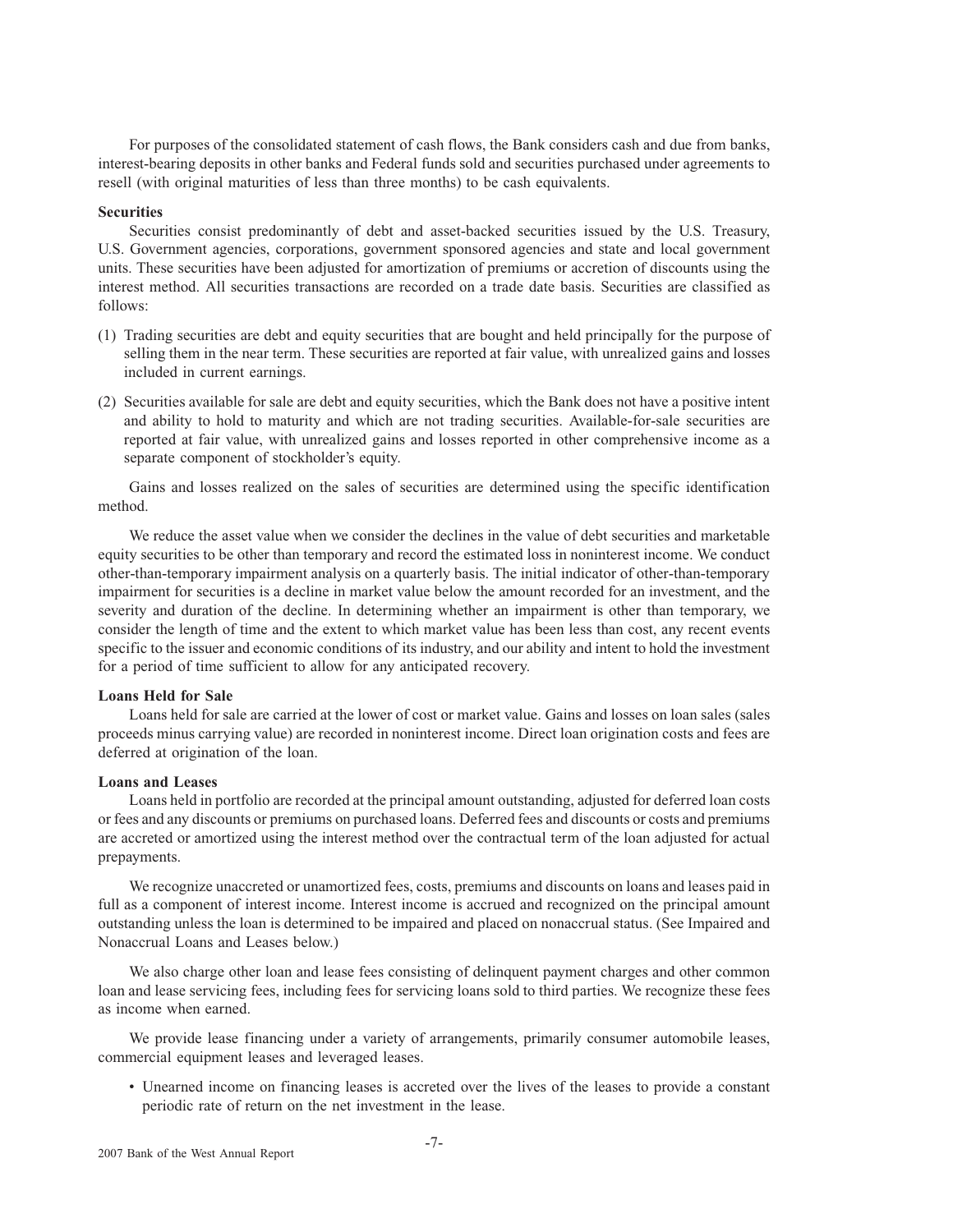For purposes of the consolidated statement of cash flows, the Bank considers cash and due from banks, interest-bearing deposits in other banks and Federal funds sold and securities purchased under agreements to resell (with original maturities of less than three months) to be cash equivalents.

**Securities**

Securities consist predominantly of debt and asset-backed securities issued by the U.S. Treasury, U.S. Government agencies, corporations, government sponsored agencies and state and local government units. These securities have been adjusted for amortization of premiums or accretion of discounts using the interest method. All securities transactions are recorded on a trade date basis. Securities are classified as follows:

(1) Trading securities are debt and equity securities that are bought and held principally for the purpose of selling them in the near term. These securities are reported at fair value, with unrealized gains and losses included in current earnings.

(2) Securities available for sale are debt and equity securities, which the Bank does not have a positive intent and ability to hold to maturity and which are not trading securities. Available-for-sale securities are reported at fair value, with unrealized gains and losses reported in other comprehensive income as a separate component of stockholder's equity.

Gains and losses realized on the sales of securities are determined using the specific identification method.

We reduce the asset value when we consider the declines in the value of debt securities and marketable equity securities to be other than temporary and record the estimated loss in noninterest income. We conduct other-than-temporary impairment analysis on a quarterly basis. The initial indicator of other-than-temporary impairment for securities is a decline in market value below the amount recorded for an investment, and the severity and duration of the decline. In determining whether an impairment is other than temporary, we consider the length of time and the extent to which market value has been less than cost, any recent events specific to the issuer and economic conditions of its industry, and our ability and intent to hold the investment for a period of time sufficient to allow for any anticipated recovery.

**Loans Held for Sale**

Loans held for sale are carried at the lower of cost or market value. Gains and losses on loan sales (sales proceeds minus carrying value) are recorded in noninterest income. Direct loan origination costs and fees are deferred at origination of the loan.

**Loans and Leases**

Loans held in portfolio are recorded at the principal amount outstanding, adjusted for deferred loan costs or fees and any discounts or premiums on purchased loans. Deferred fees and discounts or costs and premiums are accreted or amortized using the interest method over the contractual term of the loan adjusted for actual prepayments.

We recognize unaccreted or unamortized fees, costs, premiums and discounts on loans and leases paid in full as a component of interest income. Interest income is accrued and recognized on the principal amount outstanding unless the loan is determined to be impaired and placed on nonaccrual status. (See Impaired and Nonaccrual Loans and Leases below.)

We also charge other loan and lease fees consisting of delinquent payment charges and other common loan and lease servicing fees, including fees for servicing loans sold to third parties. We recognize these fees as income when earned.

We provide lease financing under a variety of arrangements, primarily consumer automobile leases, commercial equipment leases and leveraged leases.

- Unearned income on financing leases is accreted over the lives of the leases to provide a constant periodic rate of return on the net investment in the lease.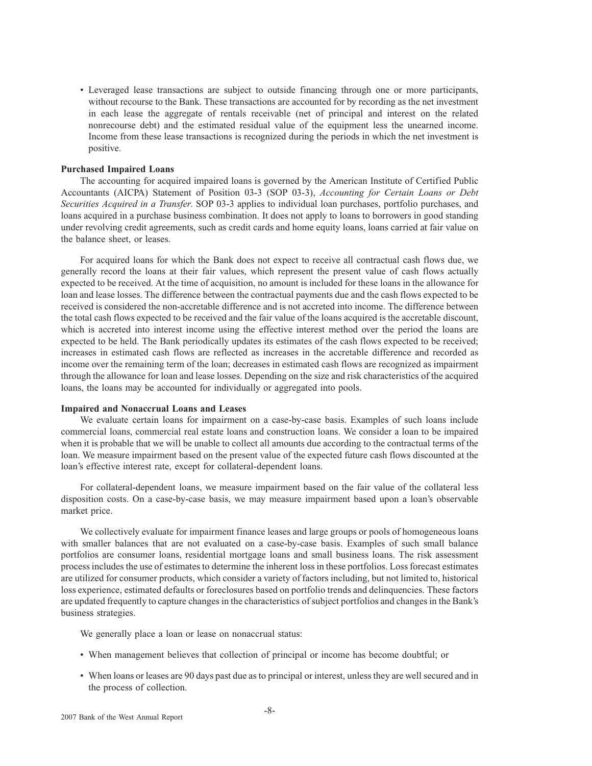- Leveraged lease transactions are subject to outside financing through one or more participants, without recourse to the Bank. These transactions are accounted for by recording as the net investment in each lease the aggregate of rentals receivable (net of principal and interest on the related nonrecourse debt) and the estimated residual value of the equipment less the unearned income. Income from these lease transactions is recognized during the periods in which the net investment is positive.

**Purchased Impaired Loans**

The accounting for acquired impaired loans is governed by the American Institute of Certified Public Accountants (AICPA) Statement of Position 03-3 (SOP 03-3), *Accounting for Certain Loans or Debt Securities Acquired in a Transfer*. SOP 03-3 applies to individual loan purchases, portfolio purchases, and loans acquired in a purchase business combination. It does not apply to loans to borrowers in good standing under revolving credit agreements, such as credit cards and home equity loans, loans carried at fair value on the balance sheet, or leases.

For acquired loans for which the Bank does not expect to receive all contractual cash flows due, we generally record the loans at their fair values, which represent the present value of cash flows actually expected to be received. At the time of acquisition, no amount is included for these loans in the allowance for loan and lease losses. The difference between the contractual payments due and the cash flows expected to be received is considered the non-accretable difference and is not accreted into income. The difference between the total cash flows expected to be received and the fair value of the loans acquired is the accretable discount, which is accreted into interest income using the effective interest method over the period the loans are expected to be held. The Bank periodically updates its estimates of the cash flows expected to be received; increases in estimated cash flows are reflected as increases in the accretable difference and recorded as income over the remaining term of the loan; decreases in estimated cash flows are recognized as impairment through the allowance for loan and lease losses. Depending on the size and risk characteristics of the acquired loans, the loans may be accounted for individually or aggregated into pools.

**Impaired and Nonaccrual Loans and Leases**

We evaluate certain loans for impairment on a case-by-case basis. Examples of such loans include commercial loans, commercial real estate loans and construction loans. We consider a loan to be impaired when it is probable that we will be unable to collect all amounts due according to the contractual terms of the loan. We measure impairment based on the present value of the expected future cash flows discounted at the loan's effective interest rate, except for collateral-dependent loans.

For collateral-dependent loans, we measure impairment based on the fair value of the collateral less disposition costs. On a case-by-case basis, we may measure impairment based upon a loan's observable market price.

We collectively evaluate for impairment finance leases and large groups or pools of homogeneous loans with smaller balances that are not evaluated on a case-by-case basis. Examples of such small balance portfolios are consumer loans, residential mortgage loans and small business loans. The risk assessment process includes the use of estimates to determine the inherent loss in these portfolios. Loss forecast estimates are utilized for consumer products, which consider a variety of factors including, but not limited to, historical loss experience, estimated defaults or foreclosures based on portfolio trends and delinquencies. These factors are updated frequently to capture changes in the characteristics of subject portfolios and changes in the Bank's business strategies.

We generally place a loan or lease on nonaccrual status:

- When management believes that collection of principal or income has become doubtful; or
- When loans or leases are 90 days past due as to principal or interest, unless they are well secured and in the process of collection.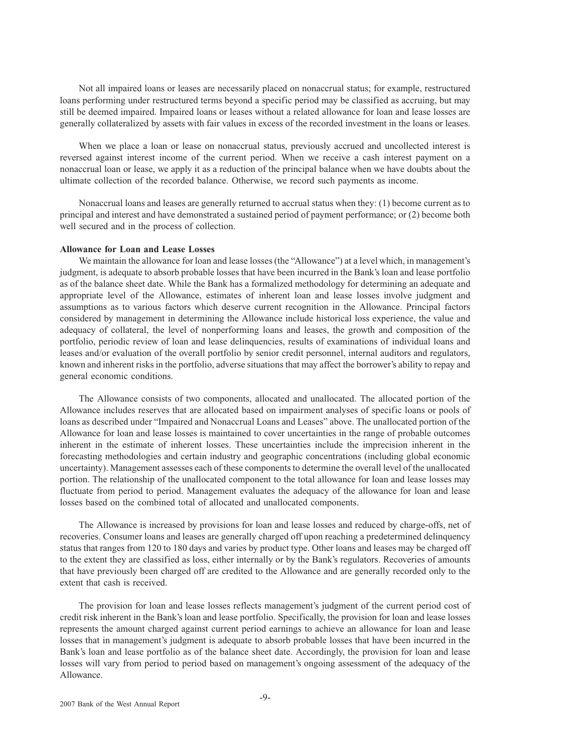Not all impaired loans or leases are necessarily placed on nonaccrual status; for example, restructured loans performing under restructured terms beyond a specific period may be classified as accruing, but may still be deemed impaired. Impaired loans or leases without a related allowance for loan and lease losses are generally collateralized by assets with fair values in excess of the recorded investment in the loans or leases.

When we place a loan or lease on nonaccrual status, previously accrued and uncollected interest is reversed against interest income of the current period. When we receive a cash interest payment on a nonaccrual loan or lease, we apply it as a reduction of the principal balance when we have doubts about the ultimate collection of the recorded balance. Otherwise, we record such payments as income.

Nonaccrual loans and leases are generally returned to accrual status when they: (1) become current as to principal and interest and have demonstrated a sustained period of payment performance; or (2) become both well secured and in the process of collection.

**Allowance for Loan and Lease Losses**

We maintain the allowance for loan and lease losses (the "Allowance") at a level which, in management's judgment, is adequate to absorb probable losses that have been incurred in the Bank's loan and lease portfolio as of the balance sheet date. While the Bank has a formalized methodology for determining an adequate and appropriate level of the Allowance, estimates of inherent loan and lease losses involve judgment and assumptions as to various factors which deserve current recognition in the Allowance. Principal factors considered by management in determining the Allowance include historical loss experience, the value and adequacy of collateral, the level of nonperforming loans and leases, the growth and composition of the portfolio, periodic review of loan and lease delinquencies, results of examinations of individual loans and leases and/or evaluation of the overall portfolio by senior credit personnel, internal auditors and regulators, known and inherent risks in the portfolio, adverse situations that may affect the borrower's ability to repay and general economic conditions.

The Allowance consists of two components, allocated and unallocated. The allocated portion of the Allowance includes reserves that are allocated based on impairment analyses of specific loans or pools of loans as described under "Impaired and Nonaccrual Loans and Leases" above. The unallocated portion of the Allowance for loan and lease losses is maintained to cover uncertainties in the range of probable outcomes inherent in the estimate of inherent losses. These uncertainties include the imprecision inherent in the forecasting methodologies and certain industry and geographic concentrations (including global economic uncertainty). Management assesses each of these components to determine the overall level of the unallocated portion. The relationship of the unallocated component to the total allowance for loan and lease losses may fluctuate from period to period. Management evaluates the adequacy of the allowance for loan and lease losses based on the combined total of allocated and unallocated components.

The Allowance is increased by provisions for loan and lease losses and reduced by charge-offs, net of recoveries. Consumer loans and leases are generally charged off upon reaching a predetermined delinquency status that ranges from 120 to 180 days and varies by product type. Other loans and leases may be charged off to the extent they are classified as loss, either internally or by the Bank's regulators. Recoveries of amounts that have previously been charged off are credited to the Allowance and are generally recorded only to the extent that cash is received.

The provision for loan and lease losses reflects management's judgment of the current period cost of credit risk inherent in the Bank's loan and lease portfolio. Specifically, the provision for loan and lease losses represents the amount charged against current period earnings to achieve an allowance for loan and lease losses that in management's judgment is adequate to absorb probable losses that have been incurred in the Bank's loan and lease portfolio as of the balance sheet date. Accordingly, the provision for loan and lease losses will vary from period to period based on management's ongoing assessment of the adequacy of the Allowance.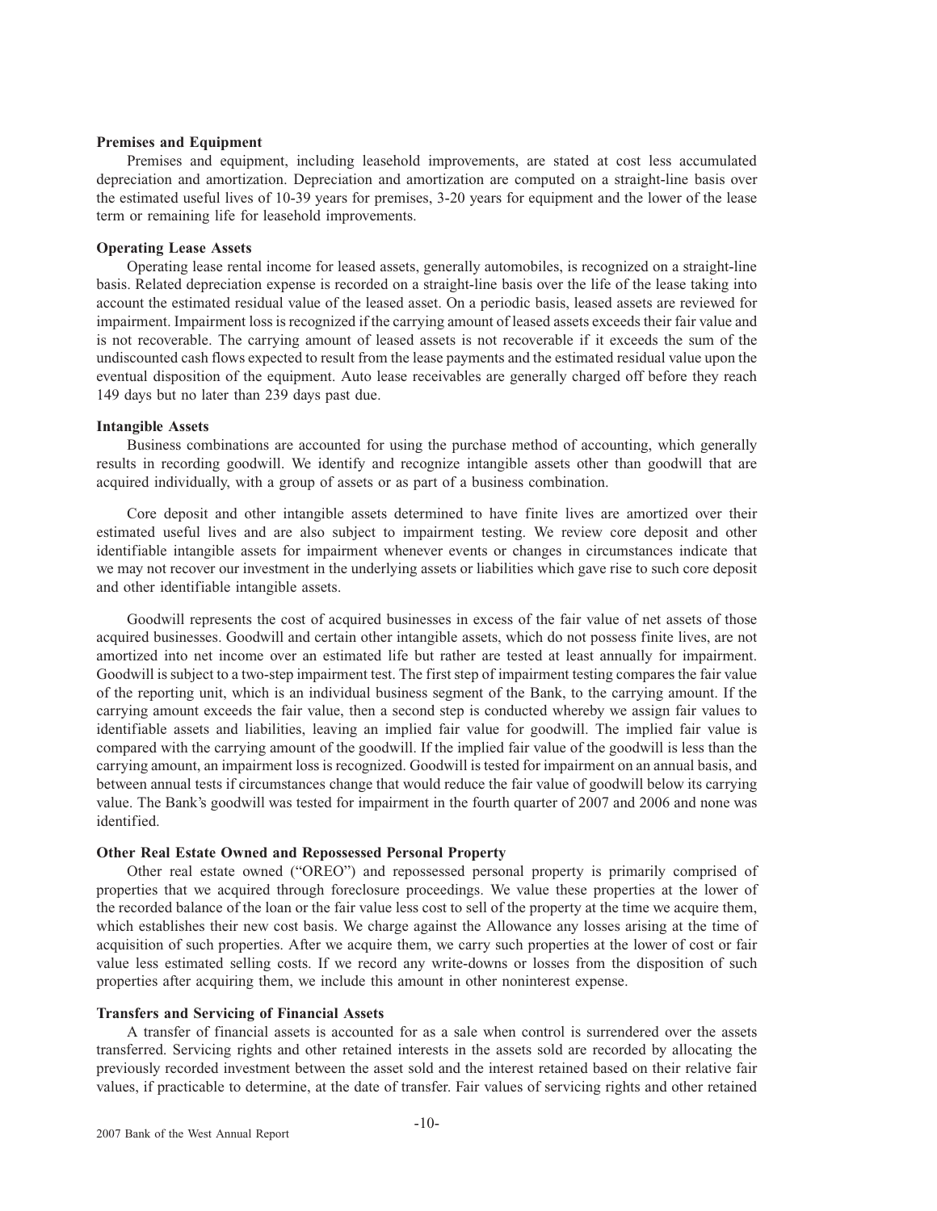### Premises and Equipment

Premises and equipment, including leasehold improvements, are stated at cost less accumulated depreciation and amortization. Depreciation and amortization are computed on a straight-line basis over the estimated useful lives of 10-39 years for premises, 3-20 years for equipment and the lower of the lease term or remaining life for leasehold improvements.

### Operating Lease Assets

Operating lease rental income for leased assets, generally automobiles, is recognized on a straight-line basis. Related depreciation expense is recorded on a straight-line basis over the life of the lease taking into account the estimated residual value of the leased asset. On a periodic basis, leased assets are reviewed for impairment. Impairment loss is recognized if the carrying amount of leased assets exceeds their fair value and is not recoverable. The carrying amount of leased assets is not recoverable if it exceeds the sum of the undiscounted cash flows expected to result from the lease payments and the estimated residual value upon the eventual disposition of the equipment. Auto lease receivables are generally charged off before they reach 149 days but no later than 239 days past due.

### Intangible Assets

Business combinations are accounted for using the purchase method of accounting, which generally results in recording goodwill. We identify and recognize intangible assets other than goodwill that are acquired individually, with a group of assets or as part of a business combination.

Core deposit and other intangible assets determined to have finite lives are amortized over their estimated useful lives and are also subject to impairment testing. We review core deposit and other identifiable intangible assets for impairment whenever events or changes in circumstances indicate that we may not recover our investment in the underlying assets or liabilities which gave rise to such core deposit and other identifiable intangible assets.

Goodwill represents the cost of acquired businesses in excess of the fair value of net assets of those acquired businesses. Goodwill and certain other intangible assets, which do not possess finite lives, are not amortized into net income over an estimated life but rather are tested at least annually for impairment. Goodwill is subject to a two-step impairment test. The first step of impairment testing compares the fair value of the reporting unit, which is an individual business segment of the Bank, to the carrying amount. If the carrying amount exceeds the fair value, then a second step is conducted whereby we assign fair values to identifiable assets and liabilities, leaving an implied fair value for goodwill. The implied fair value is compared with the carrying amount of the goodwill. If the implied fair value of the goodwill is less than the carrying amount, an impairment loss is recognized. Goodwill is tested for impairment on an annual basis, and between annual tests if circumstances change that would reduce the fair value of goodwill below its carrying value. The Bank's goodwill was tested for impairment in the fourth quarter of 2007 and 2006 and none was identified.

### Other Real Estate Owned and Repossessed Personal Property

Other real estate owned ("OREO") and repossessed personal property is primarily comprised of properties that we acquired through foreclosure proceedings. We value these properties at the lower of the recorded balance of the loan or the fair value less cost to sell of the property at the time we acquire them, which establishes their new cost basis. We charge against the Allowance any losses arising at the time of acquisition of such properties. After we acquire them, we carry such properties at the lower of cost or fair value less estimated selling costs. If we record any write-downs or losses from the disposition of such properties after acquiring them, we include this amount in other noninterest expense.

### Transfers and Servicing of Financial Assets

A transfer of financial assets is accounted for as a sale when control is surrendered over the assets transferred. Servicing rights and other retained interests in the assets sold are recorded by allocating the previously recorded investment between the asset sold and the interest retained based on their relative fair values, if practicable to determine, at the date of transfer. Fair values of servicing rights and other retained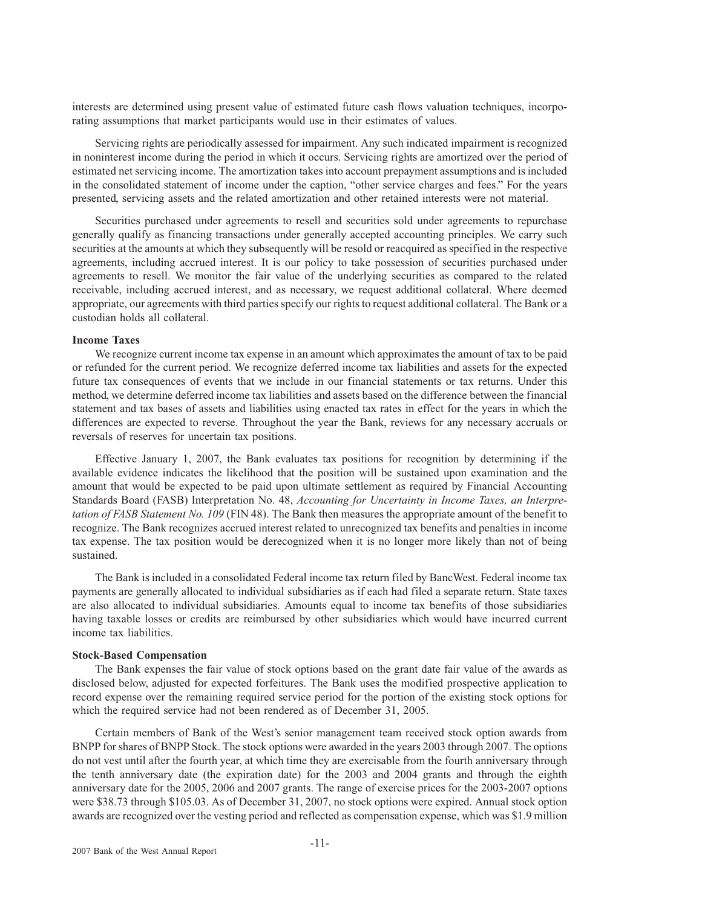interests are determined using present value of estimated future cash flows valuation techniques, incorporating assumptions that market participants would use in their estimates of values.

Servicing rights are periodically assessed for impairment. Any such indicated impairment is recognized in noninterest income during the period in which it occurs. Servicing rights are amortized over the period of estimated net servicing income. The amortization takes into account prepayment assumptions and is included in the consolidated statement of income under the caption, "other service charges and fees." For the years presented, servicing assets and the related amortization and other retained interests were not material.

Securities purchased under agreements to resell and securities sold under agreements to repurchase generally qualify as financing transactions under generally accepted accounting principles. We carry such securities at the amounts at which they subsequently will be resold or reacquired as specified in the respective agreements, including accrued interest. It is our policy to take possession of securities purchased under agreements to resell. We monitor the fair value of the underlying securities as compared to the related receivable, including accrued interest, and as necessary, we request additional collateral. Where deemed appropriate, our agreements with third parties specify our rights to request additional collateral. The Bank or a custodian holds all collateral.

**Income Taxes**

We recognize current income tax expense in an amount which approximates the amount of tax to be paid or refunded for the current period. We recognize deferred income tax liabilities and assets for the expected future tax consequences of events that we include in our financial statements or tax returns. Under this method, we determine deferred income tax liabilities and assets based on the difference between the financial statement and tax bases of assets and liabilities using enacted tax rates in effect for the years in which the differences are expected to reverse. Throughout the year the Bank, reviews for any necessary accruals or reversals of reserves for uncertain tax positions.

Effective January 1, 2007, the Bank evaluates tax positions for recognition by determining if the available evidence indicates the likelihood that the position will be sustained upon examination and the amount that would be expected to be paid upon ultimate settlement as required by Financial Accounting Standards Board (FASB) Interpretation No. 48, *Accounting for Uncertainty in Income Taxes, an Interpretation of FASB Statement No. 109* (FIN 48). The Bank then measures the appropriate amount of the benefit to recognize. The Bank recognizes accrued interest related to unrecognized tax benefits and penalties in income tax expense. The tax position would be derecognized when it is no longer more likely than not of being sustained.

The Bank is included in a consolidated Federal income tax return filed by BancWest. Federal income tax payments are generally allocated to individual subsidiaries as if each had filed a separate return. State taxes are also allocated to individual subsidiaries. Amounts equal to income tax benefits of those subsidiaries having taxable losses or credits are reimbursed by other subsidiaries which would have incurred current income tax liabilities.

**Stock-Based Compensation**

The Bank expenses the fair value of stock options based on the grant date fair value of the awards as disclosed below, adjusted for expected forfeitures. The Bank uses the modified prospective application to record expense over the remaining required service period for the portion of the existing stock options for which the required service had not been rendered as of December 31, 2005.

Certain members of Bank of the West's senior management team received stock option awards from BNPP for shares of BNPP Stock. The stock options were awarded in the years 2003 through 2007. The options do not vest until after the fourth year, at which time they are exercisable from the fourth anniversary through the tenth anniversary date (the expiration date) for the 2003 and 2004 grants and through the eighth anniversary date for the 2005, 2006 and 2007 grants. The range of exercise prices for the 2003-2007 options were $38.73 through $105.03. As of December 31, 2007, no stock options were expired. Annual stock option awards are recognized over the vesting period and reflected as compensation expense, which was $1.9 million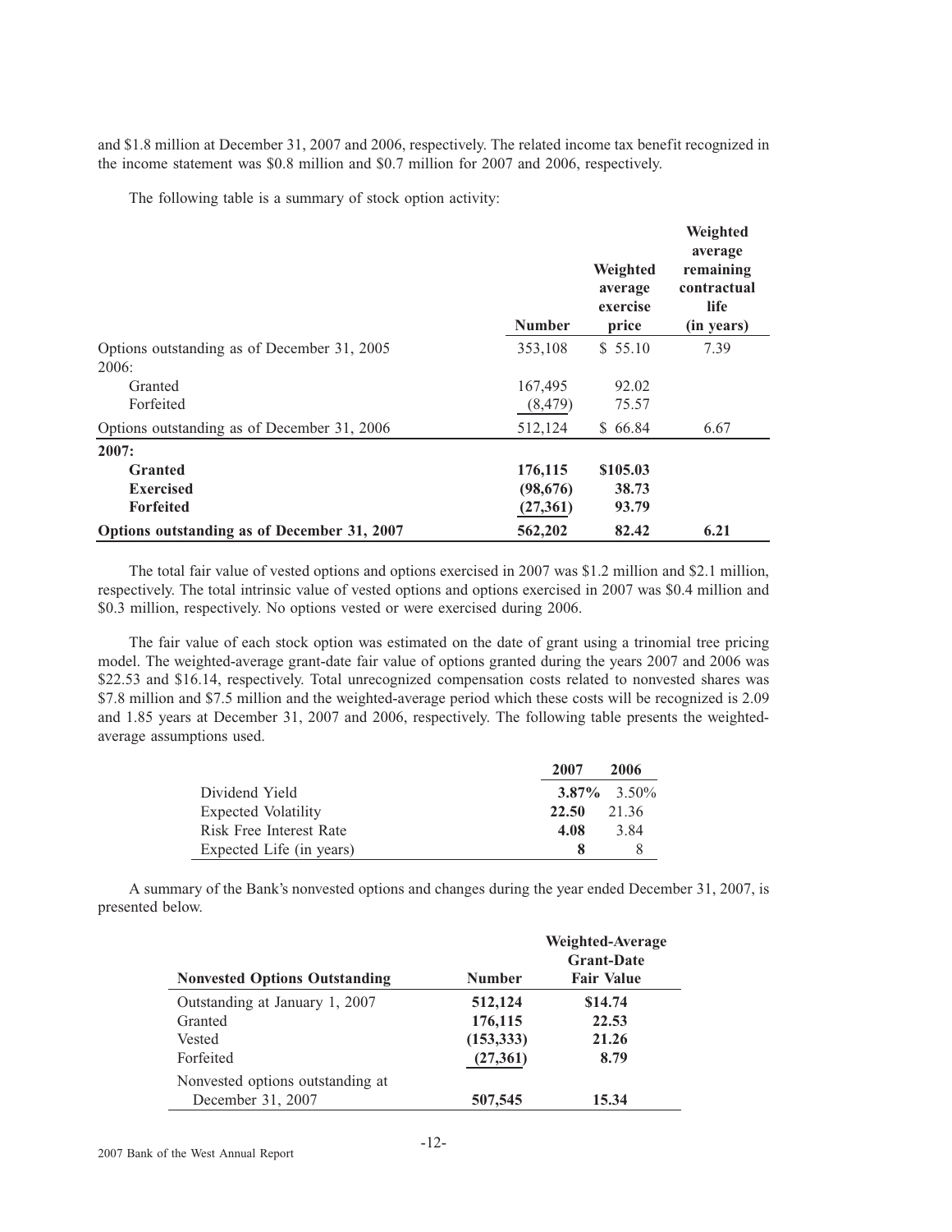and $1.8 million at December 31, 2007 and 2006, respectively. The related income tax benefit recognized in the income statement was $0.8 million and $0.7 million for 2007 and 2006, respectively.

The following table is a summary of stock option activity:

| | Number | Weighted average exercise price | Weighted average remaining contractual life (in years) |
|---|---|---|---|
| Options outstanding as of December 31, 2005 | 353,108 | $ 55.10 | 7.39 |
| 2006: | | | |
| Granted | 167,495 | 92.02 | |
| Forfeited | (8,479) | 75.57 | |
| Options outstanding as of December 31, 2006 | 512,124 | $ 66.84 | 6.67 |
| **2007:** | | | |
| **Granted** | **176,115** | **$105.03** | |
| **Exercised** | **(98,676)** | **38.73** | |
| **Forfeited** | **(27,361)** | **93.79** | |
| **Options outstanding as of December 31, 2007** | **562,202** | **82.42** | **6.21** |

The total fair value of vested options and options exercised in 2007 was $1.2 million and $2.1 million, respectively. The total intrinsic value of vested options and options exercised in 2007 was $0.4 million and $0.3 million, respectively. No options vested or were exercised during 2006.

The fair value of each stock option was estimated on the date of grant using a trinomial tree pricing model. The weighted-average grant-date fair value of options granted during the years 2007 and 2006 was $22.53 and $16.14, respectively. Total unrecognized compensation costs related to nonvested shares was $7.8 million and $7.5 million and the weighted-average period which these costs will be recognized is 2.09 and 1.85 years at December 31, 2007 and 2006, respectively. The following table presents the weighted-average assumptions used.

| | 2007 | 2006 |
|---|---|---|
| Dividend Yield | **3.87%** | 3.50% |
| Expected Volatility | **22.50** | 21.36 |
| Risk Free Interest Rate | **4.08** | 3.84 |
| Expected Life (in years) | **8** | 8 |

A summary of the Bank's nonvested options and changes during the year ended December 31, 2007, is presented below.

| Nonvested Options Outstanding | Number | Weighted-Average Grant-Date Fair Value |
|---|---|---|
| Outstanding at January 1, 2007 | **512,124** | **$14.74** |
| Granted | **176,115** | **22.53** |
| Vested | **(153,333)** | **21.26** |
| Forfeited | **(27,361)** | **8.79** |
| Nonvested options outstanding at December 31, 2007 | **507,545** | **15.34** |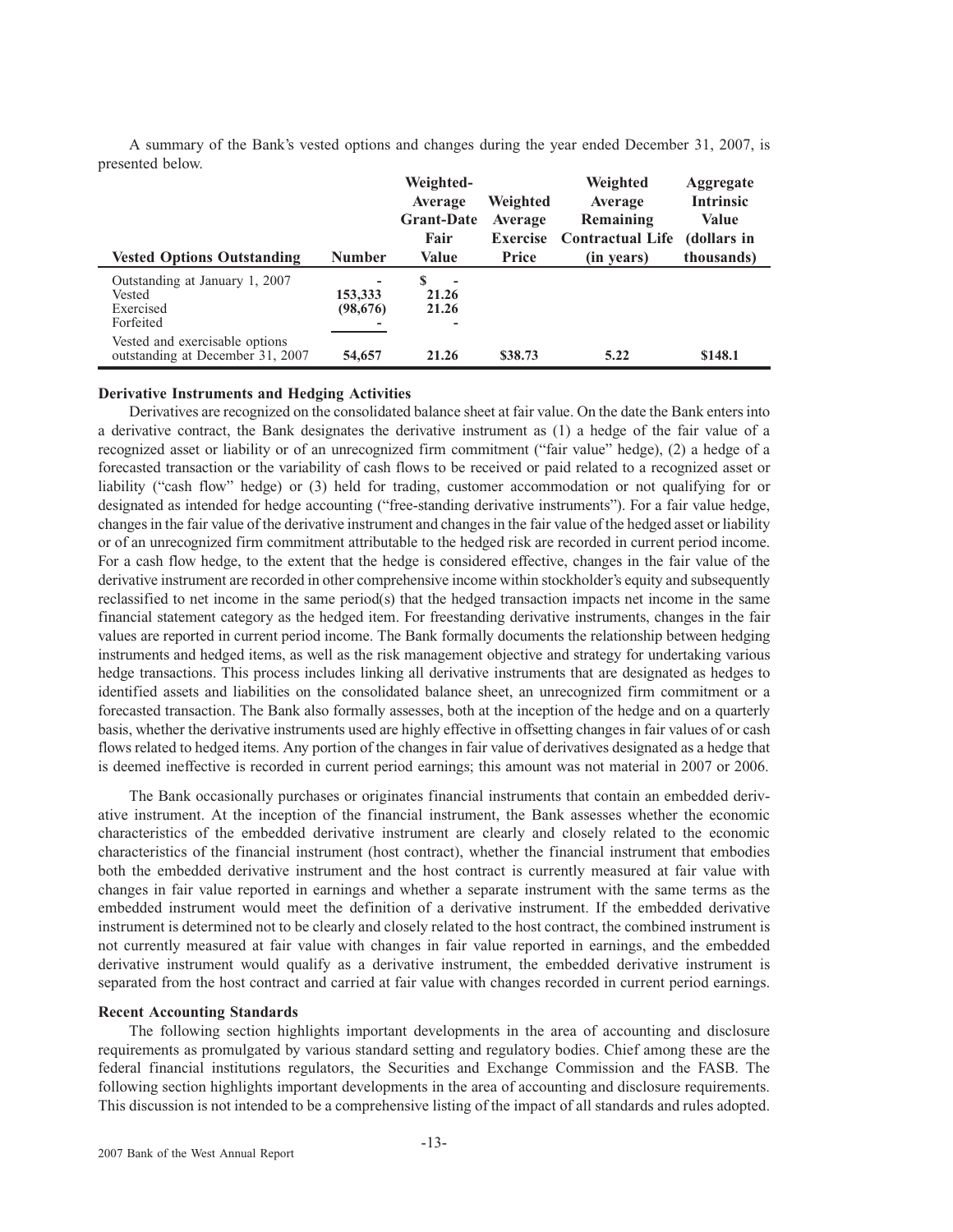A summary of the Bank's vested options and changes during the year ended December 31, 2007, is presented below.

| Vested Options Outstanding | Number | Weighted-Average Grant-Date Fair Value | Weighted Average Exercise Price | Weighted Average Remaining Contractual Life (in years) | Aggregate Intrinsic Value (dollars in thousands) |
|---|---|---|---|---|---|
| Outstanding at January 1, 2007 | - | $ - | | | |
| Vested | 153,333 | 21.26 | | | |
| Exercised | (98,676) | 21.26 | | | |
| Forfeited | - | - | | | |
| Vested and exercisable options outstanding at December 31, 2007 | 54,657 | 21.26 | $38.73 | 5.22 | $148.1 |

**Derivative Instruments and Hedging Activities**

Derivatives are recognized on the consolidated balance sheet at fair value. On the date the Bank enters into a derivative contract, the Bank designates the derivative instrument as (1) a hedge of the fair value of a recognized asset or liability or of an unrecognized firm commitment ("fair value" hedge), (2) a hedge of a forecasted transaction or the variability of cash flows to be received or paid related to a recognized asset or liability ("cash flow" hedge) or (3) held for trading, customer accommodation or not qualifying for or designated as intended for hedge accounting ("free-standing derivative instruments"). For a fair value hedge, changes in the fair value of the derivative instrument and changes in the fair value of the hedged asset or liability or of an unrecognized firm commitment attributable to the hedged risk are recorded in current period income. For a cash flow hedge, to the extent that the hedge is considered effective, changes in the fair value of the derivative instrument are recorded in other comprehensive income within stockholder's equity and subsequently reclassified to net income in the same period(s) that the hedged transaction impacts net income in the same financial statement category as the hedged item. For freestanding derivative instruments, changes in the fair values are reported in current period income. The Bank formally documents the relationship between hedging instruments and hedged items, as well as the risk management objective and strategy for undertaking various hedge transactions. This process includes linking all derivative instruments that are designated as hedges to identified assets and liabilities on the consolidated balance sheet, an unrecognized firm commitment or a forecasted transaction. The Bank also formally assesses, both at the inception of the hedge and on a quarterly basis, whether the derivative instruments used are highly effective in offsetting changes in fair values of or cash flows related to hedged items. Any portion of the changes in fair value of derivatives designated as a hedge that is deemed ineffective is recorded in current period earnings; this amount was not material in 2007 or 2006.

The Bank occasionally purchases or originates financial instruments that contain an embedded derivative instrument. At the inception of the financial instrument, the Bank assesses whether the economic characteristics of the embedded derivative instrument are clearly and closely related to the economic characteristics of the financial instrument (host contract), whether the financial instrument that embodies both the embedded derivative instrument and the host contract is currently measured at fair value with changes in fair value reported in earnings and whether a separate instrument with the same terms as the embedded instrument would meet the definition of a derivative instrument. If the embedded derivative instrument is determined not to be clearly and closely related to the host contract, the combined instrument is not currently measured at fair value with changes in fair value reported in earnings, and the embedded derivative instrument would qualify as a derivative instrument, the embedded derivative instrument is separated from the host contract and carried at fair value with changes recorded in current period earnings.

**Recent Accounting Standards**

The following section highlights important developments in the area of accounting and disclosure requirements as promulgated by various standard setting and regulatory bodies. Chief among these are the federal financial institutions regulators, the Securities and Exchange Commission and the FASB. The following section highlights important developments in the area of accounting and disclosure requirements. This discussion is not intended to be a comprehensive listing of the impact of all standards and rules adopted.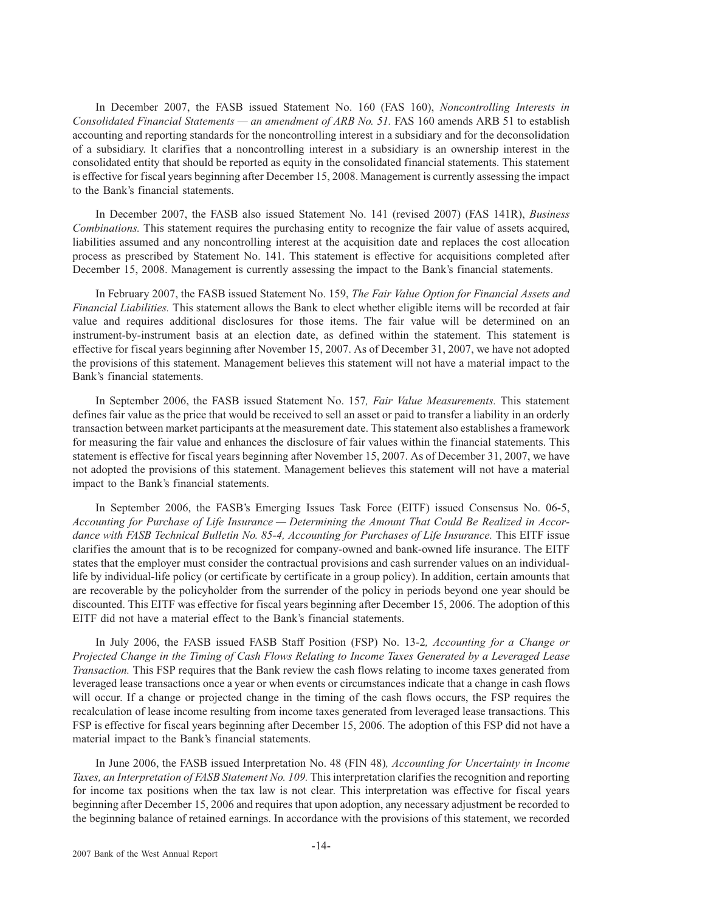In December 2007, the FASB issued Statement No. 160 (FAS 160), *Noncontrolling Interests in Consolidated Financial Statements — an amendment of ARB No. 51.* FAS 160 amends ARB 51 to establish accounting and reporting standards for the noncontrolling interest in a subsidiary and for the deconsolidation of a subsidiary. It clarifies that a noncontrolling interest in a subsidiary is an ownership interest in the consolidated entity that should be reported as equity in the consolidated financial statements. This statement is effective for fiscal years beginning after December 15, 2008. Management is currently assessing the impact to the Bank's financial statements.

In December 2007, the FASB also issued Statement No. 141 (revised 2007) (FAS 141R), *Business Combinations.* This statement requires the purchasing entity to recognize the fair value of assets acquired, liabilities assumed and any noncontrolling interest at the acquisition date and replaces the cost allocation process as prescribed by Statement No. 141. This statement is effective for acquisitions completed after December 15, 2008. Management is currently assessing the impact to the Bank's financial statements.

In February 2007, the FASB issued Statement No. 159, *The Fair Value Option for Financial Assets and Financial Liabilities.* This statement allows the Bank to elect whether eligible items will be recorded at fair value and requires additional disclosures for those items. The fair value will be determined on an instrument-by-instrument basis at an election date, as defined within the statement. This statement is effective for fiscal years beginning after November 15, 2007. As of December 31, 2007, we have not adopted the provisions of this statement. Management believes this statement will not have a material impact to the Bank's financial statements.

In September 2006, the FASB issued Statement No. 157*, Fair Value Measurements.* This statement defines fair value as the price that would be received to sell an asset or paid to transfer a liability in an orderly transaction between market participants at the measurement date. This statement also establishes a framework for measuring the fair value and enhances the disclosure of fair values within the financial statements. This statement is effective for fiscal years beginning after November 15, 2007. As of December 31, 2007, we have not adopted the provisions of this statement. Management believes this statement will not have a material impact to the Bank's financial statements.

In September 2006, the FASB's Emerging Issues Task Force (EITF) issued Consensus No. 06-5, *Accounting for Purchase of Life Insurance — Determining the Amount That Could Be Realized in Accordance with FASB Technical Bulletin No. 85-4, Accounting for Purchases of Life Insurance.* This EITF issue clarifies the amount that is to be recognized for company-owned and bank-owned life insurance. The EITF states that the employer must consider the contractual provisions and cash surrender values on an individual-life by individual-life policy (or certificate by certificate in a group policy). In addition, certain amounts that are recoverable by the policyholder from the surrender of the policy in periods beyond one year should be discounted. This EITF was effective for fiscal years beginning after December 15, 2006. The adoption of this EITF did not have a material effect to the Bank's financial statements.

In July 2006, the FASB issued FASB Staff Position (FSP) No. 13-2*, Accounting for a Change or Projected Change in the Timing of Cash Flows Relating to Income Taxes Generated by a Leveraged Lease Transaction.* This FSP requires that the Bank review the cash flows relating to income taxes generated from leveraged lease transactions once a year or when events or circumstances indicate that a change in cash flows will occur. If a change or projected change in the timing of the cash flows occurs, the FSP requires the recalculation of lease income resulting from income taxes generated from leveraged lease transactions. This FSP is effective for fiscal years beginning after December 15, 2006. The adoption of this FSP did not have a material impact to the Bank's financial statements.

In June 2006, the FASB issued Interpretation No. 48 (FIN 48)*, Accounting for Uncertainty in Income Taxes, an Interpretation of FASB Statement No. 109.* This interpretation clarifies the recognition and reporting for income tax positions when the tax law is not clear. This interpretation was effective for fiscal years beginning after December 15, 2006 and requires that upon adoption, any necessary adjustment be recorded to the beginning balance of retained earnings. In accordance with the provisions of this statement, we recorded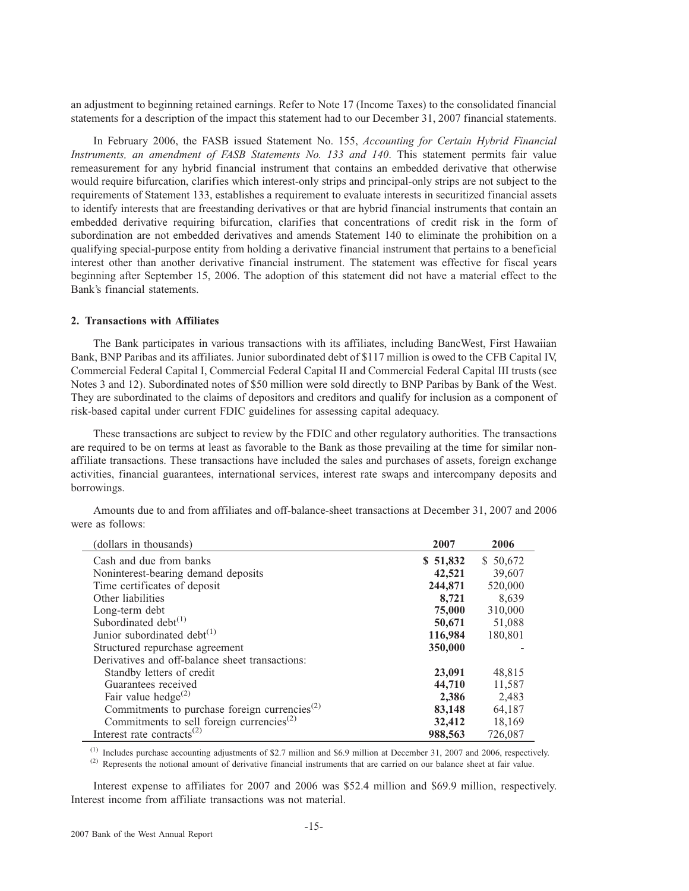an adjustment to beginning retained earnings. Refer to Note 17 (Income Taxes) to the consolidated financial statements for a description of the impact this statement had to our December 31, 2007 financial statements.

In February 2006, the FASB issued Statement No. 155, *Accounting for Certain Hybrid Financial Instruments, an amendment of FASB Statements No. 133 and 140*. This statement permits fair value remeasurement for any hybrid financial instrument that contains an embedded derivative that otherwise would require bifurcation, clarifies which interest-only strips and principal-only strips are not subject to the requirements of Statement 133, establishes a requirement to evaluate interests in securitized financial assets to identify interests that are freestanding derivatives or that are hybrid financial instruments that contain an embedded derivative requiring bifurcation, clarifies that concentrations of credit risk in the form of subordination are not embedded derivatives and amends Statement 140 to eliminate the prohibition on a qualifying special-purpose entity from holding a derivative financial instrument that pertains to a beneficial interest other than another derivative financial instrument. The statement was effective for fiscal years beginning after September 15, 2006. The adoption of this statement did not have a material effect to the Bank's financial statements.

### 2. Transactions with Affiliates

The Bank participates in various transactions with its affiliates, including BancWest, First Hawaiian Bank, BNP Paribas and its affiliates. Junior subordinated debt of $117 million is owed to the CFB Capital IV, Commercial Federal Capital I, Commercial Federal Capital II and Commercial Federal Capital III trusts (see Notes 3 and 12). Subordinated notes of $50 million were sold directly to BNP Paribas by Bank of the West. They are subordinated to the claims of depositors and creditors and qualify for inclusion as a component of risk-based capital under current FDIC guidelines for assessing capital adequacy.

These transactions are subject to review by the FDIC and other regulatory authorities. The transactions are required to be on terms at least as favorable to the Bank as those prevailing at the time for similar non-affiliate transactions. These transactions have included the sales and purchases of assets, foreign exchange activities, financial guarantees, international services, interest rate swaps and intercompany deposits and borrowings.

Amounts due to and from affiliates and off-balance-sheet transactions at December 31, 2007 and 2006 were as follows:

| (dollars in thousands) | 2007 | 2006 |
|---|---|---|
| Cash and due from banks | **$ 51,832** | $ 50,672 |
| Noninterest-bearing demand deposits | **42,521** | 39,607 |
| Time certificates of deposit | **244,871** | 520,000 |
| Other liabilities | **8,721** | 8,639 |
| Long-term debt | **75,000** | 310,000 |
| Subordinated debt[1] | **50,671** | 51,088 |
| Junior subordinated debt[1] | **116,984** | 180,801 |
| Structured repurchase agreement | **350,000** | - |
| Derivatives and off-balance sheet transactions: | | |
| Standby letters of credit | **23,091** | 48,815 |
| Guarantees received | **44,710** | 11,587 |
| Fair value hedge[2] | **2,386** | 2,483 |
| Commitments to purchase foreign currencies[2] | **83,148** | 64,187 |
| Commitments to sell foreign currencies[2] | **32,412** | 18,169 |
| Interest rate contracts[2] | **988,563** | 726,087 |

[1] Includes purchase accounting adjustments of $2.7 million and $6.9 million at December 31, 2007 and 2006, respectively.

[2] Represents the notional amount of derivative financial instruments that are carried on our balance sheet at fair value.

Interest expense to affiliates for 2007 and 2006 was $52.4 million and $69.9 million, respectively. Interest income from affiliate transactions was not material.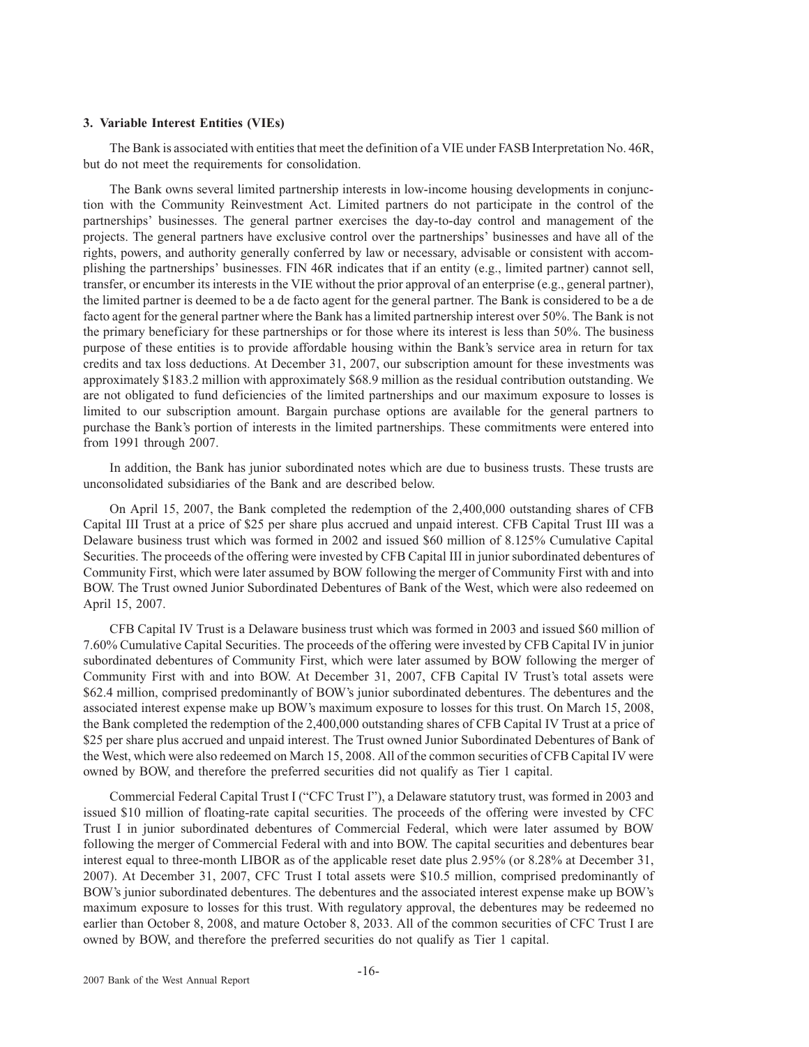### 3. Variable Interest Entities (VIEs)

The Bank is associated with entities that meet the definition of a VIE under FASB Interpretation No. 46R, but do not meet the requirements for consolidation.

The Bank owns several limited partnership interests in low-income housing developments in conjunction with the Community Reinvestment Act. Limited partners do not participate in the control of the partnerships' businesses. The general partner exercises the day-to-day control and management of the projects. The general partners have exclusive control over the partnerships' businesses and have all of the rights, powers, and authority generally conferred by law or necessary, advisable or consistent with accomplishing the partnerships' businesses. FIN 46R indicates that if an entity (e.g., limited partner) cannot sell, transfer, or encumber its interests in the VIE without the prior approval of an enterprise (e.g., general partner), the limited partner is deemed to be a de facto agent for the general partner. The Bank is considered to be a de facto agent for the general partner where the Bank has a limited partnership interest over 50%. The Bank is not the primary beneficiary for these partnerships or for those where its interest is less than 50%. The business purpose of these entities is to provide affordable housing within the Bank's service area in return for tax credits and tax loss deductions. At December 31, 2007, our subscription amount for these investments was approximately $183.2 million with approximately $68.9 million as the residual contribution outstanding. We are not obligated to fund deficiencies of the limited partnerships and our maximum exposure to losses is limited to our subscription amount. Bargain purchase options are available for the general partners to purchase the Bank's portion of interests in the limited partnerships. These commitments were entered into from 1991 through 2007.

In addition, the Bank has junior subordinated notes which are due to business trusts. These trusts are unconsolidated subsidiaries of the Bank and are described below.

On April 15, 2007, the Bank completed the redemption of the 2,400,000 outstanding shares of CFB Capital III Trust at a price of $25 per share plus accrued and unpaid interest. CFB Capital Trust III was a Delaware business trust which was formed in 2002 and issued $60 million of 8.125% Cumulative Capital Securities. The proceeds of the offering were invested by CFB Capital III in junior subordinated debentures of Community First, which were later assumed by BOW following the merger of Community First with and into BOW. The Trust owned Junior Subordinated Debentures of Bank of the West, which were also redeemed on April 15, 2007.

CFB Capital IV Trust is a Delaware business trust which was formed in 2003 and issued $60 million of 7.60% Cumulative Capital Securities. The proceeds of the offering were invested by CFB Capital IV in junior subordinated debentures of Community First, which were later assumed by BOW following the merger of Community First with and into BOW. At December 31, 2007, CFB Capital IV Trust's total assets were $62.4 million, comprised predominantly of BOW's junior subordinated debentures. The debentures and the associated interest expense make up BOW's maximum exposure to losses for this trust. On March 15, 2008, the Bank completed the redemption of the 2,400,000 outstanding shares of CFB Capital IV Trust at a price of $25 per share plus accrued and unpaid interest. The Trust owned Junior Subordinated Debentures of Bank of the West, which were also redeemed on March 15, 2008. All of the common securities of CFB Capital IV were owned by BOW, and therefore the preferred securities did not qualify as Tier 1 capital.

Commercial Federal Capital Trust I ("CFC Trust I"), a Delaware statutory trust, was formed in 2003 and issued $10 million of floating-rate capital securities. The proceeds of the offering were invested by CFC Trust I in junior subordinated debentures of Commercial Federal, which were later assumed by BOW following the merger of Commercial Federal with and into BOW. The capital securities and debentures bear interest equal to three-month LIBOR as of the applicable reset date plus 2.95% (or 8.28% at December 31, 2007). At December 31, 2007, CFC Trust I total assets were $10.5 million, comprised predominantly of BOW's junior subordinated debentures. The debentures and the associated interest expense make up BOW's maximum exposure to losses for this trust. With regulatory approval, the debentures may be redeemed no earlier than October 8, 2008, and mature October 8, 2033. All of the common securities of CFC Trust I are owned by BOW, and therefore the preferred securities do not qualify as Tier 1 capital.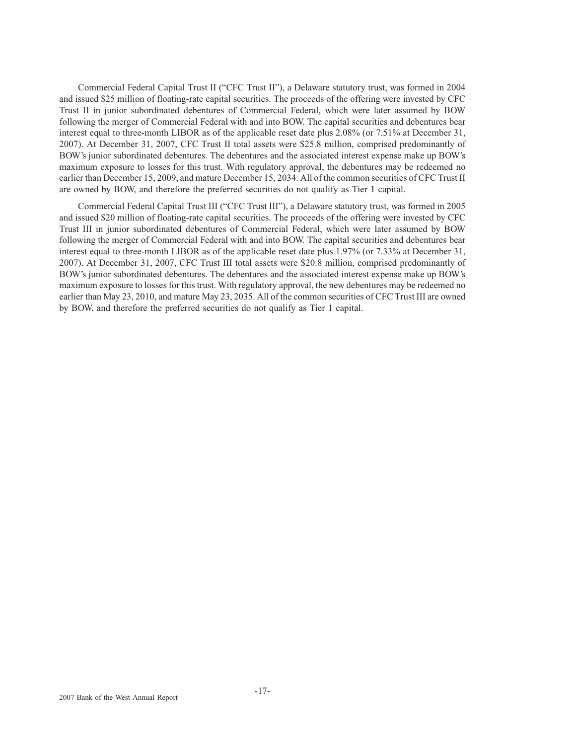Commercial Federal Capital Trust II ("CFC Trust II"), a Delaware statutory trust, was formed in 2004 and issued $25 million of floating-rate capital securities. The proceeds of the offering were invested by CFC Trust II in junior subordinated debentures of Commercial Federal, which were later assumed by BOW following the merger of Commercial Federal with and into BOW. The capital securities and debentures bear interest equal to three-month LIBOR as of the applicable reset date plus 2.08% (or 7.51% at December 31, 2007). At December 31, 2007, CFC Trust II total assets were $25.8 million, comprised predominantly of BOW's junior subordinated debentures. The debentures and the associated interest expense make up BOW's maximum exposure to losses for this trust. With regulatory approval, the debentures may be redeemed no earlier than December 15, 2009, and mature December 15, 2034. All of the common securities of CFC Trust II are owned by BOW, and therefore the preferred securities do not qualify as Tier 1 capital.

Commercial Federal Capital Trust III ("CFC Trust III"), a Delaware statutory trust, was formed in 2005 and issued $20 million of floating-rate capital securities. The proceeds of the offering were invested by CFC Trust III in junior subordinated debentures of Commercial Federal, which were later assumed by BOW following the merger of Commercial Federal with and into BOW. The capital securities and debentures bear interest equal to three-month LIBOR as of the applicable reset date plus 1.97% (or 7.33% at December 31, 2007). At December 31, 2007, CFC Trust III total assets were $20.8 million, comprised predominantly of BOW's junior subordinated debentures. The debentures and the associated interest expense make up BOW's maximum exposure to losses for this trust. With regulatory approval, the new debentures may be redeemed no earlier than May 23, 2010, and mature May 23, 2035. All of the common securities of CFC Trust III are owned by BOW, and therefore the preferred securities do not qualify as Tier 1 capital.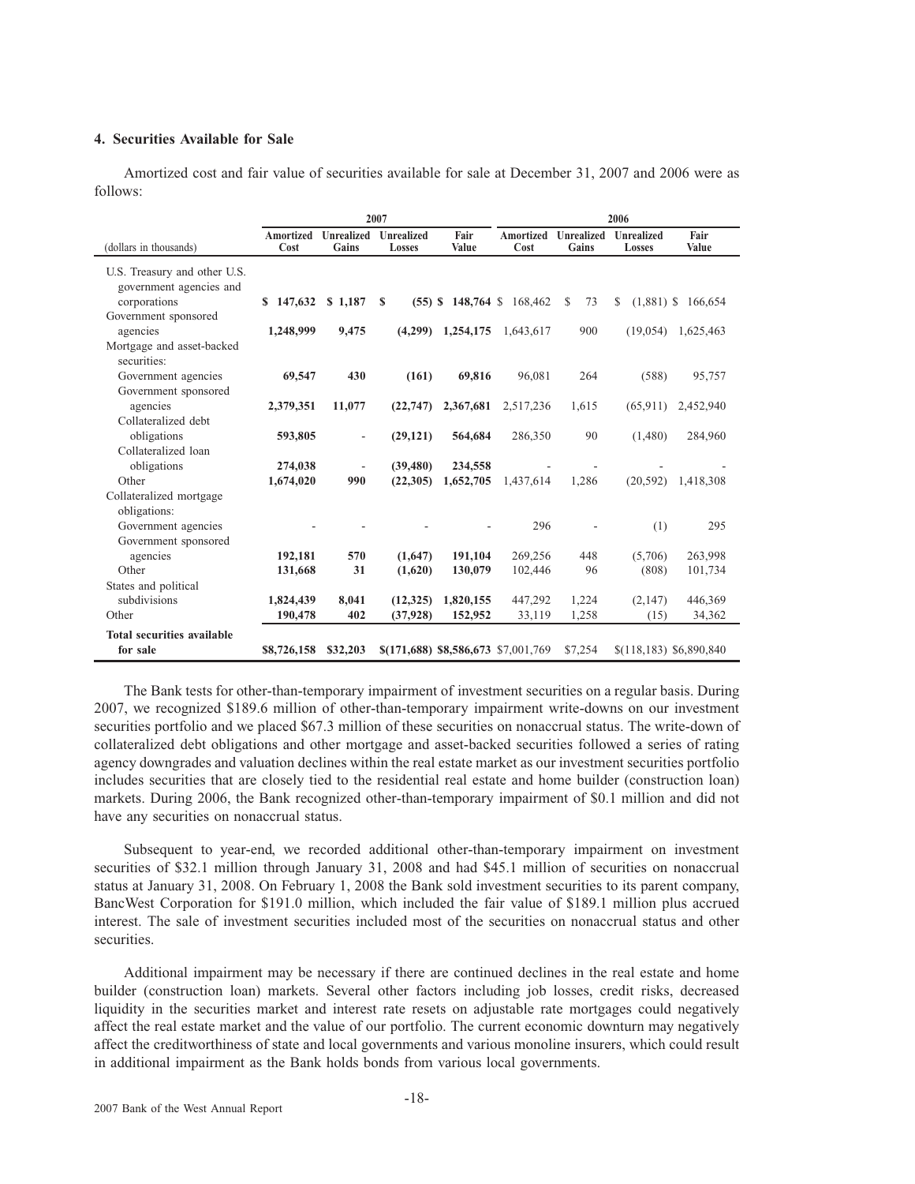## 4. Securities Available for Sale

Amortized cost and fair value of securities available for sale at December 31, 2007 and 2006 were as follows:

| | 2007 | | | | 2006 | | | |
|---|---|---|---|---|---|---|---|---|
| (dollars in thousands) | Amortized Cost | Unrealized Gains | Unrealized Losses | Fair Value | Amortized Cost | Unrealized Gains | Unrealized Losses | Fair Value |
| U.S. Treasury and other U.S. government agencies and corporations | **$ 147,632** | **$ 1,187** | **$ (55)** | **$ 148,764** | $ 168,462 | $ 73 | $ (1,881) | $ 166,654 |
| Government sponsored agencies | **1,248,999** | **9,475** | **(4,299)** | **1,254,175** | 1,643,617 | 900 | (19,054) | 1,625,463 |
| Mortgage and asset-backed securities: | | | | | | | | |
| Government agencies | **69,547** | **430** | **(161)** | **69,816** | 96,081 | 264 | (588) | 95,757 |
| Government sponsored agencies | **2,379,351** | **11,077** | **(22,747)** | **2,367,681** | 2,517,236 | 1,615 | (65,911) | 2,452,940 |
| Collateralized debt obligations | **593,805** | **-** | **(29,121)** | **564,684** | 286,350 | 90 | (1,480) | 284,960 |
| Collateralized loan obligations | **274,038** | **-** | **(39,480)** | **234,558** | - | - | - | - |
| Other | **1,674,020** | **990** | **(22,305)** | **1,652,705** | 1,437,614 | 1,286 | (20,592) | 1,418,308 |
| Collateralized mortgage obligations: | | | | | | | | |
| Government agencies | **-** | **-** | **-** | **-** | 296 | - | (1) | 295 |
| Government sponsored agencies | **192,181** | **570** | **(1,647)** | **191,104** | 269,256 | 448 | (5,706) | 263,998 |
| Other | **131,668** | **31** | **(1,620)** | **130,079** | 102,446 | 96 | (808) | 101,734 |
| States and political subdivisions | **1,824,439** | **8,041** | **(12,325)** | **1,820,155** | 447,292 | 1,224 | (2,147) | 446,369 |
| Other | **190,478** | **402** | **(37,928)** | **152,952** | 33,119 | 1,258 | (15) | 34,362 |
| **Total securities available for sale** | **$8,726,158** | **$32,203** | **$(171,688)** | **$8,586,673** | $7,001,769 | $7,254 | $(118,183) | $6,890,840 |

The Bank tests for other-than-temporary impairment of investment securities on a regular basis. During 2007, we recognized $189.6 million of other-than-temporary impairment write-downs on our investment securities portfolio and we placed $67.3 million of these securities on nonaccrual status. The write-down of collateralized debt obligations and other mortgage and asset-backed securities followed a series of rating agency downgrades and valuation declines within the real estate market as our investment securities portfolio includes securities that are closely tied to the residential real estate and home builder (construction loan) markets. During 2006, the Bank recognized other-than-temporary impairment of $0.1 million and did not have any securities on nonaccrual status.

Subsequent to year-end, we recorded additional other-than-temporary impairment on investment securities of $32.1 million through January 31, 2008 and had $45.1 million of securities on nonaccrual status at January 31, 2008. On February 1, 2008 the Bank sold investment securities to its parent company, BancWest Corporation for $191.0 million, which included the fair value of $189.1 million plus accrued interest. The sale of investment securities included most of the securities on nonaccrual status and other securities.

Additional impairment may be necessary if there are continued declines in the real estate and home builder (construction loan) markets. Several other factors including job losses, credit risks, decreased liquidity in the securities market and interest rate resets on adjustable rate mortgages could negatively affect the real estate market and the value of our portfolio. The current economic downturn may negatively affect the creditworthiness of state and local governments and various monoline insurers, which could result in additional impairment as the Bank holds bonds from various local governments.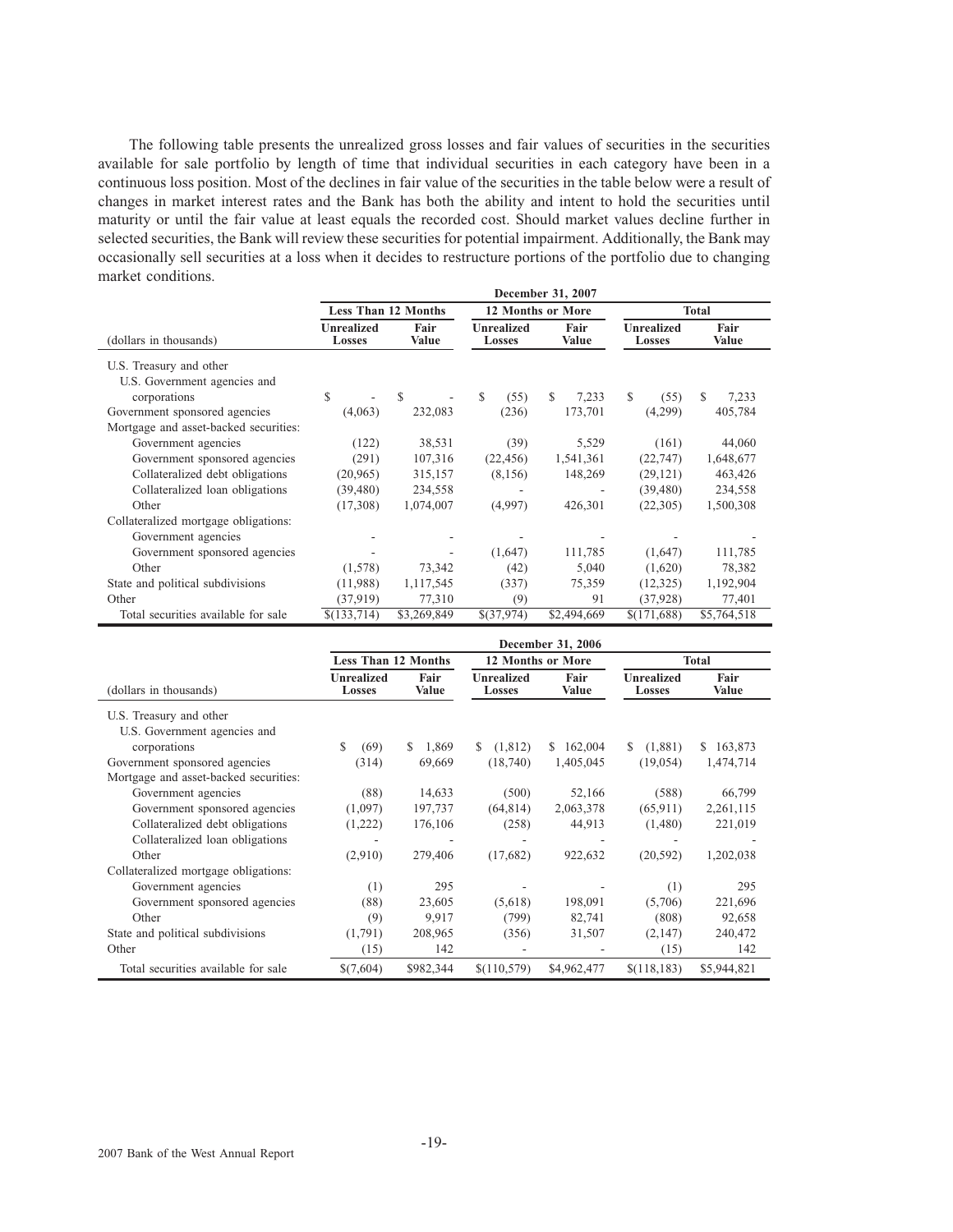The following table presents the unrealized gross losses and fair values of securities in the securities available for sale portfolio by length of time that individual securities in each category have been in a continuous loss position. Most of the declines in fair value of the securities in the table below were a result of changes in market interest rates and the Bank has both the ability and intent to hold the securities until maturity or until the fair value at least equals the recorded cost. Should market values decline further in selected securities, the Bank will review these securities for potential impairment. Additionally, the Bank may occasionally sell securities at a loss when it decides to restructure portions of the portfolio due to changing market conditions.

| | December 31, 2007 | | | | | |
|---|---|---|---|---|---|---|
| | Less Than 12 Months | | 12 Months or More | | Total | |
| (dollars in thousands) | Unrealized Losses | Fair Value | Unrealized Losses | Fair Value | Unrealized Losses | Fair Value |
| U.S. Treasury and other | | | | | | |
| U.S. Government agencies and corporations | $ - | $ - | $ (55) | $ 7,233 | $ (55) | $ 7,233 |
| Government sponsored agencies | (4,063) | 232,083 | (236) | 173,701 | (4,299) | 405,784 |
| Mortgage and asset-backed securities: | | | | | | |
| Government agencies | (122) | 38,531 | (39) | 5,529 | (161) | 44,060 |
| Government sponsored agencies | (291) | 107,316 | (22,456) | 1,541,361 | (22,747) | 1,648,677 |
| Collateralized debt obligations | (20,965) | 315,157 | (8,156) | 148,269 | (29,121) | 463,426 |
| Collateralized loan obligations | (39,480) | 234,558 | - | - | (39,480) | 234,558 |
| Other | (17,308) | 1,074,007 | (4,997) | 426,301 | (22,305) | 1,500,308 |
| Collateralized mortgage obligations: | | | | | | |
| Government agencies | - | - | - | - | - | - |
| Government sponsored agencies | - | - | (1,647) | 111,785 | (1,647) | 111,785 |
| Other | (1,578) | 73,342 | (42) | 5,040 | (1,620) | 78,382 |
| State and political subdivisions | (11,988) | 1,117,545 | (337) | 75,359 | (12,325) | 1,192,904 |
| Other | (37,919) | 77,310 | (9) | 91 | (37,928) | 77,401 |
| Total securities available for sale | $(133,714) | $3,269,849 | $(37,974) | $2,494,669 | $(171,688) | $5,764,518 |

| | December 31, 2006 | | | | | |
|---|---|---|---|---|---|---|
| | Less Than 12 Months | | 12 Months or More | | Total | |
| (dollars in thousands) | Unrealized Losses | Fair Value | Unrealized Losses | Fair Value | Unrealized Losses | Fair Value |
| U.S. Treasury and other | | | | | | |
| U.S. Government agencies and corporations | $ (69) | $ 1,869 | $ (1,812) | $ 162,004 | $ (1,881) | $ 163,873 |
| Government sponsored agencies | (314) | 69,669 | (18,740) | 1,405,045 | (19,054) | 1,474,714 |
| Mortgage and asset-backed securities: | | | | | | |
| Government agencies | (88) | 14,633 | (500) | 52,166 | (588) | 66,799 |
| Government sponsored agencies | (1,097) | 197,737 | (64,814) | 2,063,378 | (65,911) | 2,261,115 |
| Collateralized debt obligations | (1,222) | 176,106 | (258) | 44,913 | (1,480) | 221,019 |
| Collateralized loan obligations | - | - | - | - | - | - |
| Other | (2,910) | 279,406 | (17,682) | 922,632 | (20,592) | 1,202,038 |
| Collateralized mortgage obligations: | | | | | | |
| Government agencies | (1) | 295 | - | - | (1) | 295 |
| Government sponsored agencies | (88) | 23,605 | (5,618) | 198,091 | (5,706) | 221,696 |
| Other | (9) | 9,917 | (799) | 82,741 | (808) | 92,658 |
| State and political subdivisions | (1,791) | 208,965 | (356) | 31,507 | (2,147) | 240,472 |
| Other | (15) | 142 | - | - | (15) | 142 |
| Total securities available for sale | $(7,604) | $982,344 | $(110,579) | $4,962,477 | $(118,183) | $5,944,821 |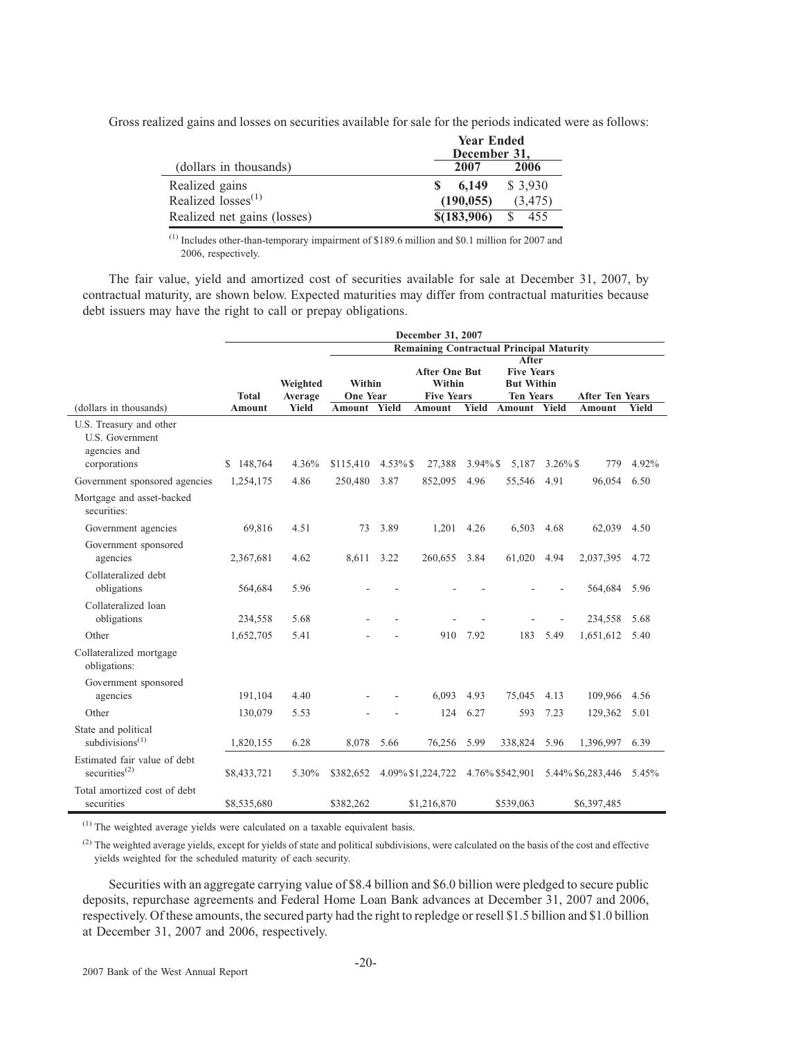Gross realized gains and losses on securities available for sale for the periods indicated were as follows:

| (dollars in thousands) | Year Ended December 31, 2007 | 2006 |
|---|---|---|
| Realized gains | $ 6,149 | $ 3,930 |
| Realized losses[(1)] | (190,055) | (3,475) |
| Realized net gains (losses) | $(183,906) | $ 455 |

[(1)] Includes other-than-temporary impairment of $189.6 million and $0.1 million for 2007 and 2006, respectively.

The fair value, yield and amortized cost of securities available for sale at December 31, 2007, by contractual maturity, are shown below. Expected maturities may differ from contractual maturities because debt issuers may have the right to call or prepay obligations.

| | December 31, 2007 | | | | | | | | | | |
|---|---|---|---|---|---|---|---|---|---|---|---|
| | | | Remaining Contractual Principal Maturity | | | | | | | | |
| | Total | Weighted Average | Within One Year | | After One But Within Five Years | | After Five Years But Within Ten Years | | After Ten Years | | |
| (dollars in thousands) | Amount | Yield | Amount | Yield | Amount | Yield | Amount | Yield | Amount | Yield | |
| U.S. Treasury and other U.S. Government agencies and corporations | $ 148,764 | 4.36% | $115,410 | 4.53% | $ 27,388 | 3.94% | $ 5,187 | 3.26% | $ 779 | 4.92% | |
| Government sponsored agencies | 1,254,175 | 4.86 | 250,480 | 3.87 | 852,095 | 4.96 | 55,546 | 4.91 | 96,054 | 6.50 | |
| Mortgage and asset-backed securities: | | | | | | | | | | | |
| Government agencies | 69,816 | 4.51 | 73 | 3.89 | 1,201 | 4.26 | 6,503 | 4.68 | 62,039 | 4.50 | |
| Government sponsored agencies | 2,367,681 | 4.62 | 8,611 | 3.22 | 260,655 | 3.84 | 61,020 | 4.94 | 2,037,395 | 4.72 | |
| Collateralized debt obligations | 564,684 | 5.96 | - | - | - | - | - | - | 564,684 | 5.96 | |
| Collateralized loan obligations | 234,558 | 5.68 | - | - | - | - | - | - | 234,558 | 5.68 | |
| Other | 1,652,705 | 5.41 | - | - | 910 | 7.92 | 183 | 5.49 | 1,651,612 | 5.40 | |
| Collateralized mortgage obligations: | | | | | | | | | | | |
| Government sponsored agencies | 191,104 | 4.40 | - | - | 6,093 | 4.93 | 75,045 | 4.13 | 109,966 | 4.56 | |
| Other | 130,079 | 5.53 | - | - | 124 | 6.27 | 593 | 7.23 | 129,362 | 5.01 | |
| State and political subdivisions[(1)] | 1,820,155 | 6.28 | 8,078 | 5.66 | 76,256 | 5.99 | 338,824 | 5.96 | 1,396,997 | 6.39 | |
| Estimated fair value of debt securities[(2)] | $8,433,721 | 5.30% | $382,652 | 4.09% | $1,224,722 | 4.76% | $542,901 | 5.44% | $6,283,446 | 5.45% | |
| Total amortized cost of debt securities | $8,535,680 | | $382,262 | | $1,216,870 | | $539,063 | | $6,397,485 | | |

[(1)] The weighted average yields were calculated on a taxable equivalent basis.

[(2)] The weighted average yields, except for yields of state and political subdivisions, were calculated on the basis of the cost and effective yields weighted for the scheduled maturity of each security.

Securities with an aggregate carrying value of $8.4 billion and $6.0 billion were pledged to secure public deposits, repurchase agreements and Federal Home Loan Bank advances at December 31, 2007 and 2006, respectively. Of these amounts, the secured party had the right to repledge or resell $1.5 billion and $1.0 billion at December 31, 2007 and 2006, respectively.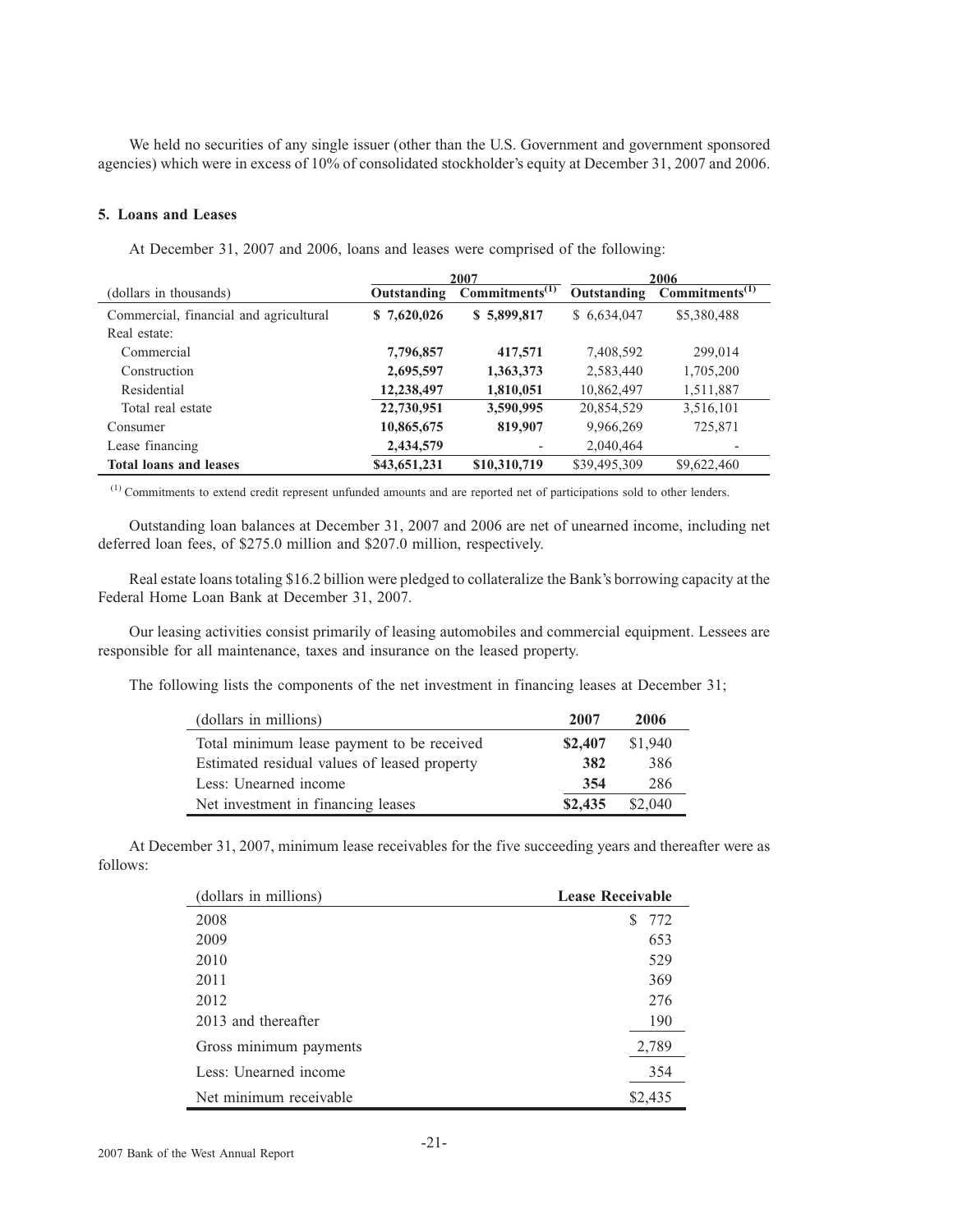We held no securities of any single issuer (other than the U.S. Government and government sponsored agencies) which were in excess of 10% of consolidated stockholder's equity at December 31, 2007 and 2006.

### 5. Loans and Leases

At December 31, 2007 and 2006, loans and leases were comprised of the following:

| (dollars in thousands) | 2007 | | 2006 | |
|---|---|---|---|---|
| | **Outstanding** | **Commitments[(1)]** | **Outstanding** | **Commitments[(1)]** |
| Commercial, financial and agricultural | **$ 7,620,026** | **$ 5,899,817** | $ 6,634,047 | $5,380,488 |
| Real estate: | | | | |
| Commercial | **7,796,857** | **417,571** | 7,408,592 | 299,014 |
| Construction | **2,695,597** | **1,363,373** | 2,583,440 | 1,705,200 |
| Residential | **12,238,497** | **1,810,051** | 10,862,497 | 1,511,887 |
| Total real estate | **22,730,951** | **3,590,995** | 20,854,529 | 3,516,101 |
| Consumer | **10,865,675** | **819,907** | 9,966,269 | 725,871 |
| Lease financing | **2,434,579** | - | 2,040,464 | - |
| **Total loans and leases** | **$43,651,231** | **$10,310,719** | $39,495,309 | $9,622,460 |

(1) Commitments to extend credit represent unfunded amounts and are reported net of participations sold to other lenders.

Outstanding loan balances at December 31, 2007 and 2006 are net of unearned income, including net deferred loan fees, of $275.0 million and $207.0 million, respectively.

Real estate loans totaling $16.2 billion were pledged to collateralize the Bank's borrowing capacity at the Federal Home Loan Bank at December 31, 2007.

Our leasing activities consist primarily of leasing automobiles and commercial equipment. Lessees are responsible for all maintenance, taxes and insurance on the leased property.

The following lists the components of the net investment in financing leases at December 31;

| (dollars in millions) | 2007 | 2006 |
|---|---|---|
| Total minimum lease payment to be received | **$2,407** | $1,940 |
| Estimated residual values of leased property | **382** | 386 |
| Less: Unearned income | **354** | 286 |
| Net investment in financing leases | **$2,435** | $2,040 |

At December 31, 2007, minimum lease receivables for the five succeeding years and thereafter were as follows:

| (dollars in millions) | Lease Receivable |
|---|---|
| 2008 | $ 772 |
| 2009 | 653 |
| 2010 | 529 |
| 2011 | 369 |
| 2012 | 276 |
| 2013 and thereafter | 190 |
| Gross minimum payments | 2,789 |
| Less: Unearned income | 354 |
| Net minimum receivable | $2,435 |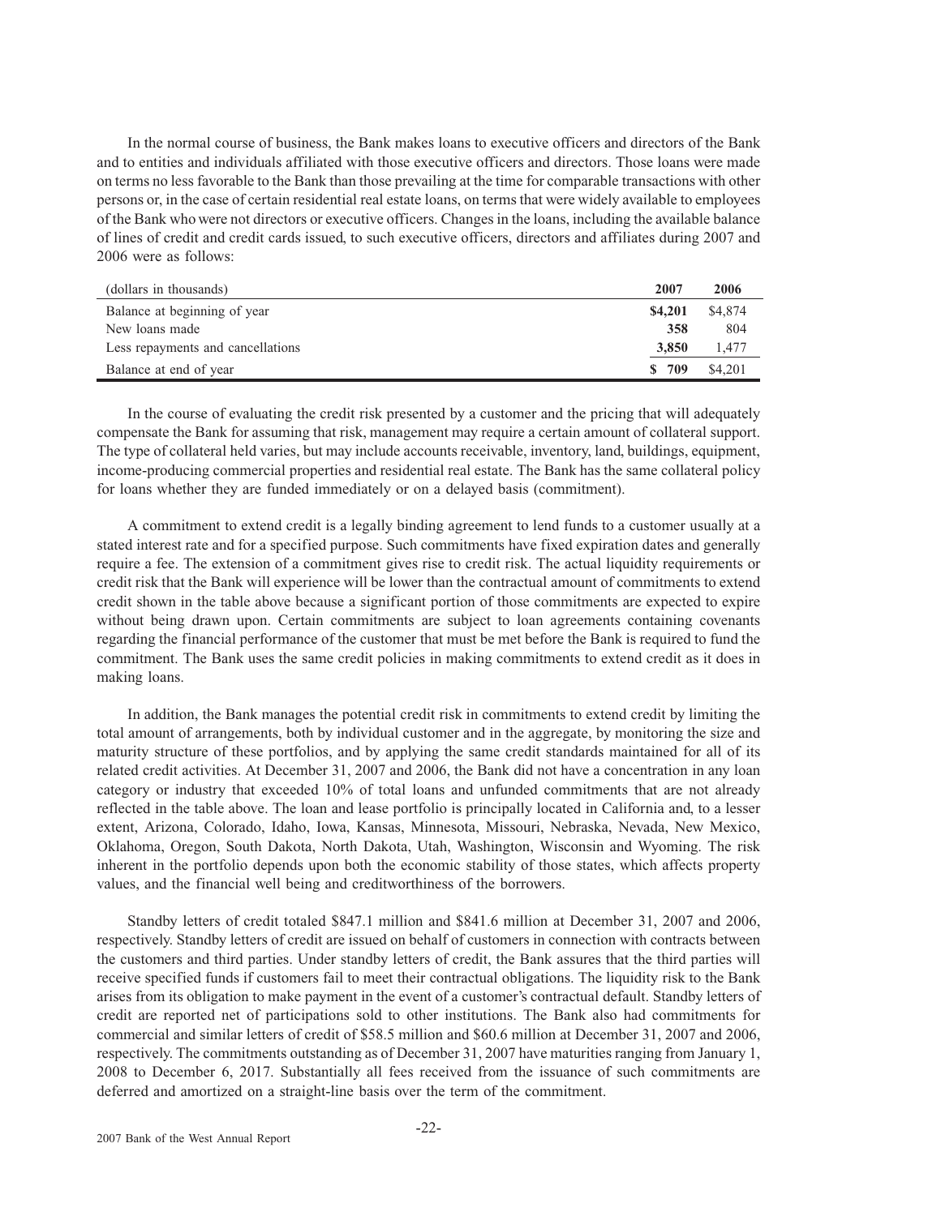In the normal course of business, the Bank makes loans to executive officers and directors of the Bank and to entities and individuals affiliated with those executive officers and directors. Those loans were made on terms no less favorable to the Bank than those prevailing at the time for comparable transactions with other persons or, in the case of certain residential real estate loans, on terms that were widely available to employees of the Bank who were not directors or executive officers. Changes in the loans, including the available balance of lines of credit and credit cards issued, to such executive officers, directors and affiliates during 2007 and 2006 were as follows:

| (dollars in thousands) | 2007 | 2006 |
|---|---|---|
| Balance at beginning of year | **$4,201** | $4,874 |
| New loans made | **358** | 804 |
| Less repayments and cancellations | **3,850** | 1,477 |
| Balance at end of year | **$ 709** | $4,201 |

In the course of evaluating the credit risk presented by a customer and the pricing that will adequately compensate the Bank for assuming that risk, management may require a certain amount of collateral support. The type of collateral held varies, but may include accounts receivable, inventory, land, buildings, equipment, income-producing commercial properties and residential real estate. The Bank has the same collateral policy for loans whether they are funded immediately or on a delayed basis (commitment).

A commitment to extend credit is a legally binding agreement to lend funds to a customer usually at a stated interest rate and for a specified purpose. Such commitments have fixed expiration dates and generally require a fee. The extension of a commitment gives rise to credit risk. The actual liquidity requirements or credit risk that the Bank will experience will be lower than the contractual amount of commitments to extend credit shown in the table above because a significant portion of those commitments are expected to expire without being drawn upon. Certain commitments are subject to loan agreements containing covenants regarding the financial performance of the customer that must be met before the Bank is required to fund the commitment. The Bank uses the same credit policies in making commitments to extend credit as it does in making loans.

In addition, the Bank manages the potential credit risk in commitments to extend credit by limiting the total amount of arrangements, both by individual customer and in the aggregate, by monitoring the size and maturity structure of these portfolios, and by applying the same credit standards maintained for all of its related credit activities. At December 31, 2007 and 2006, the Bank did not have a concentration in any loan category or industry that exceeded 10% of total loans and unfunded commitments that are not already reflected in the table above. The loan and lease portfolio is principally located in California and, to a lesser extent, Arizona, Colorado, Idaho, Iowa, Kansas, Minnesota, Missouri, Nebraska, Nevada, New Mexico, Oklahoma, Oregon, South Dakota, North Dakota, Utah, Washington, Wisconsin and Wyoming. The risk inherent in the portfolio depends upon both the economic stability of those states, which affects property values, and the financial well being and creditworthiness of the borrowers.

Standby letters of credit totaled $847.1 million and $841.6 million at December 31, 2007 and 2006, respectively. Standby letters of credit are issued on behalf of customers in connection with contracts between the customers and third parties. Under standby letters of credit, the Bank assures that the third parties will receive specified funds if customers fail to meet their contractual obligations. The liquidity risk to the Bank arises from its obligation to make payment in the event of a customer's contractual default. Standby letters of credit are reported net of participations sold to other institutions. The Bank also had commitments for commercial and similar letters of credit of $58.5 million and $60.6 million at December 31, 2007 and 2006, respectively. The commitments outstanding as of December 31, 2007 have maturities ranging from January 1, 2008 to December 6, 2017. Substantially all fees received from the issuance of such commitments are deferred and amortized on a straight-line basis over the term of the commitment.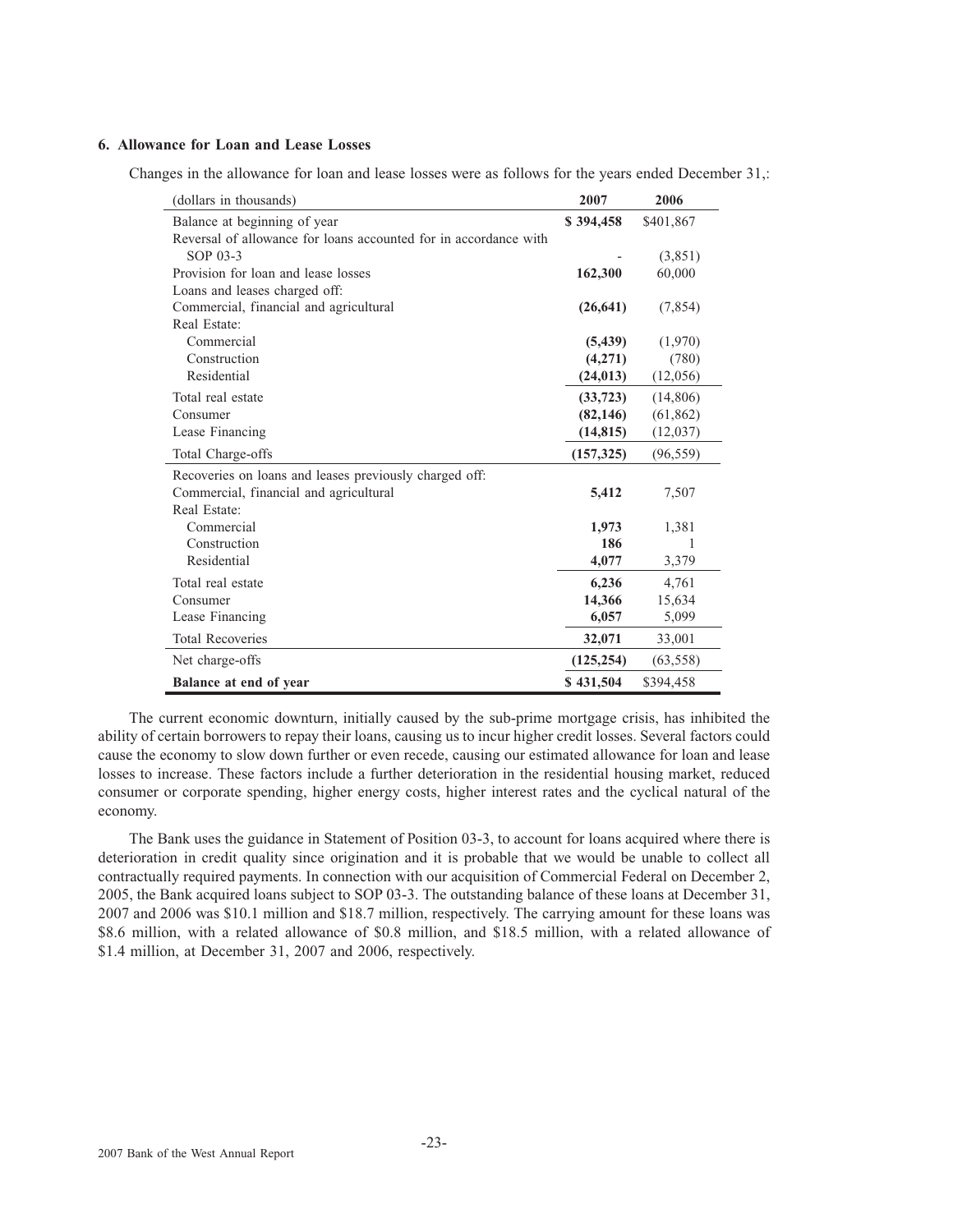### 6. Allowance for Loan and Lease Losses

Changes in the allowance for loan and lease losses were as follows for the years ended December 31,:

| (dollars in thousands) | 2007 | 2006 |
|---|---|---|
| Balance at beginning of year | **$ 394,458** | $401,867 |
| Reversal of allowance for loans accounted for in accordance with SOP 03-3 | - | (3,851) |
| Provision for loan and lease losses | **162,300** | 60,000 |
| Loans and leases charged off: | | |
| Commercial, financial and agricultural | **(26,641)** | (7,854) |
| Real Estate: | | |
| Commercial | **(5,439)** | (1,970) |
| Construction | **(4,271)** | (780) |
| Residential | **(24,013)** | (12,056) |
| Total real estate | **(33,723)** | (14,806) |
| Consumer | **(82,146)** | (61,862) |
| Lease Financing | **(14,815)** | (12,037) |
| Total Charge-offs | **(157,325)** | (96,559) |
| Recoveries on loans and leases previously charged off: | | |
| Commercial, financial and agricultural | **5,412** | 7,507 |
| Real Estate: | | |
| Commercial | **1,973** | 1,381 |
| Construction | **186** | 1 |
| Residential | **4,077** | 3,379 |
| Total real estate | **6,236** | 4,761 |
| Consumer | **14,366** | 15,634 |
| Lease Financing | **6,057** | 5,099 |
| Total Recoveries | **32,071** | 33,001 |
| Net charge-offs | **(125,254)** | (63,558) |
| **Balance at end of year** | **$ 431,504** | $394,458 |

The current economic downturn, initially caused by the sub-prime mortgage crisis, has inhibited the ability of certain borrowers to repay their loans, causing us to incur higher credit losses. Several factors could cause the economy to slow down further or even recede, causing our estimated allowance for loan and lease losses to increase. These factors include a further deterioration in the residential housing market, reduced consumer or corporate spending, higher energy costs, higher interest rates and the cyclical natural of the economy.

The Bank uses the guidance in Statement of Position 03-3, to account for loans acquired where there is deterioration in credit quality since origination and it is probable that we would be unable to collect all contractually required payments. In connection with our acquisition of Commercial Federal on December 2, 2005, the Bank acquired loans subject to SOP 03-3. The outstanding balance of these loans at December 31, 2007 and 2006 was $10.1 million and $18.7 million, respectively. The carrying amount for these loans was $8.6 million, with a related allowance of $0.8 million, and $18.5 million, with a related allowance of $1.4 million, at December 31, 2007 and 2006, respectively.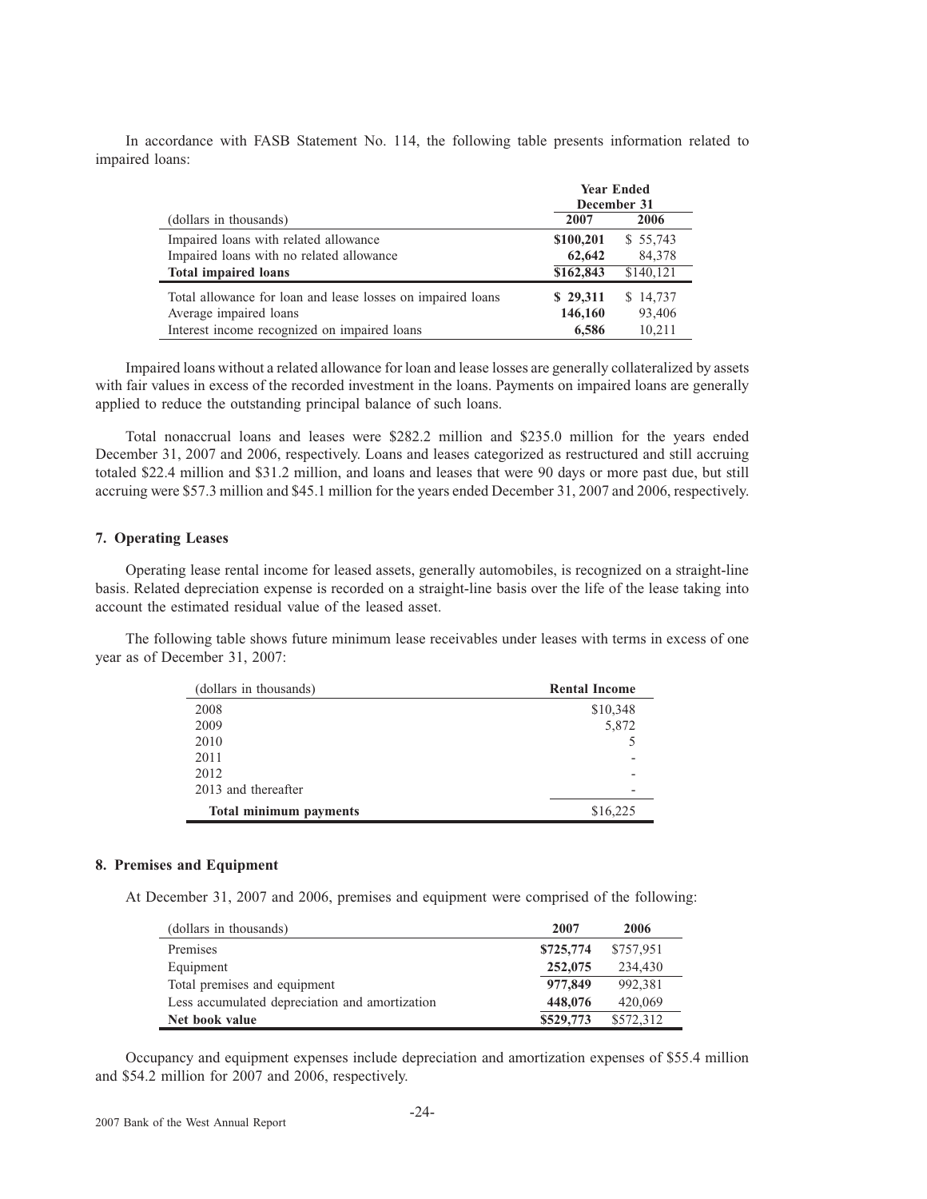In accordance with FASB Statement No. 114, the following table presents information related to impaired loans:

| (dollars in thousands) | Year Ended December 31 2007 | 2006 |
|---|---|---|
| Impaired loans with related allowance | **$100,201** | $ 55,743 |
| Impaired loans with no related allowance | **62,642** | 84,378 |
| **Total impaired loans** | **$162,843** | $140,121 |
| Total allowance for loan and lease losses on impaired loans | **$ 29,311** | $ 14,737 |
| Average impaired loans | **146,160** | 93,406 |
| Interest income recognized on impaired loans | **6,586** | 10,211 |

Impaired loans without a related allowance for loan and lease losses are generally collateralized by assets with fair values in excess of the recorded investment in the loans. Payments on impaired loans are generally applied to reduce the outstanding principal balance of such loans.

Total nonaccrual loans and leases were $282.2 million and $235.0 million for the years ended December 31, 2007 and 2006, respectively. Loans and leases categorized as restructured and still accruing totaled $22.4 million and $31.2 million, and loans and leases that were 90 days or more past due, but still accruing were $57.3 million and $45.1 million for the years ended December 31, 2007 and 2006, respectively.

### 7. Operating Leases

Operating lease rental income for leased assets, generally automobiles, is recognized on a straight-line basis. Related depreciation expense is recorded on a straight-line basis over the life of the lease taking into account the estimated residual value of the leased asset.

The following table shows future minimum lease receivables under leases with terms in excess of one year as of December 31, 2007:

| (dollars in thousands) | Rental Income |
|---|---|
| 2008 | $10,348 |
| 2009 | 5,872 |
| 2010 | 5 |
| 2011 | - |
| 2012 | - |
| 2013 and thereafter | - |
| **Total minimum payments** | $16,225 |

### 8. Premises and Equipment

At December 31, 2007 and 2006, premises and equipment were comprised of the following:

| (dollars in thousands) | 2007 | 2006 |
|---|---|---|
| Premises | **$725,774** | $757,951 |
| Equipment | **252,075** | 234,430 |
| Total premises and equipment | **977,849** | 992,381 |
| Less accumulated depreciation and amortization | **448,076** | 420,069 |
| **Net book value** | **$529,773** | $572,312 |

Occupancy and equipment expenses include depreciation and amortization expenses of $55.4 million and $54.2 million for 2007 and 2006, respectively.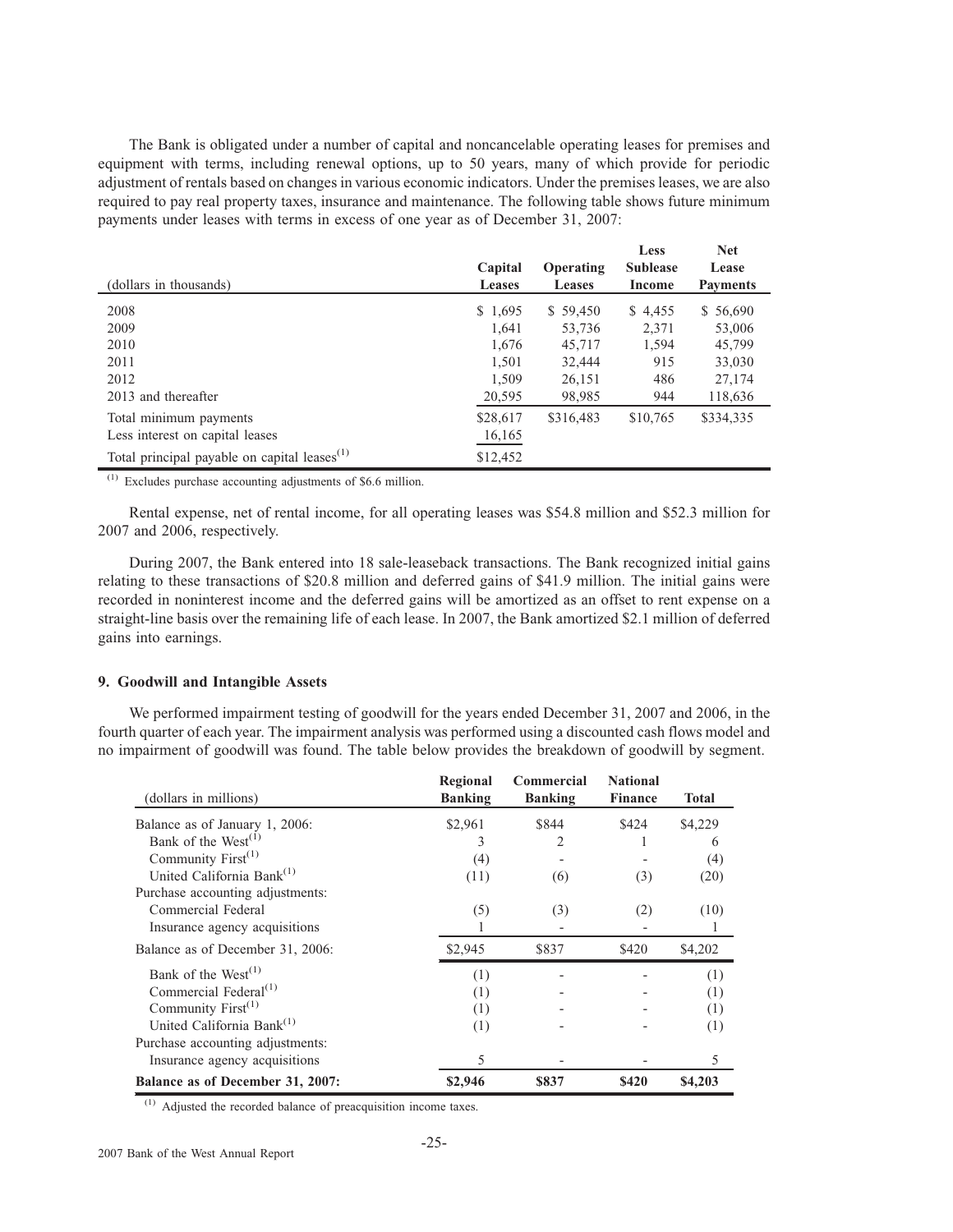The Bank is obligated under a number of capital and noncancelable operating leases for premises and equipment with terms, including renewal options, up to 50 years, many of which provide for periodic adjustment of rentals based on changes in various economic indicators. Under the premises leases, we are also required to pay real property taxes, insurance and maintenance. The following table shows future minimum payments under leases with terms in excess of one year as of December 31, 2007:

| (dollars in thousands) | Capital Leases | Operating Leases | Less Sublease Income | Net Lease Payments |
|---|---|---|---|---|
| 2008 | $ 1,695 | $ 59,450 | $ 4,455 | $ 56,690 |
| 2009 | 1,641 | 53,736 | 2,371 | 53,006 |
| 2010 | 1,676 | 45,717 | 1,594 | 45,799 |
| 2011 | 1,501 | 32,444 | 915 | 33,030 |
| 2012 | 1,509 | 26,151 | 486 | 27,174 |
| 2013 and thereafter | 20,595 | 98,985 | 944 | 118,636 |
| Total minimum payments | $28,617 | $316,483 | $10,765 | $334,335 |
| Less interest on capital leases | 16,165 | | | |
| Total principal payable on capital leases[1] | $12,452 | | | |

[1] Excludes purchase accounting adjustments of $6.6 million.

Rental expense, net of rental income, for all operating leases was $54.8 million and $52.3 million for 2007 and 2006, respectively.

During 2007, the Bank entered into 18 sale-leaseback transactions. The Bank recognized initial gains relating to these transactions of $20.8 million and deferred gains of $41.9 million. The initial gains were recorded in noninterest income and the deferred gains will be amortized as an offset to rent expense on a straight-line basis over the remaining life of each lease. In 2007, the Bank amortized $2.1 million of deferred gains into earnings.

### 9. Goodwill and Intangible Assets

We performed impairment testing of goodwill for the years ended December 31, 2007 and 2006, in the fourth quarter of each year. The impairment analysis was performed using a discounted cash flows model and no impairment of goodwill was found. The table below provides the breakdown of goodwill by segment.

| (dollars in millions) | Regional Banking | Commercial Banking | National Finance | Total |
|---|---|---|---|---|
| Balance as of January 1, 2006: | $2,961 | $844 | $424 | $4,229 |
| Bank of the West[1] | 3 | 2 | 1 | 6 |
| Community First[1] | (4) | - | - | (4) |
| United California Bank[1] | (11) | (6) | (3) | (20) |
| Purchase accounting adjustments: | | | | |
| Commercial Federal | (5) | (3) | (2) | (10) |
| Insurance agency acquisitions | 1 | - | - | 1 |
| Balance as of December 31, 2006: | $2,945 | $837 | $420 | $4,202 |
| Bank of the West[1] | (1) | - | - | (1) |
| Commercial Federal[1] | (1) | - | - | (1) |
| Community First[1] | (1) | - | - | (1) |
| United California Bank[1] | (1) | - | - | (1) |
| Purchase accounting adjustments: | | | | |
| Insurance agency acquisitions | 5 | - | - | 5 |
| **Balance as of December 31, 2007:** | **$2,946** | **$837** | **$420** | **$4,203** |

[1] Adjusted the recorded balance of preacquisition income taxes.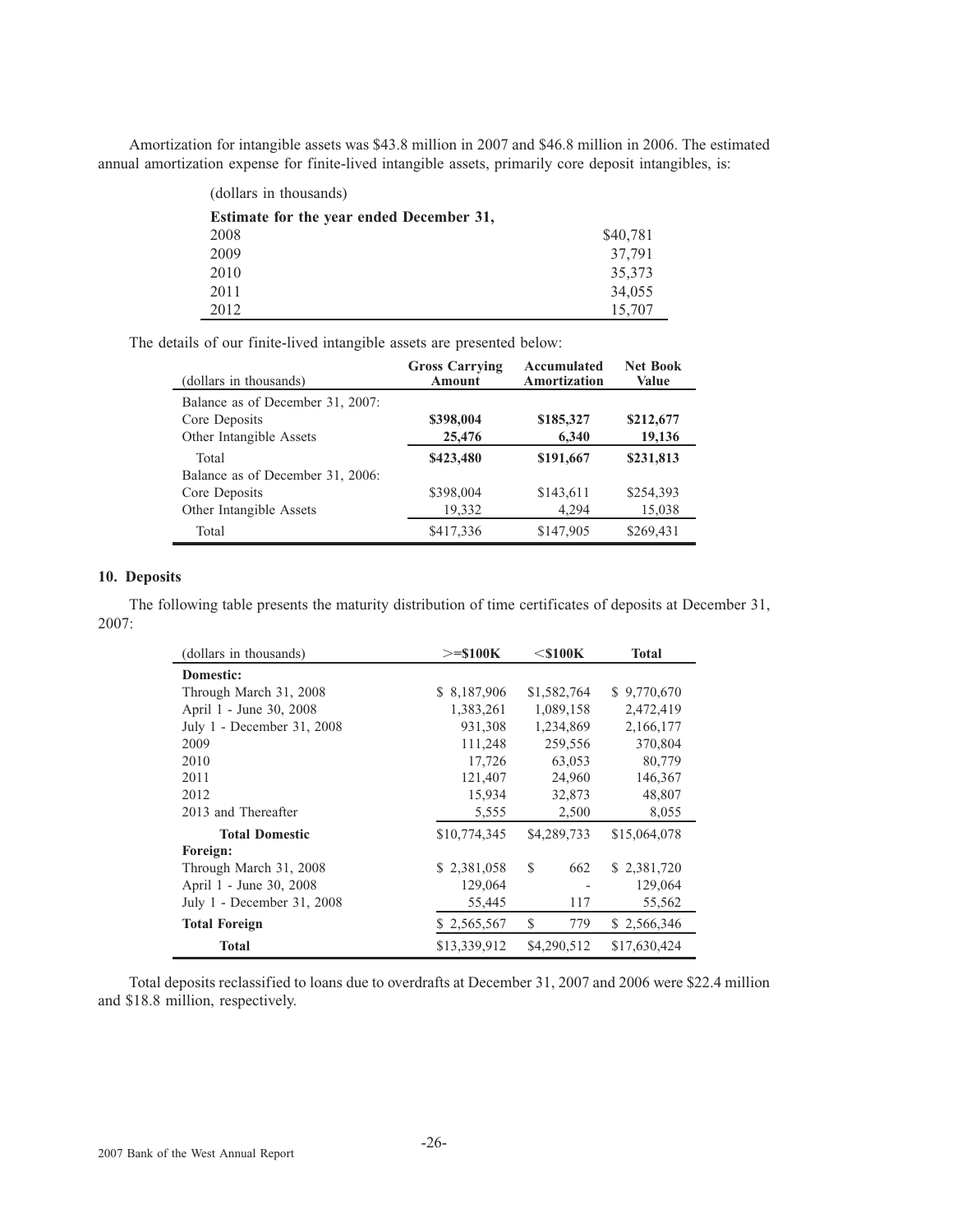Amortization for intangible assets was $43.8 million in 2007 and $46.8 million in 2006. The estimated annual amortization expense for finite-lived intangible assets, primarily core deposit intangibles, is:

| (dollars in thousands) | |
|---|---|
| **Estimate for the year ended December 31,** | |
| 2008 | $40,781 |
| 2009 | 37,791 |
| 2010 | 35,373 |
| 2011 | 34,055 |
| 2012 | 15,707 |

The details of our finite-lived intangible assets are presented below:

| (dollars in thousands) | Gross Carrying Amount | Accumulated Amortization | Net Book Value |
|---|---|---|---|
| Balance as of December 31, 2007: | | | |
| Core Deposits | **$398,004** | **$185,327** | **$212,677** |
| Other Intangible Assets | **25,476** | **6,340** | **19,136** |
| Total | **$423,480** | **$191,667** | **$231,813** |
| Balance as of December 31, 2006: | | | |
| Core Deposits | $398,004 | $143,611 | $254,393 |
| Other Intangible Assets | 19,332 | 4,294 | 15,038 |
| Total | $417,336 | $147,905 | $269,431 |

## 10. Deposits

The following table presents the maturity distribution of time certificates of deposits at December 31, 2007:

| (dollars in thousands) | >=$100K | <$100K | Total |
|---|---|---|---|
| **Domestic:** | | | |
| Through March 31, 2008 | $ 8,187,906 | $1,582,764 | $ 9,770,670 |
| April 1 - June 30, 2008 | 1,383,261 | 1,089,158 | 2,472,419 |
| July 1 - December 31, 2008 | 931,308 | 1,234,869 | 2,166,177 |
| 2009 | 111,248 | 259,556 | 370,804 |
| 2010 | 17,726 | 63,053 | 80,779 |
| 2011 | 121,407 | 24,960 | 146,367 |
| 2012 | 15,934 | 32,873 | 48,807 |
| 2013 and Thereafter | 5,555 | 2,500 | 8,055 |
| **Total Domestic** | $10,774,345 | $4,289,733 | $15,064,078 |
| **Foreign:** | | | |
| Through March 31, 2008 | $ 2,381,058 | $ 662 | $ 2,381,720 |
| April 1 - June 30, 2008 | 129,064 | - | 129,064 |
| July 1 - December 31, 2008 | 55,445 | 117 | 55,562 |
| **Total Foreign** | $ 2,565,567 | $ 779 | $ 2,566,346 |
| **Total** | $13,339,912 | $4,290,512 | $17,630,424 |

Total deposits reclassified to loans due to overdrafts at December 31, 2007 and 2006 were $22.4 million and $18.8 million, respectively.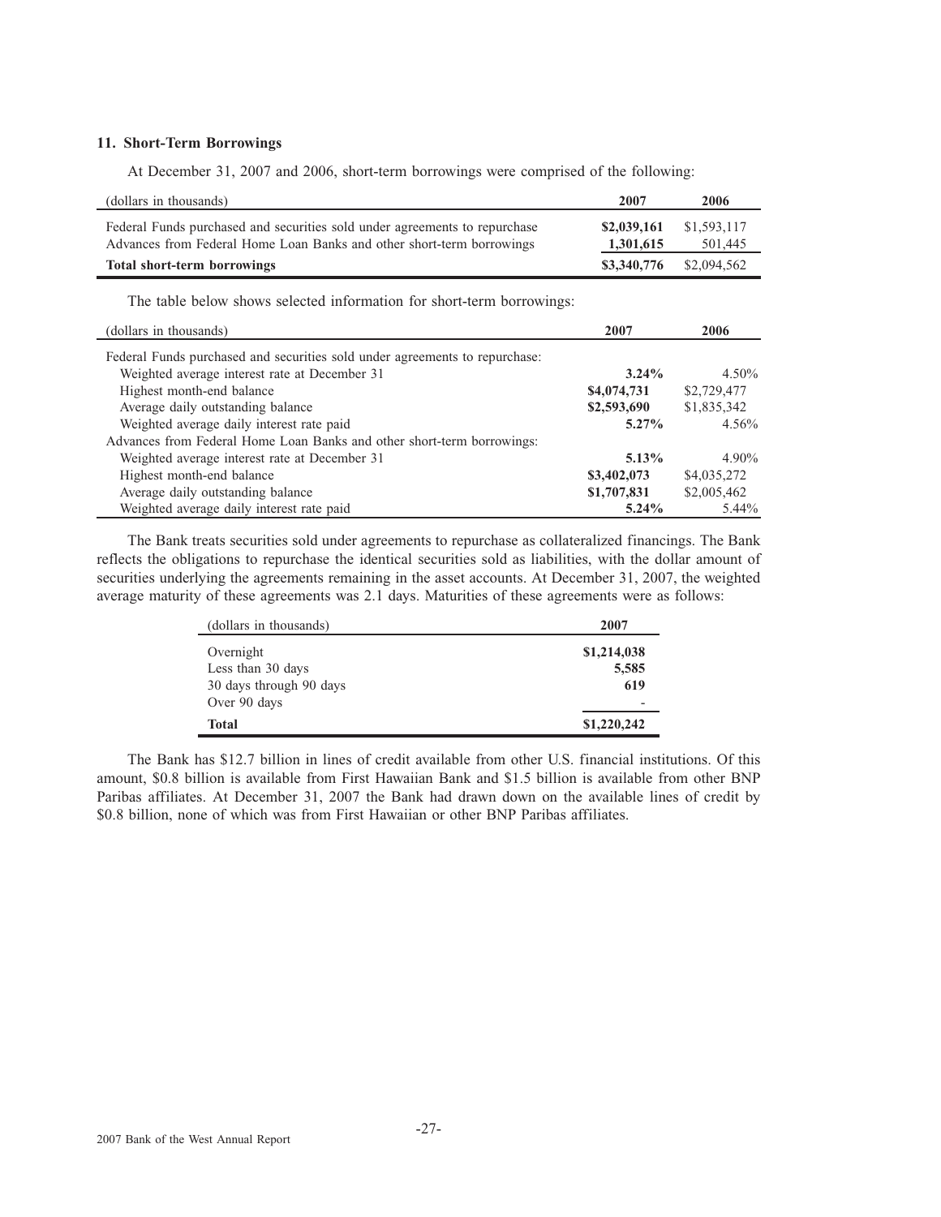### 11. Short-Term Borrowings

At December 31, 2007 and 2006, short-term borrowings were comprised of the following:

| (dollars in thousands) | 2007 | 2006 |
|---|---|---|
| Federal Funds purchased and securities sold under agreements to repurchase | **$2,039,161** | $1,593,117 |
| Advances from Federal Home Loan Banks and other short-term borrowings | **1,301,615** | 501,445 |
| **Total short-term borrowings** | **$3,340,776** | $2,094,562 |

The table below shows selected information for short-term borrowings:

| (dollars in thousands) | 2007 | 2006 |
|---|---|---|
| Federal Funds purchased and securities sold under agreements to repurchase: | | |
| Weighted average interest rate at December 31 | **3.24%** | 4.50% |
| Highest month-end balance | **$4,074,731** | $2,729,477 |
| Average daily outstanding balance | **$2,593,690** | $1,835,342 |
| Weighted average daily interest rate paid | **5.27%** | 4.56% |
| Advances from Federal Home Loan Banks and other short-term borrowings: | | |
| Weighted average interest rate at December 31 | **5.13%** | 4.90% |
| Highest month-end balance | **$3,402,073** | $4,035,272 |
| Average daily outstanding balance | **$1,707,831** | $2,005,462 |
| Weighted average daily interest rate paid | **5.24%** | 5.44% |

The Bank treats securities sold under agreements to repurchase as collateralized financings. The Bank reflects the obligations to repurchase the identical securities sold as liabilities, with the dollar amount of securities underlying the agreements remaining in the asset accounts. At December 31, 2007, the weighted average maturity of these agreements was 2.1 days. Maturities of these agreements were as follows:

| (dollars in thousands) | 2007 |
|---|---|
| Overnight | **$1,214,038** |
| Less than 30 days | **5,585** |
| 30 days through 90 days | **619** |
| Over 90 days | - |
| **Total** | **$1,220,242** |

The Bank has $12.7 billion in lines of credit available from other U.S. financial institutions. Of this amount, $0.8 billion is available from First Hawaiian Bank and $1.5 billion is available from other BNP Paribas affiliates. At December 31, 2007 the Bank had drawn down on the available lines of credit by $0.8 billion, none of which was from First Hawaiian or other BNP Paribas affiliates.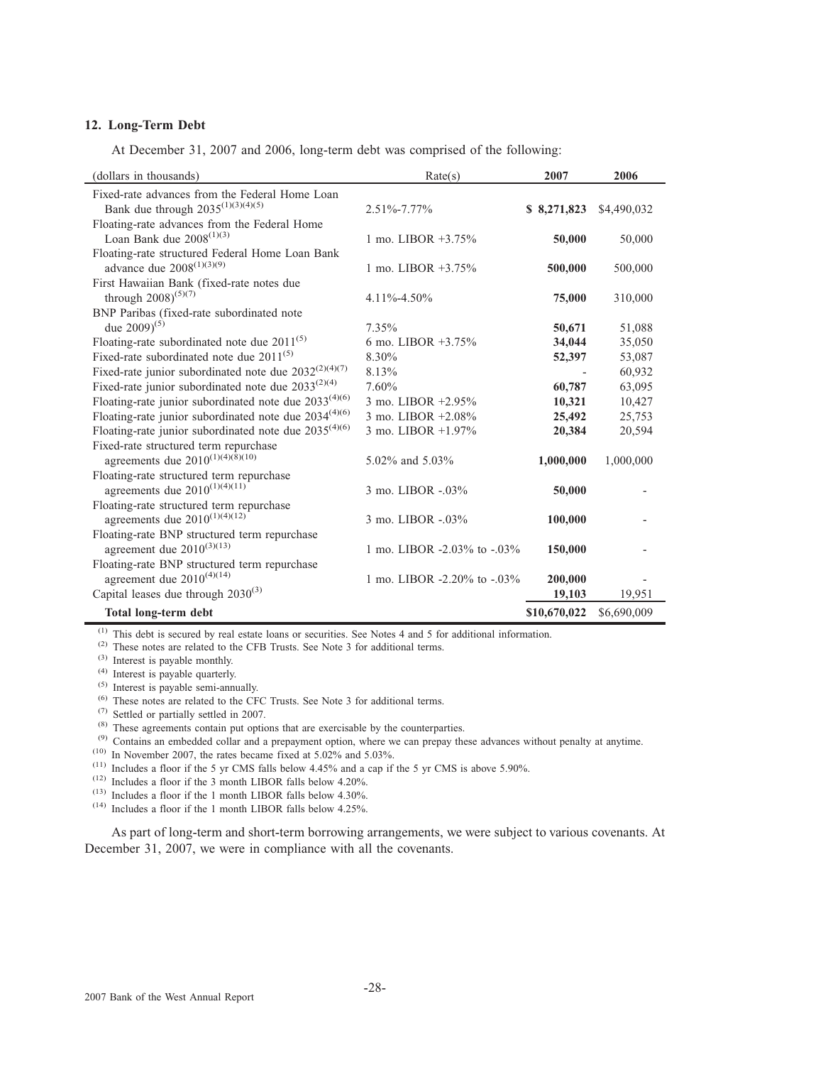### 12. Long-Term Debt

At December 31, 2007 and 2006, long-term debt was comprised of the following:

| (dollars in thousands) | Rate(s) | 2007 | 2006 |
|---|---|---|---|
| Fixed-rate advances from the Federal Home Loan Bank due through 2035[(1)(3)(4)(5)] | 2.51%-7.77% | **$ 8,271,823** | $4,490,032 |
| Floating-rate advances from the Federal Home Loan Bank due 2008[(1)(3)] | 1 mo. LIBOR +3.75% | **50,000** | 50,000 |
| Floating-rate structured Federal Home Loan Bank advance due 2008[(1)(3)(9)] | 1 mo. LIBOR +3.75% | **500,000** | 500,000 |
| First Hawaiian Bank (fixed-rate notes due through 2008)[(5)(7)] | 4.11%-4.50% | **75,000** | 310,000 |
| BNP Paribas (fixed-rate subordinated note due 2009)[(5)] | 7.35% | **50,671** | 51,088 |
| Floating-rate subordinated note due 2011[(5)] | 6 mo. LIBOR +3.75% | **34,044** | 35,050 |
| Fixed-rate subordinated note due 2011[(5)] | 8.30% | **52,397** | 53,087 |
| Fixed-rate junior subordinated note due 2032[(2)(4)(7)] | 8.13% | - | 60,932 |
| Fixed-rate junior subordinated note due 2033[(2)(4)] | 7.60% | **60,787** | 63,095 |
| Floating-rate junior subordinated note due 2033[(4)(6)] | 3 mo. LIBOR +2.95% | **10,321** | 10,427 |
| Floating-rate junior subordinated note due 2034[(4)(6)] | 3 mo. LIBOR +2.08% | **25,492** | 25,753 |
| Floating-rate junior subordinated note due 2035[(4)(6)] | 3 mo. LIBOR +1.97% | **20,384** | 20,594 |
| Fixed-rate structured term repurchase agreements due 2010[(1)(4)(8)(10)] | 5.02% and 5.03% | **1,000,000** | 1,000,000 |
| Floating-rate structured term repurchase agreements due 2010[(1)(4)(11)] | 3 mo. LIBOR -.03% | **50,000** | - |
| Floating-rate structured term repurchase agreements due 2010[(1)(4)(12)] | 3 mo. LIBOR -.03% | **100,000** | - |
| Floating-rate BNP structured term repurchase agreement due 2010[(3)(13)] | 1 mo. LIBOR -2.03% to -.03% | **150,000** | - |
| Floating-rate BNP structured term repurchase agreement due 2010[(4)(14)] | 1 mo. LIBOR -2.20% to -.03% | **200,000** | - |
| Capital leases due through 2030[(3)] | | **19,103** | 19,951 |
| **Total long-term debt** | | **$10,670,022** | $6,690,009 |

(1) This debt is secured by real estate loans or securities. See Notes 4 and 5 for additional information.
(2) These notes are related to the CFB Trusts. See Note 3 for additional terms.
(3) Interest is payable monthly.
(4) Interest is payable quarterly.
(5) Interest is payable semi-annually.
(6) These notes are related to the CFC Trusts. See Note 3 for additional terms.
(7) Settled or partially settled in 2007.
(8) These agreements contain put options that are exercisable by the counterparties.
(9) Contains an embedded collar and a prepayment option, where we can prepay these advances without penalty at anytime.
(10) In November 2007, the rates became fixed at 5.02% and 5.03%.
(11) Includes a floor if the 5 yr CMS falls below 4.45% and a cap if the 5 yr CMS is above 5.90%.
(12) Includes a floor if the 3 month LIBOR falls below 4.20%.
(13) Includes a floor if the 1 month LIBOR falls below 4.30%.
(14) Includes a floor if the 1 month LIBOR falls below 4.25%.

As part of long-term and short-term borrowing arrangements, we were subject to various covenants. At December 31, 2007, we were in compliance with all the covenants.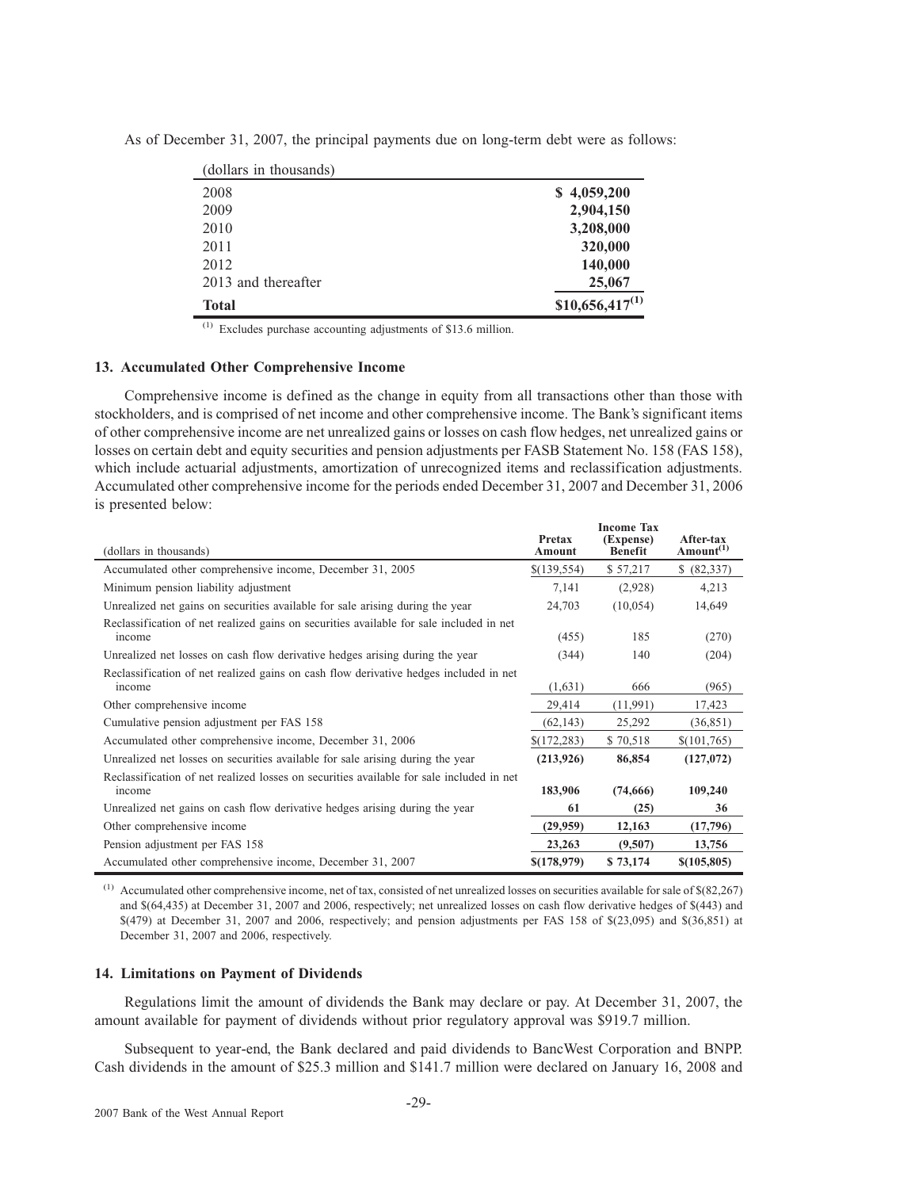As of December 31, 2007, the principal payments due on long-term debt were as follows:

| (dollars in thousands) | |
|---|---|
| 2008 | **$ 4,059,200** |
| 2009 | **2,904,150** |
| 2010 | **3,208,000** |
| 2011 | **320,000** |
| 2012 | **140,000** |
| 2013 and thereafter | **25,067** |
| **Total** | **$10,656,417[1]** |

[1] Excludes purchase accounting adjustments of $13.6 million.

### 13. Accumulated Other Comprehensive Income

Comprehensive income is defined as the change in equity from all transactions other than those with stockholders, and is comprised of net income and other comprehensive income. The Bank's significant items of other comprehensive income are net unrealized gains or losses on cash flow hedges, net unrealized gains or losses on certain debt and equity securities and pension adjustments per FASB Statement No. 158 (FAS 158), which include actuarial adjustments, amortization of unrecognized items and reclassification adjustments. Accumulated other comprehensive income for the periods ended December 31, 2007 and December 31, 2006 is presented below:

| (dollars in thousands) | Pretax Amount | Income Tax (Expense) Benefit | After-tax Amount[1] |
|---|---|---|---|
| Accumulated other comprehensive income, December 31, 2005 | $(139,554) | $ 57,217 | $ (82,337) |
| Minimum pension liability adjustment | 7,141 | (2,928) | 4,213 |
| Unrealized net gains on securities available for sale arising during the year | 24,703 | (10,054) | 14,649 |
| Reclassification of net realized gains on securities available for sale included in net income | (455) | 185 | (270) |
| Unrealized net losses on cash flow derivative hedges arising during the year | (344) | 140 | (204) |
| Reclassification of net realized gains on cash flow derivative hedges included in net income | (1,631) | 666 | (965) |
| Other comprehensive income | 29,414 | (11,991) | 17,423 |
| Cumulative pension adjustment per FAS 158 | (62,143) | 25,292 | (36,851) |
| Accumulated other comprehensive income, December 31, 2006 | $(172,283) | $ 70,518 | $(101,765) |
| Unrealized net losses on securities available for sale arising during the year | **(213,926)** | **86,854** | **(127,072)** |
| Reclassification of net realized losses on securities available for sale included in net income | **183,906** | **(74,666)** | **109,240** |
| Unrealized net gains on cash flow derivative hedges arising during the year | **61** | **(25)** | **36** |
| Other comprehensive income | **(29,959)** | **12,163** | **(17,796)** |
| Pension adjustment per FAS 158 | **23,263** | **(9,507)** | **13,756** |
| Accumulated other comprehensive income, December 31, 2007 | **$(178,979)** | **$ 73,174** | **$(105,805)** |

[1] Accumulated other comprehensive income, net of tax, consisted of net unrealized losses on securities available for sale of $(82,267) and $(64,435) at December 31, 2007 and 2006, respectively; net unrealized losses on cash flow derivative hedges of $(443) and $(479) at December 31, 2007 and 2006, respectively; and pension adjustments per FAS 158 of $(23,095) and $(36,851) at December 31, 2007 and 2006, respectively.

### 14. Limitations on Payment of Dividends

Regulations limit the amount of dividends the Bank may declare or pay. At December 31, 2007, the amount available for payment of dividends without prior regulatory approval was $919.7 million.

Subsequent to year-end, the Bank declared and paid dividends to BancWest Corporation and BNPP. Cash dividends in the amount of $25.3 million and $141.7 million were declared on January 16, 2008 and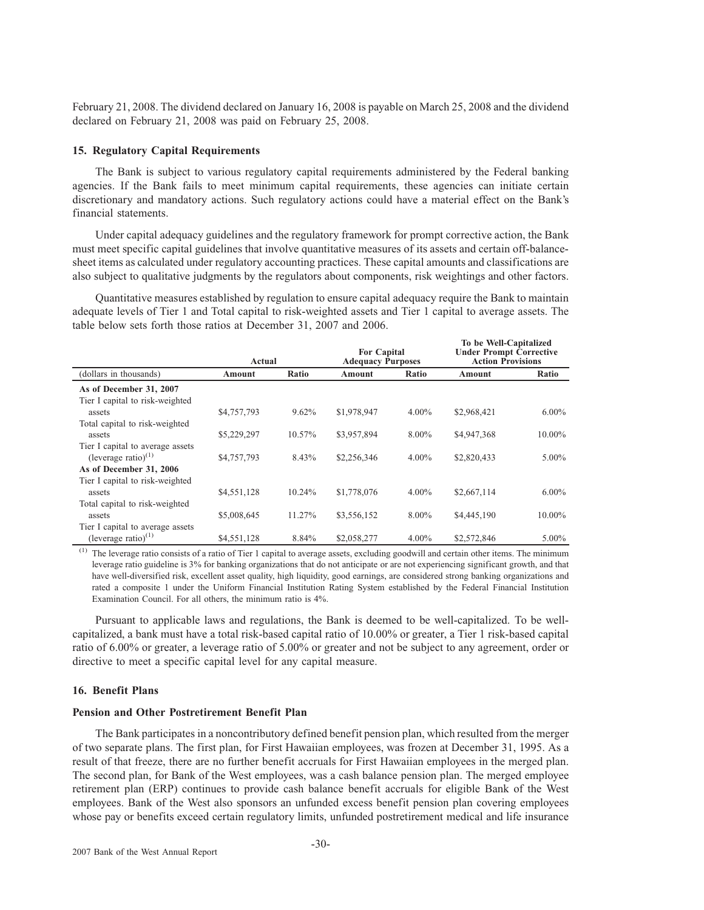February 21, 2008. The dividend declared on January 16, 2008 is payable on March 25, 2008 and the dividend declared on February 21, 2008 was paid on February 25, 2008.

### 15. Regulatory Capital Requirements

The Bank is subject to various regulatory capital requirements administered by the Federal banking agencies. If the Bank fails to meet minimum capital requirements, these agencies can initiate certain discretionary and mandatory actions. Such regulatory actions could have a material effect on the Bank's financial statements.

Under capital adequacy guidelines and the regulatory framework for prompt corrective action, the Bank must meet specific capital guidelines that involve quantitative measures of its assets and certain off-balance-sheet items as calculated under regulatory accounting practices. These capital amounts and classifications are also subject to qualitative judgments by the regulators about components, risk weightings and other factors.

Quantitative measures established by regulation to ensure capital adequacy require the Bank to maintain adequate levels of Tier 1 and Total capital to risk-weighted assets and Tier 1 capital to average assets. The table below sets forth those ratios at December 31, 2007 and 2006.

| | Actual | | For Capital Adequacy Purposes | | To be Well-Capitalized Under Prompt Corrective Action Provisions | |
|---|---|---|---|---|---|---|
| (dollars in thousands) | **Amount** | **Ratio** | **Amount** | **Ratio** | **Amount** | **Ratio** |
| **As of December 31, 2007** | | | | | | |
| Tier I capital to risk-weighted assets | $4,757,793 | 9.62% | $1,978,947 | 4.00% | $2,968,421 | 6.00% |
| Total capital to risk-weighted assets | $5,229,297 | 10.57% | $3,957,894 | 8.00% | $4,947,368 | 10.00% |
| Tier I capital to average assets (leverage ratio)[(1)] | $4,757,793 | 8.43% | $2,256,346 | 4.00% | $2,820,433 | 5.00% |
| **As of December 31, 2006** | | | | | | |
| Tier I capital to risk-weighted assets | $4,551,128 | 10.24% | $1,778,076 | 4.00% | $2,667,114 | 6.00% |
| Total capital to risk-weighted assets | $5,008,645 | 11.27% | $3,556,152 | 8.00% | $4,445,190 | 10.00% |
| Tier I capital to average assets (leverage ratio)[(1)] | $4,551,128 | 8.84% | $2,058,277 | 4.00% | $2,572,846 | 5.00% |

[(1)] The leverage ratio consists of a ratio of Tier 1 capital to average assets, excluding goodwill and certain other items. The minimum leverage ratio guideline is 3% for banking organizations that do not anticipate or are not experiencing significant growth, and that have well-diversified risk, excellent asset quality, high liquidity, good earnings, are considered strong banking organizations and rated a composite 1 under the Uniform Financial Institution Rating System established by the Federal Financial Institution Examination Council. For all others, the minimum ratio is 4%.

Pursuant to applicable laws and regulations, the Bank is deemed to be well-capitalized. To be well-capitalized, a bank must have a total risk-based capital ratio of 10.00% or greater, a Tier 1 risk-based capital ratio of 6.00% or greater, a leverage ratio of 5.00% or greater and not be subject to any agreement, order or directive to meet a specific capital level for any capital measure.

### 16. Benefit Plans

#### Pension and Other Postretirement Benefit Plan

The Bank participates in a noncontributory defined benefit pension plan, which resulted from the merger of two separate plans. The first plan, for First Hawaiian employees, was frozen at December 31, 1995. As a result of that freeze, there are no further benefit accruals for First Hawaiian employees in the merged plan. The second plan, for Bank of the West employees, was a cash balance pension plan. The merged employee retirement plan (ERP) continues to provide cash balance benefit accruals for eligible Bank of the West employees. Bank of the West also sponsors an unfunded excess benefit pension plan covering employees whose pay or benefits exceed certain regulatory limits, unfunded postretirement medical and life insurance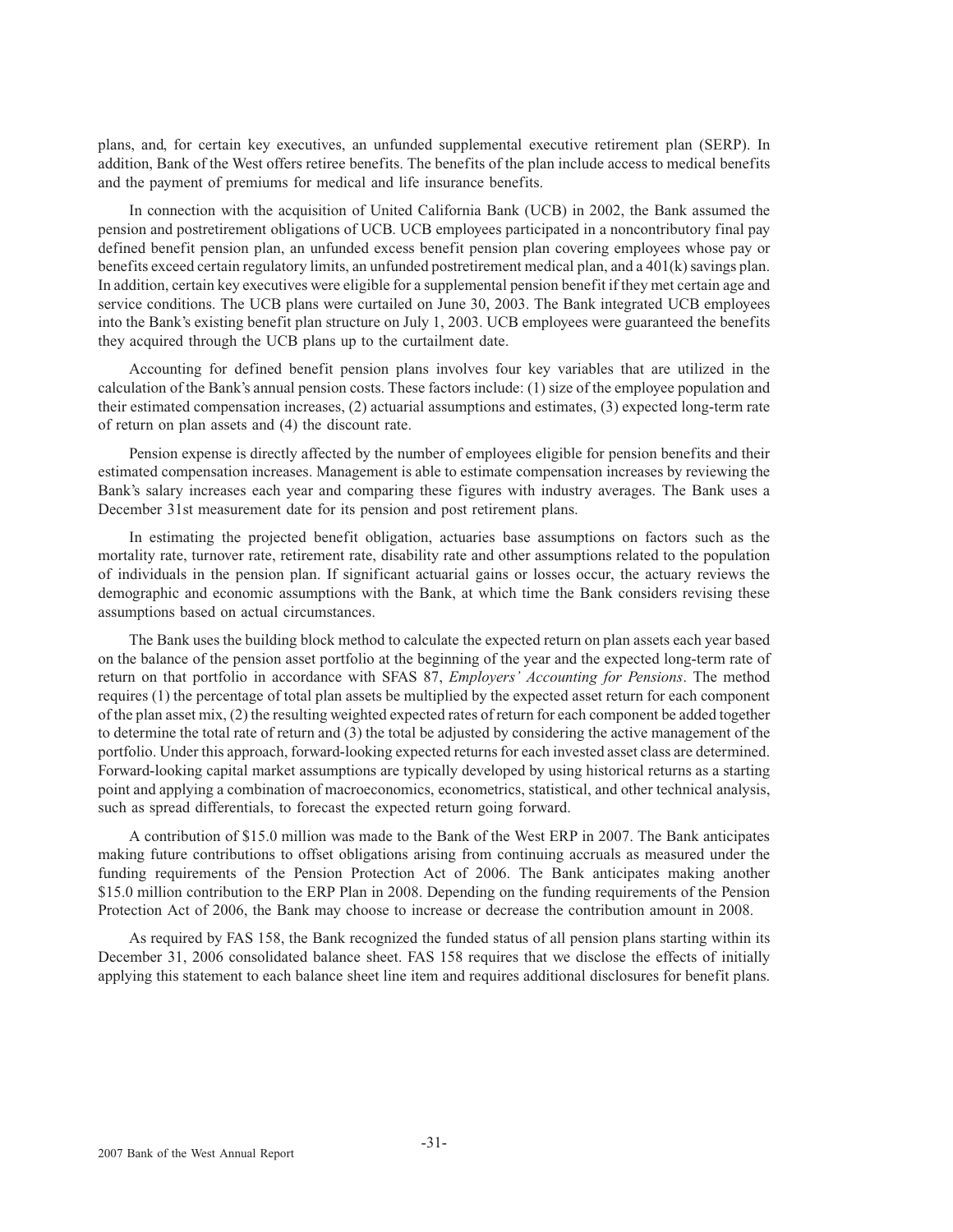plans, and, for certain key executives, an unfunded supplemental executive retirement plan (SERP). In addition, Bank of the West offers retiree benefits. The benefits of the plan include access to medical benefits and the payment of premiums for medical and life insurance benefits.

In connection with the acquisition of United California Bank (UCB) in 2002, the Bank assumed the pension and postretirement obligations of UCB. UCB employees participated in a noncontributory final pay defined benefit pension plan, an unfunded excess benefit pension plan covering employees whose pay or benefits exceed certain regulatory limits, an unfunded postretirement medical plan, and a 401(k) savings plan. In addition, certain key executives were eligible for a supplemental pension benefit if they met certain age and service conditions. The UCB plans were curtailed on June 30, 2003. The Bank integrated UCB employees into the Bank's existing benefit plan structure on July 1, 2003. UCB employees were guaranteed the benefits they acquired through the UCB plans up to the curtailment date.

Accounting for defined benefit pension plans involves four key variables that are utilized in the calculation of the Bank's annual pension costs. These factors include: (1) size of the employee population and their estimated compensation increases, (2) actuarial assumptions and estimates, (3) expected long-term rate of return on plan assets and (4) the discount rate.

Pension expense is directly affected by the number of employees eligible for pension benefits and their estimated compensation increases. Management is able to estimate compensation increases by reviewing the Bank's salary increases each year and comparing these figures with industry averages. The Bank uses a December 31st measurement date for its pension and post retirement plans.

In estimating the projected benefit obligation, actuaries base assumptions on factors such as the mortality rate, turnover rate, retirement rate, disability rate and other assumptions related to the population of individuals in the pension plan. If significant actuarial gains or losses occur, the actuary reviews the demographic and economic assumptions with the Bank, at which time the Bank considers revising these assumptions based on actual circumstances.

The Bank uses the building block method to calculate the expected return on plan assets each year based on the balance of the pension asset portfolio at the beginning of the year and the expected long-term rate of return on that portfolio in accordance with SFAS 87, *Employers' Accounting for Pensions*. The method requires (1) the percentage of total plan assets be multiplied by the expected asset return for each component of the plan asset mix, (2) the resulting weighted expected rates of return for each component be added together to determine the total rate of return and (3) the total be adjusted by considering the active management of the portfolio. Under this approach, forward-looking expected returns for each invested asset class are determined. Forward-looking capital market assumptions are typically developed by using historical returns as a starting point and applying a combination of macroeconomics, econometrics, statistical, and other technical analysis, such as spread differentials, to forecast the expected return going forward.

A contribution of $15.0 million was made to the Bank of the West ERP in 2007. The Bank anticipates making future contributions to offset obligations arising from continuing accruals as measured under the funding requirements of the Pension Protection Act of 2006. The Bank anticipates making another $15.0 million contribution to the ERP Plan in 2008. Depending on the funding requirements of the Pension Protection Act of 2006, the Bank may choose to increase or decrease the contribution amount in 2008.

As required by FAS 158, the Bank recognized the funded status of all pension plans starting within its December 31, 2006 consolidated balance sheet. FAS 158 requires that we disclose the effects of initially applying this statement to each balance sheet line item and requires additional disclosures for benefit plans.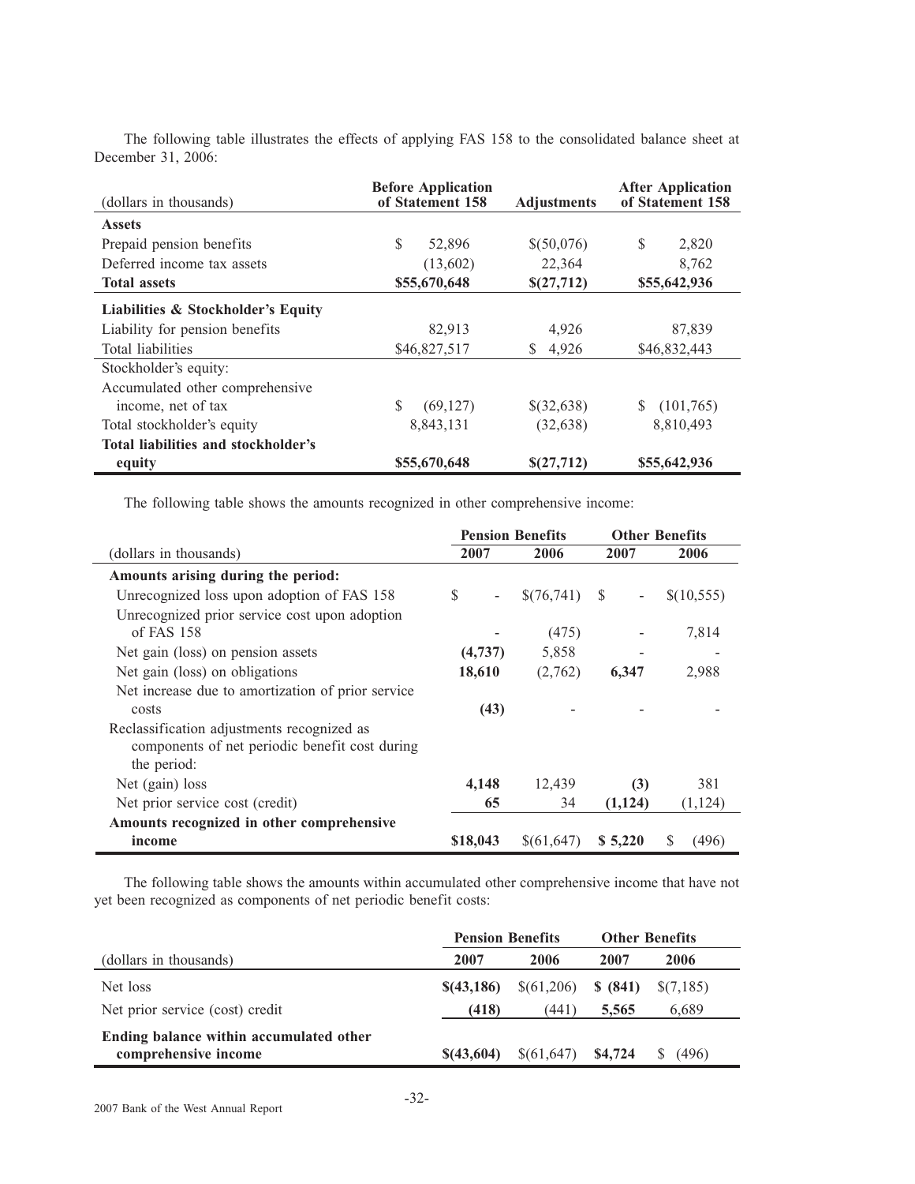The following table illustrates the effects of applying FAS 158 to the consolidated balance sheet at December 31, 2006:

| (dollars in thousands) | Before Application of Statement 158 | Adjustments | After Application of Statement 158 |
|---|---|---|---|
| **Assets** | | | |
| Prepaid pension benefits | $ 52,896 | $(50,076) | $ 2,820 |
| Deferred income tax assets | (13,602) | 22,364 | 8,762 |
| **Total assets** | **$55,670,648** | **$(27,712)** | **$55,642,936** |
| **Liabilities & Stockholder's Equity** | | | |
| Liability for pension benefits | 82,913 | 4,926 | 87,839 |
| Total liabilities | $46,827,517 | $ 4,926 | $46,832,443 |
| Stockholder's equity: | | | |
| Accumulated other comprehensive income, net of tax | $ (69,127) | $(32,638) | $ (101,765) |
| Total stockholder's equity | 8,843,131 | (32,638) | 8,810,493 |
| **Total liabilities and stockholder's equity** | **$55,670,648** | **$(27,712)** | **$55,642,936** |

The following table shows the amounts recognized in other comprehensive income:

| | Pension Benefits | | Other Benefits | |
|---|---|---|---|---|
| (dollars in thousands) | 2007 | 2006 | 2007 | 2006 |
| **Amounts arising during the period:** | | | | |
| Unrecognized loss upon adoption of FAS 158 | $ - | $(76,741) | $ - | $(10,555) |
| Unrecognized prior service cost upon adoption of FAS 158 | - | (475) | - | 7,814 |
| Net gain (loss) on pension assets | **(4,737)** | 5,858 | - | - |
| Net gain (loss) on obligations | **18,610** | (2,762) | **6,347** | 2,988 |
| Net increase due to amortization of prior service costs | **(43)** | - | - | - |
| Reclassification adjustments recognized as components of net periodic benefit cost during the period: | | | | |
| Net (gain) loss | **4,148** | 12,439 | **(3)** | 381 |
| Net prior service cost (credit) | **65** | 34 | **(1,124)** | (1,124) |
| **Amounts recognized in other comprehensive income** | **$18,043** | $(61,647) | **$ 5,220** | $ (496) |

The following table shows the amounts within accumulated other comprehensive income that have not yet been recognized as components of net periodic benefit costs:

| | Pension Benefits | | Other Benefits | |
|---|---|---|---|---|
| (dollars in thousands) | 2007 | 2006 | 2007 | 2006 |
| Net loss | **$(43,186)** | $(61,206) | **$ (841)** | $(7,185) |
| Net prior service (cost) credit | **(418)** | (441) | **5,565** | 6,689 |
| **Ending balance within accumulated other comprehensive income** | **$(43,604)** | $(61,647) | **$4,724** | $ (496) |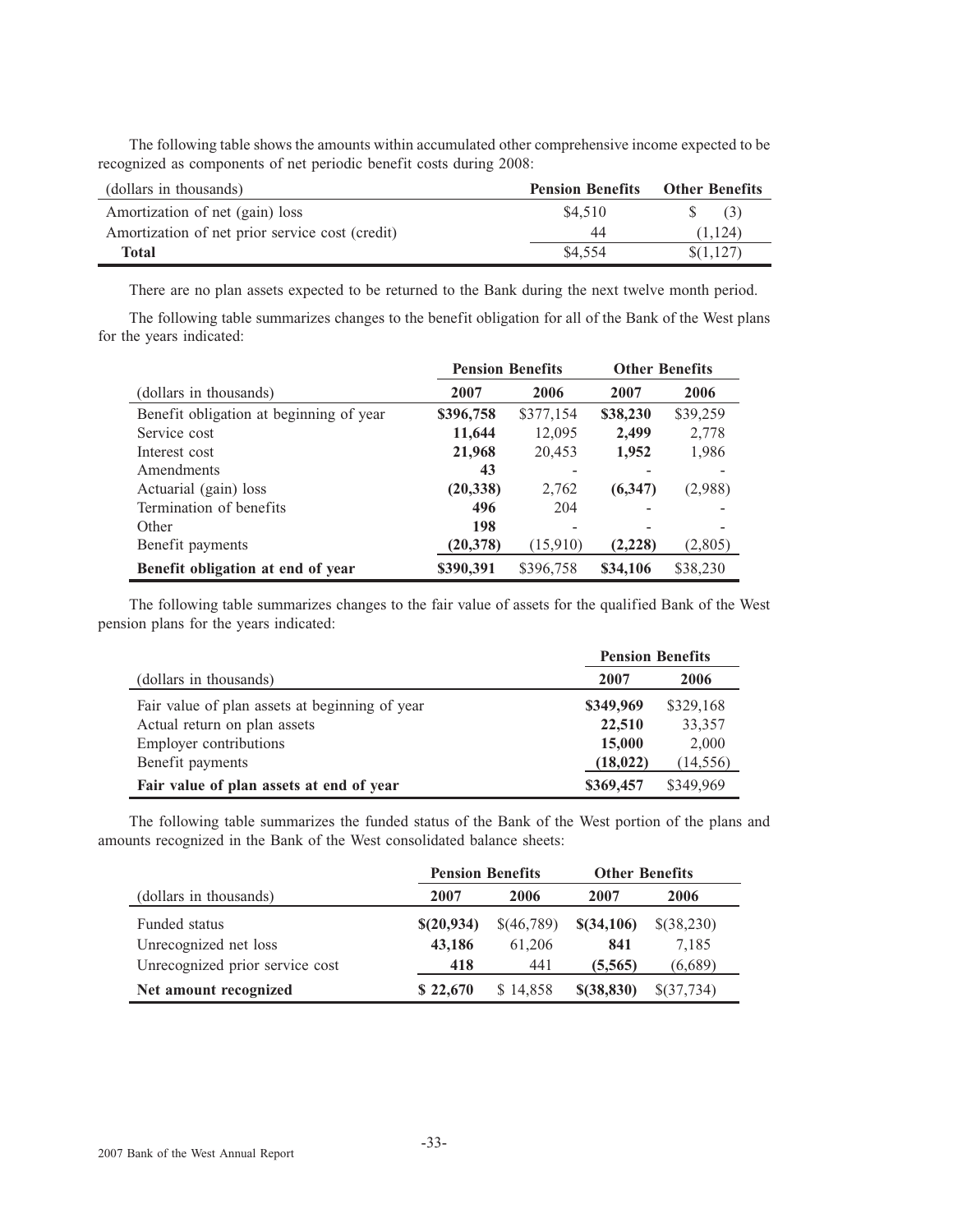The following table shows the amounts within accumulated other comprehensive income expected to be recognized as components of net periodic benefit costs during 2008:

| (dollars in thousands) | Pension Benefits | Other Benefits |
|---|---|---|
| Amortization of net (gain) loss | $4,510 | $ (3) |
| Amortization of net prior service cost (credit) | 44 | (1,124) |
| **Total** | $4,554 | $(1,127) |

There are no plan assets expected to be returned to the Bank during the next twelve month period.

The following table summarizes changes to the benefit obligation for all of the Bank of the West plans for the years indicated:

| | Pension Benefits | | Other Benefits | |
|---|---|---|---|---|
| (dollars in thousands) | 2007 | 2006 | 2007 | 2006 |
| Benefit obligation at beginning of year | **$396,758** | $377,154 | **$38,230** | $39,259 |
| Service cost | **11,644** | 12,095 | **2,499** | 2,778 |
| Interest cost | **21,968** | 20,453 | **1,952** | 1,986 |
| Amendments | **43** | - | - | - |
| Actuarial (gain) loss | **(20,338)** | 2,762 | **(6,347)** | (2,988) |
| Termination of benefits | **496** | 204 | - | - |
| Other | **198** | - | - | - |
| Benefit payments | **(20,378)** | (15,910) | **(2,228)** | (2,805) |
| **Benefit obligation at end of year** | **$390,391** | $396,758 | **$34,106** | $38,230 |

The following table summarizes changes to the fair value of assets for the qualified Bank of the West pension plans for the years indicated:

| | Pension Benefits | |
|---|---|---|
| (dollars in thousands) | 2007 | 2006 |
| Fair value of plan assets at beginning of year | **$349,969** | $329,168 |
| Actual return on plan assets | **22,510** | 33,357 |
| Employer contributions | **15,000** | 2,000 |
| Benefit payments | **(18,022)** | (14,556) |
| **Fair value of plan assets at end of year** | **$369,457** | $349,969 |

The following table summarizes the funded status of the Bank of the West portion of the plans and amounts recognized in the Bank of the West consolidated balance sheets:

| | Pension Benefits | | Other Benefits | |
|---|---|---|---|---|
| (dollars in thousands) | 2007 | 2006 | 2007 | 2006 |
| Funded status | **$(20,934)** | $(46,789) | **$(34,106)** | $(38,230) |
| Unrecognized net loss | **43,186** | 61,206 | **841** | 7,185 |
| Unrecognized prior service cost | **418** | 441 | **(5,565)** | (6,689) |
| **Net amount recognized** | **$ 22,670** | $ 14,858 | **$(38,830)** | $(37,734) |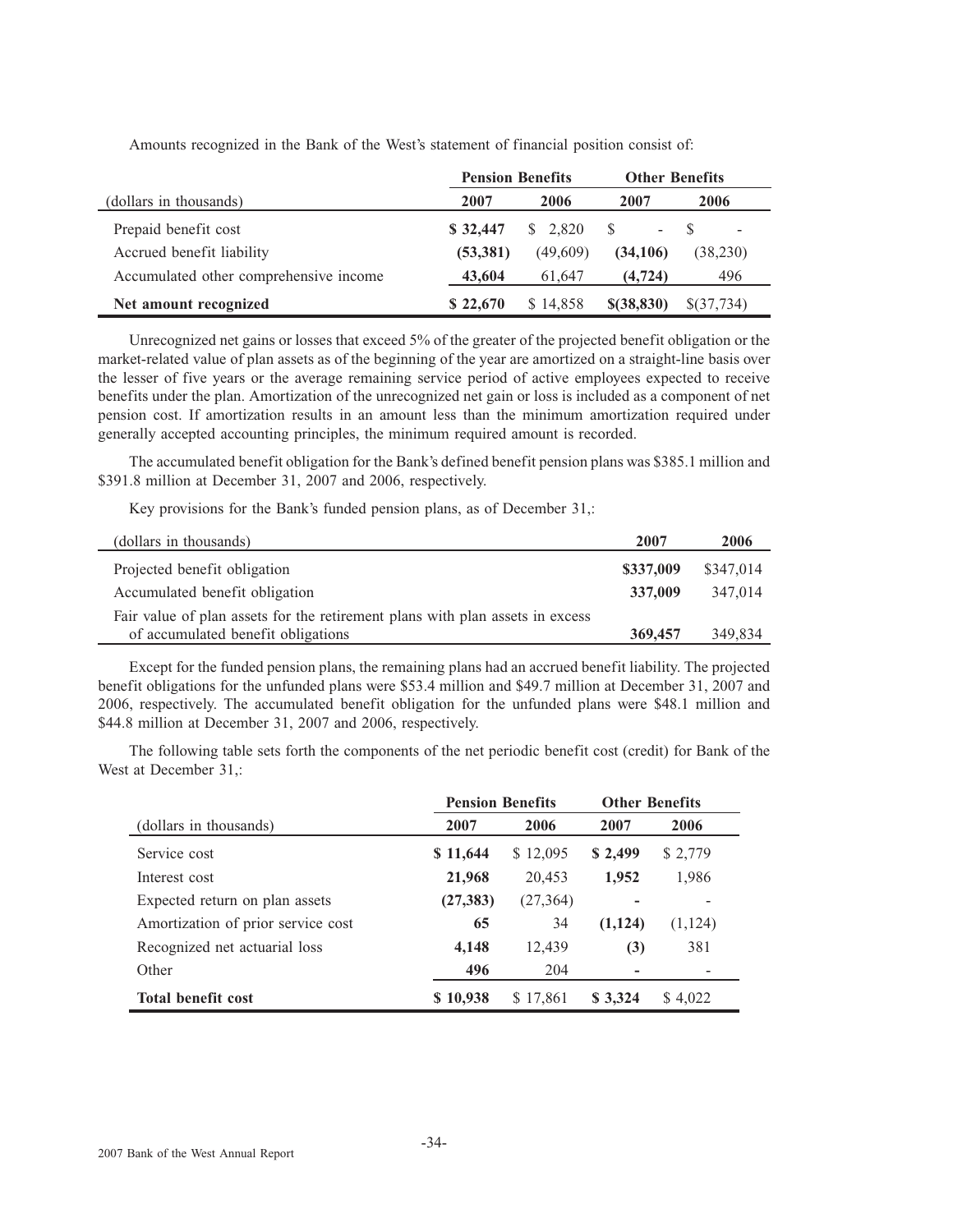Amounts recognized in the Bank of the West's statement of financial position consist of:

| | Pension Benefits | | Other Benefits | |
|---|---|---|---|---|
| (dollars in thousands) | **2007** | 2006 | **2007** | 2006 |
| Prepaid benefit cost | **$ 32,447** | $ 2,820 | **$ -** | $ - |
| Accrued benefit liability | **(53,381)** | (49,609) | **(34,106)** | (38,230) |
| Accumulated other comprehensive income | **43,604** | 61,647 | **(4,724)** | 496 |
| **Net amount recognized** | **$ 22,670** | $ 14,858 | **$(38,830)** | $(37,734) |

Unrecognized net gains or losses that exceed 5% of the greater of the projected benefit obligation or the market-related value of plan assets as of the beginning of the year are amortized on a straight-line basis over the lesser of five years or the average remaining service period of active employees expected to receive benefits under the plan. Amortization of the unrecognized net gain or loss is included as a component of net pension cost. If amortization results in an amount less than the minimum amortization required under generally accepted accounting principles, the minimum required amount is recorded.

The accumulated benefit obligation for the Bank's defined benefit pension plans was $385.1 million and $391.8 million at December 31, 2007 and 2006, respectively.

Key provisions for the Bank's funded pension plans, as of December 31,:

| (dollars in thousands) | **2007** | 2006 |
|---|---|---|
| Projected benefit obligation | **$337,009** | $347,014 |
| Accumulated benefit obligation | **337,009** | 347,014 |
| Fair value of plan assets for the retirement plans with plan assets in excess of accumulated benefit obligations | **369,457** | 349,834 |

Except for the funded pension plans, the remaining plans had an accrued benefit liability. The projected benefit obligations for the unfunded plans were $53.4 million and $49.7 million at December 31, 2007 and 2006, respectively. The accumulated benefit obligation for the unfunded plans were $48.1 million and $44.8 million at December 31, 2007 and 2006, respectively.

The following table sets forth the components of the net periodic benefit cost (credit) for Bank of the West at December 31,:

| | Pension Benefits | | Other Benefits | |
|---|---|---|---|---|
| (dollars in thousands) | **2007** | 2006 | **2007** | 2006 |
| Service cost | **$ 11,644** | $ 12,095 | **$ 2,499** | $ 2,779 |
| Interest cost | **21,968** | 20,453 | **1,952** | 1,986 |
| Expected return on plan assets | **(27,383)** | (27,364) | **-** | - |
| Amortization of prior service cost | **65** | 34 | **(1,124)** | (1,124) |
| Recognized net actuarial loss | **4,148** | 12,439 | **(3)** | 381 |
| Other | **496** | 204 | **-** | - |
| **Total benefit cost** | **$ 10,938** | $ 17,861 | **$ 3,324** | $ 4,022 |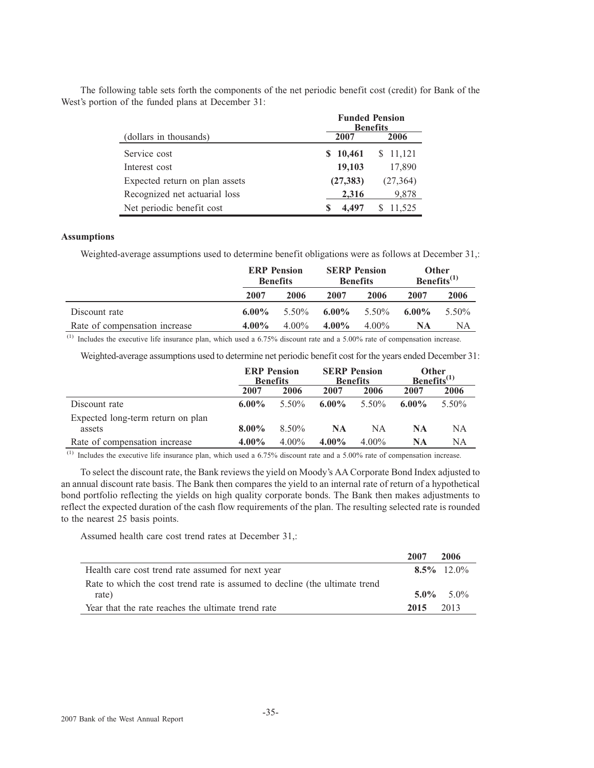The following table sets forth the components of the net periodic benefit cost (credit) for Bank of the West's portion of the funded plans at December 31:

| (dollars in thousands) | Funded Pension Benefits | |
|---|---|---|
| | **2007** | **2006** |
| Service cost | **$ 10,461** | $ 11,121 |
| Interest cost | **19,103** | 17,890 |
| Expected return on plan assets | **(27,383)** | (27,364) |
| Recognized net actuarial loss | **2,316** | 9,878 |
| Net periodic benefit cost | **$ 4,497** | $ 11,525 |

**Assumptions**

Weighted-average assumptions used to determine benefit obligations were as follows at December 31,:

| | ERP Pension Benefits | | SERP Pension Benefits | | Other Benefits[(1)] | |
|---|---|---|---|---|---|---|
| | **2007** | **2006** | **2007** | **2006** | **2007** | **2006** |
| Discount rate | **6.00%** | 5.50% | **6.00%** | 5.50% | **6.00%** | 5.50% |
| Rate of compensation increase | **4.00%** | 4.00% | **4.00%** | 4.00% | **NA** | NA |

(1) Includes the executive life insurance plan, which used a 6.75% discount rate and a 5.00% rate of compensation increase.

Weighted-average assumptions used to determine net periodic benefit cost for the years ended December 31:

| | ERP Pension Benefits | | SERP Pension Benefits | | Other Benefits[(1)] | |
|---|---|---|---|---|---|---|
| | **2007** | **2006** | **2007** | **2006** | **2007** | **2006** |
| Discount rate | **6.00%** | 5.50% | **6.00%** | 5.50% | **6.00%** | 5.50% |
| Expected long-term return on plan assets | **8.00%** | 8.50% | **NA** | NA | **NA** | NA |
| Rate of compensation increase | **4.00%** | 4.00% | **4.00%** | 4.00% | **NA** | NA |

(1) Includes the executive life insurance plan, which used a 6.75% discount rate and a 5.00% rate of compensation increase.

To select the discount rate, the Bank reviews the yield on Moody's AA Corporate Bond Index adjusted to an annual discount rate basis. The Bank then compares the yield to an internal rate of return of a hypothetical bond portfolio reflecting the yields on high quality corporate bonds. The Bank then makes adjustments to reflect the expected duration of the cash flow requirements of the plan. The resulting selected rate is rounded to the nearest 25 basis points.

Assumed health care cost trend rates at December 31,:

| | **2007** | **2006** |
|---|---|---|
| Health care cost trend rate assumed for next year | **8.5%** | 12.0% |
| Rate to which the cost trend rate is assumed to decline (the ultimate trend rate) | **5.0%** | 5.0% |
| Year that the rate reaches the ultimate trend rate | **2015** | 2013 |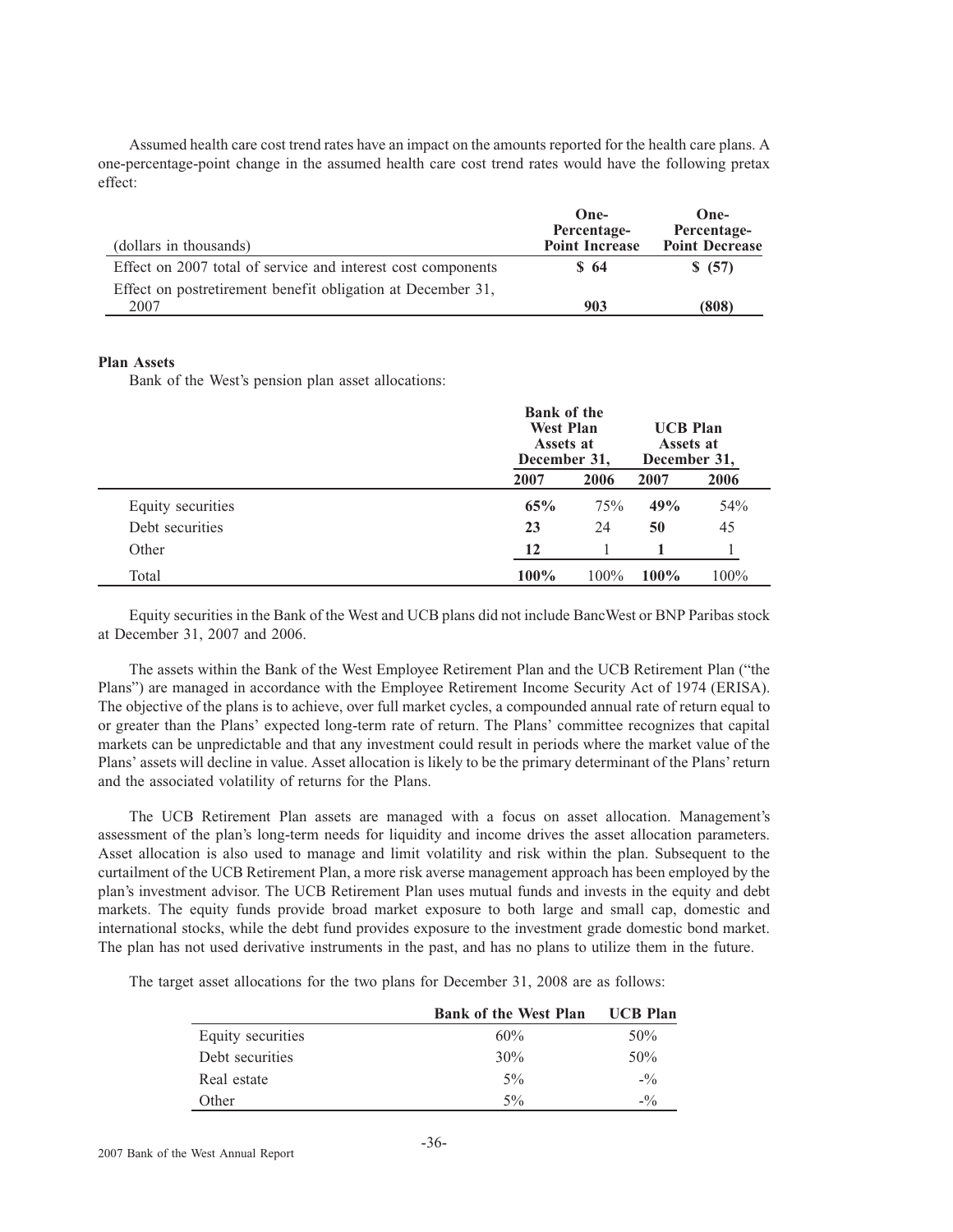Assumed health care cost trend rates have an impact on the amounts reported for the health care plans. A one-percentage-point change in the assumed health care cost trend rates would have the following pretax effect:

| (dollars in thousands) | One-Percentage-Point Increase | One-Percentage-Point Decrease |
|---|---|---|
| Effect on 2007 total of service and interest cost components | **$ 64** | **$ (57)** |
| Effect on postretirement benefit obligation at December 31, 2007 | **903** | **(808)** |

**Plan Assets**

Bank of the West's pension plan asset allocations:

| | Bank of the West Plan Assets at December 31, | | UCB Plan Assets at December 31, | |
|---|---|---|---|---|
| | 2007 | 2006 | 2007 | 2006 |
| Equity securities | **65%** | 75% | **49%** | 54% |
| Debt securities | **23** | 24 | **50** | 45 |
| Other | **12** | 1 | **1** | 1 |
| Total | **100%** | 100% | **100%** | 100% |

Equity securities in the Bank of the West and UCB plans did not include BancWest or BNP Paribas stock at December 31, 2007 and 2006.

The assets within the Bank of the West Employee Retirement Plan and the UCB Retirement Plan ("the Plans") are managed in accordance with the Employee Retirement Income Security Act of 1974 (ERISA). The objective of the plans is to achieve, over full market cycles, a compounded annual rate of return equal to or greater than the Plans' expected long-term rate of return. The Plans' committee recognizes that capital markets can be unpredictable and that any investment could result in periods where the market value of the Plans' assets will decline in value. Asset allocation is likely to be the primary determinant of the Plans' return and the associated volatility of returns for the Plans.

The UCB Retirement Plan assets are managed with a focus on asset allocation. Management's assessment of the plan's long-term needs for liquidity and income drives the asset allocation parameters. Asset allocation is also used to manage and limit volatility and risk within the plan. Subsequent to the curtailment of the UCB Retirement Plan, a more risk averse management approach has been employed by the plan's investment advisor. The UCB Retirement Plan uses mutual funds and invests in the equity and debt markets. The equity funds provide broad market exposure to both large and small cap, domestic and international stocks, while the debt fund provides exposure to the investment grade domestic bond market. The plan has not used derivative instruments in the past, and has no plans to utilize them in the future.

The target asset allocations for the two plans for December 31, 2008 are as follows:

| | Bank of the West Plan | UCB Plan |
|---|---|---|
| Equity securities | 60% | 50% |
| Debt securities | 30% | 50% |
| Real estate | 5% | -% |
| Other | 5% | -% |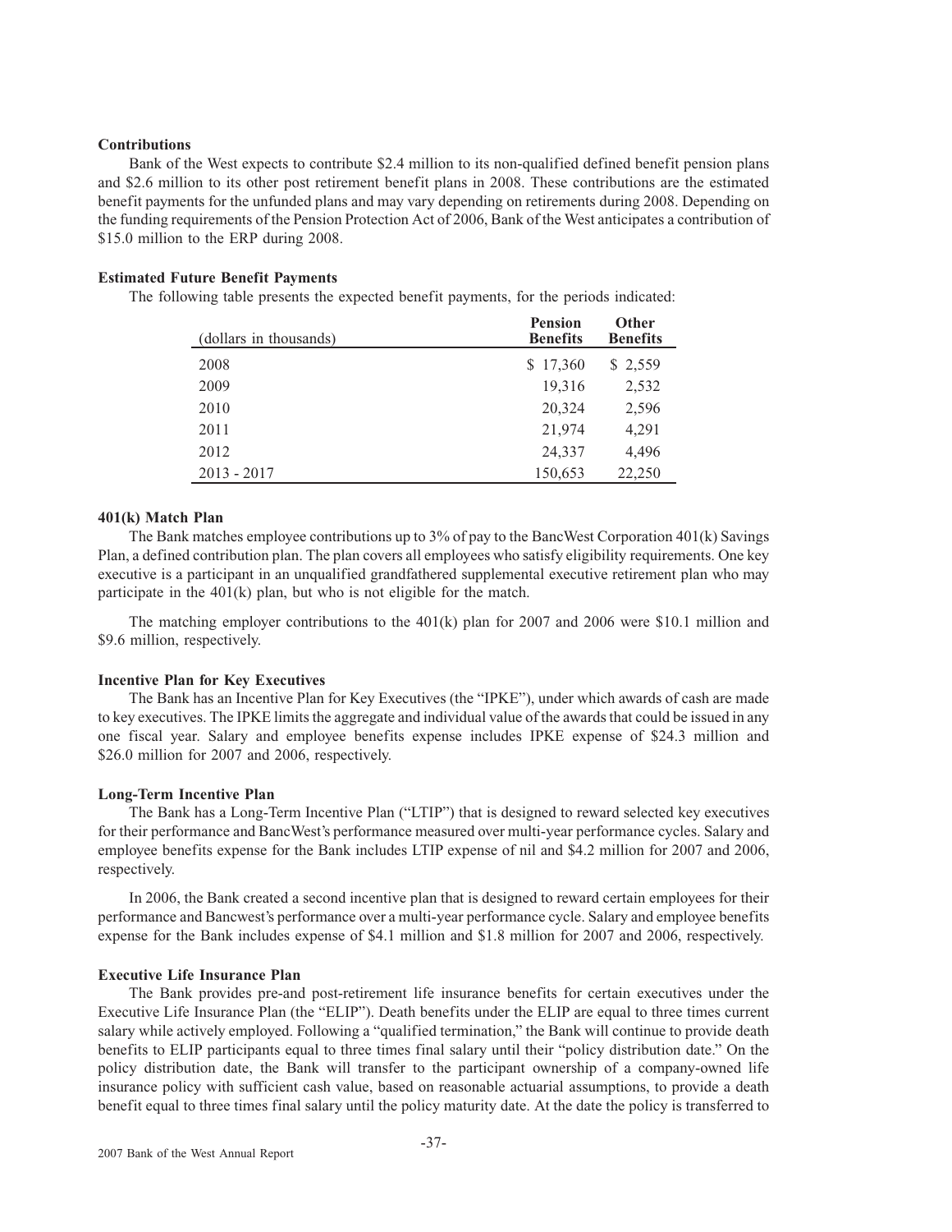**Contributions**

Bank of the West expects to contribute $2.4 million to its non-qualified defined benefit pension plans and $2.6 million to its other post retirement benefit plans in 2008. These contributions are the estimated benefit payments for the unfunded plans and may vary depending on retirements during 2008. Depending on the funding requirements of the Pension Protection Act of 2006, Bank of the West anticipates a contribution of $15.0 million to the ERP during 2008.

**Estimated Future Benefit Payments**

The following table presents the expected benefit payments, for the periods indicated:

| (dollars in thousands) | Pension Benefits | Other Benefits |
|---|---|---|
| 2008 | $ 17,360 | $ 2,559 |
| 2009 | 19,316 | 2,532 |
| 2010 | 20,324 | 2,596 |
| 2011 | 21,974 | 4,291 |
| 2012 | 24,337 | 4,496 |
| 2013 - 2017 | 150,653 | 22,250 |

**401(k) Match Plan**

The Bank matches employee contributions up to 3% of pay to the BancWest Corporation 401(k) Savings Plan, a defined contribution plan. The plan covers all employees who satisfy eligibility requirements. One key executive is a participant in an unqualified grandfathered supplemental executive retirement plan who may participate in the 401(k) plan, but who is not eligible for the match.

The matching employer contributions to the 401(k) plan for 2007 and 2006 were $10.1 million and $9.6 million, respectively.

**Incentive Plan for Key Executives**

The Bank has an Incentive Plan for Key Executives (the "IPKE"), under which awards of cash are made to key executives. The IPKE limits the aggregate and individual value of the awards that could be issued in any one fiscal year. Salary and employee benefits expense includes IPKE expense of $24.3 million and $26.0 million for 2007 and 2006, respectively.

**Long-Term Incentive Plan**

The Bank has a Long-Term Incentive Plan ("LTIP") that is designed to reward selected key executives for their performance and BancWest's performance measured over multi-year performance cycles. Salary and employee benefits expense for the Bank includes LTIP expense of nil and $4.2 million for 2007 and 2006, respectively.

In 2006, the Bank created a second incentive plan that is designed to reward certain employees for their performance and Bancwest's performance over a multi-year performance cycle. Salary and employee benefits expense for the Bank includes expense of $4.1 million and $1.8 million for 2007 and 2006, respectively.

**Executive Life Insurance Plan**

The Bank provides pre-and post-retirement life insurance benefits for certain executives under the Executive Life Insurance Plan (the "ELIP"). Death benefits under the ELIP are equal to three times current salary while actively employed. Following a "qualified termination," the Bank will continue to provide death benefits to ELIP participants equal to three times final salary until their "policy distribution date." On the policy distribution date, the Bank will transfer to the participant ownership of a company-owned life insurance policy with sufficient cash value, based on reasonable actuarial assumptions, to provide a death benefit equal to three times final salary until the policy maturity date. At the date the policy is transferred to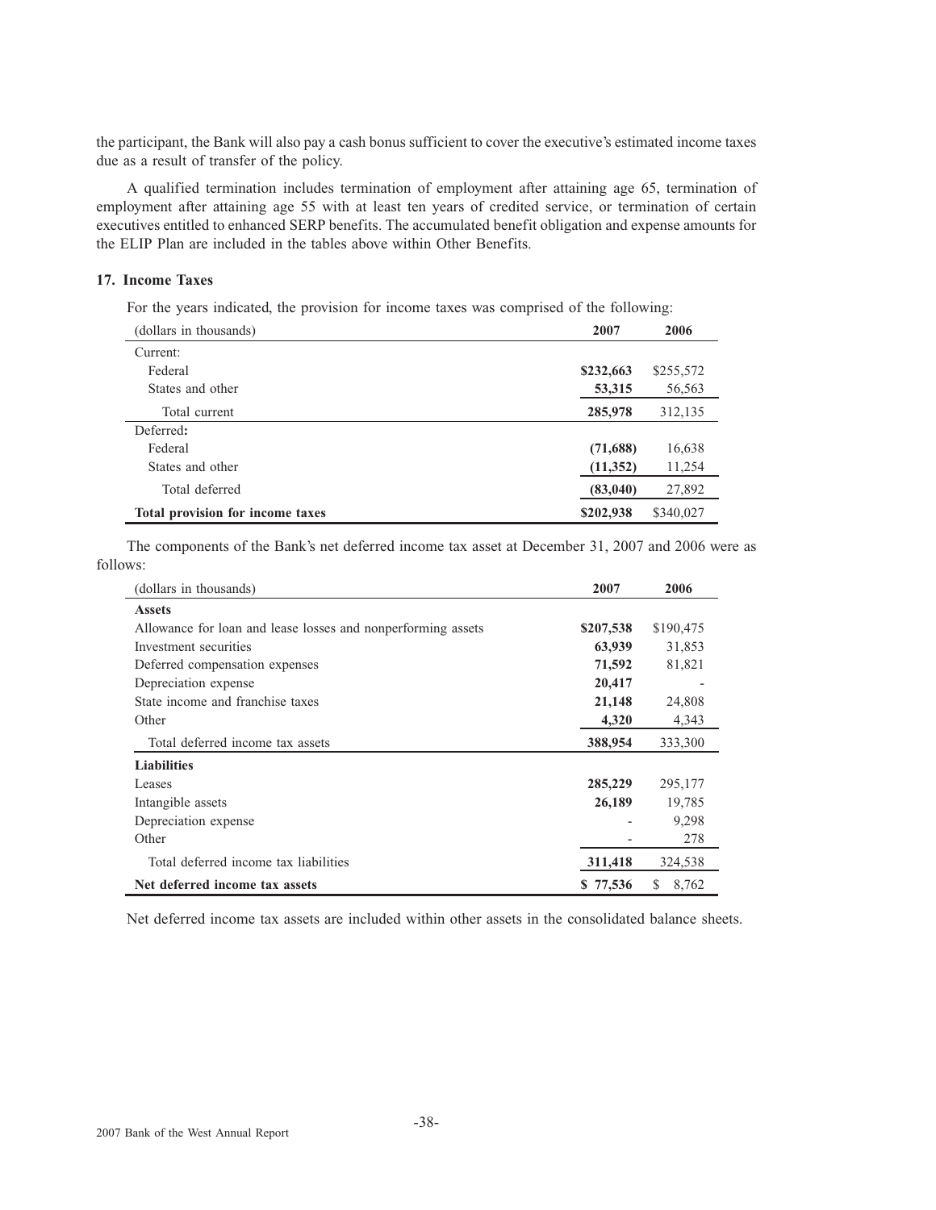the participant, the Bank will also pay a cash bonus sufficient to cover the executive's estimated income taxes due as a result of transfer of the policy.

A qualified termination includes termination of employment after attaining age 65, termination of employment after attaining age 55 with at least ten years of credited service, or termination of certain executives entitled to enhanced SERP benefits. The accumulated benefit obligation and expense amounts for the ELIP Plan are included in the tables above within Other Benefits.

### 17. Income Taxes

For the years indicated, the provision for income taxes was comprised of the following:

| (dollars in thousands) | 2007 | 2006 |
|---|---|---|
| Current: | | |
| Federal | **$232,663** | $255,572 |
| States and other | **53,315** | 56,563 |
| Total current | **285,978** | 312,135 |
| Deferred**:** | | |
| Federal | **(71,688)** | 16,638 |
| States and other | **(11,352)** | 11,254 |
| Total deferred | **(83,040)** | 27,892 |
| **Total provision for income taxes** | **$202,938** | $340,027 |

The components of the Bank's net deferred income tax asset at December 31, 2007 and 2006 were as follows:

| (dollars in thousands) | 2007 | 2006 |
|---|---|---|
| **Assets** | | |
| Allowance for loan and lease losses and nonperforming assets | **$207,538** | $190,475 |
| Investment securities | **63,939** | 31,853 |
| Deferred compensation expenses | **71,592** | 81,821 |
| Depreciation expense | **20,417** | - |
| State income and franchise taxes | **21,148** | 24,808 |
| Other | **4,320** | 4,343 |
| Total deferred income tax assets | **388,954** | 333,300 |
| **Liabilities** | | |
| Leases | **285,229** | 295,177 |
| Intangible assets | **26,189** | 19,785 |
| Depreciation expense | - | 9,298 |
| Other | - | 278 |
| Total deferred income tax liabilities | **311,418** | 324,538 |
| **Net deferred income tax assets** | **$ 77,536** | $ 8,762 |

Net deferred income tax assets are included within other assets in the consolidated balance sheets.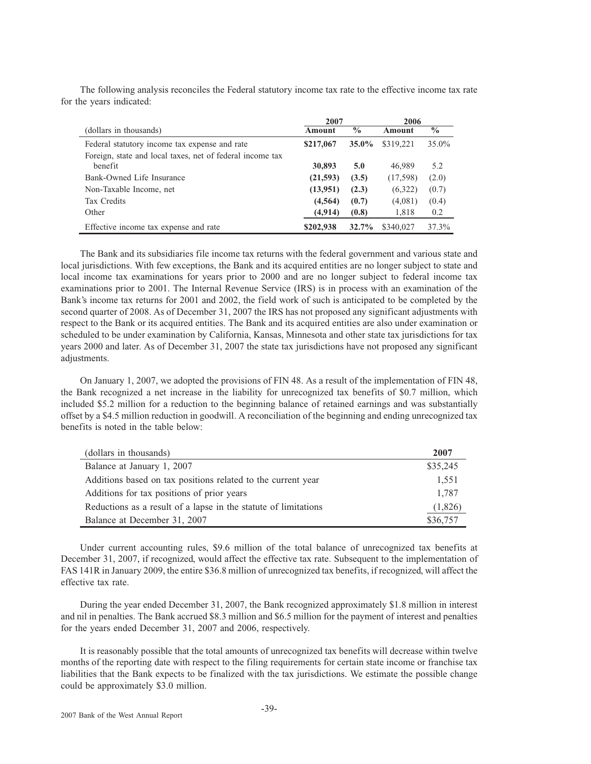The following analysis reconciles the Federal statutory income tax rate to the effective income tax rate for the years indicated:

| (dollars in thousands) | 2007 Amount | 2007 % | 2006 Amount | 2006 % |
|---|---|---|---|---|
| Federal statutory income tax expense and rate | **$217,067** | **35.0%** | $319,221 | 35.0% |
| Foreign, state and local taxes, net of federal income tax benefit | **30,893** | **5.0** | 46,989 | 5.2 |
| Bank-Owned Life Insurance | **(21,593)** | **(3.5)** | (17,598) | (2.0) |
| Non-Taxable Income, net | **(13,951)** | **(2.3)** | (6,322) | (0.7) |
| Tax Credits | **(4,564)** | **(0.7)** | (4,081) | (0.4) |
| Other | **(4,914)** | **(0.8)** | 1,818 | 0.2 |
| Effective income tax expense and rate | **$202,938** | **32.7%** | $340,027 | 37.3% |

The Bank and its subsidiaries file income tax returns with the federal government and various state and local jurisdictions. With few exceptions, the Bank and its acquired entities are no longer subject to state and local income tax examinations for years prior to 2000 and are no longer subject to federal income tax examinations prior to 2001. The Internal Revenue Service (IRS) is in process with an examination of the Bank's income tax returns for 2001 and 2002, the field work of such is anticipated to be completed by the second quarter of 2008. As of December 31, 2007 the IRS has not proposed any significant adjustments with respect to the Bank or its acquired entities. The Bank and its acquired entities are also under examination or scheduled to be under examination by California, Kansas, Minnesota and other state tax jurisdictions for tax years 2000 and later. As of December 31, 2007 the state tax jurisdictions have not proposed any significant adjustments.

On January 1, 2007, we adopted the provisions of FIN 48. As a result of the implementation of FIN 48, the Bank recognized a net increase in the liability for unrecognized tax benefits of $0.7 million, which included $5.2 million for a reduction to the beginning balance of retained earnings and was substantially offset by a $4.5 million reduction in goodwill. A reconciliation of the beginning and ending unrecognized tax benefits is noted in the table below:

| (dollars in thousands) | 2007 |
|---|---|
| Balance at January 1, 2007 | $35,245 |
| Additions based on tax positions related to the current year | 1,551 |
| Additions for tax positions of prior years | 1,787 |
| Reductions as a result of a lapse in the statute of limitations | (1,826) |
| Balance at December 31, 2007 | $36,757 |

Under current accounting rules, $9.6 million of the total balance of unrecognized tax benefits at December 31, 2007, if recognized, would affect the effective tax rate. Subsequent to the implementation of FAS 141R in January 2009, the entire $36.8 million of unrecognized tax benefits, if recognized, will affect the effective tax rate.

During the year ended December 31, 2007, the Bank recognized approximately $1.8 million in interest and nil in penalties. The Bank accrued $8.3 million and $6.5 million for the payment of interest and penalties for the years ended December 31, 2007 and 2006, respectively.

It is reasonably possible that the total amounts of unrecognized tax benefits will decrease within twelve months of the reporting date with respect to the filing requirements for certain state income or franchise tax liabilities that the Bank expects to be finalized with the tax jurisdictions. We estimate the possible change could be approximately $3.0 million.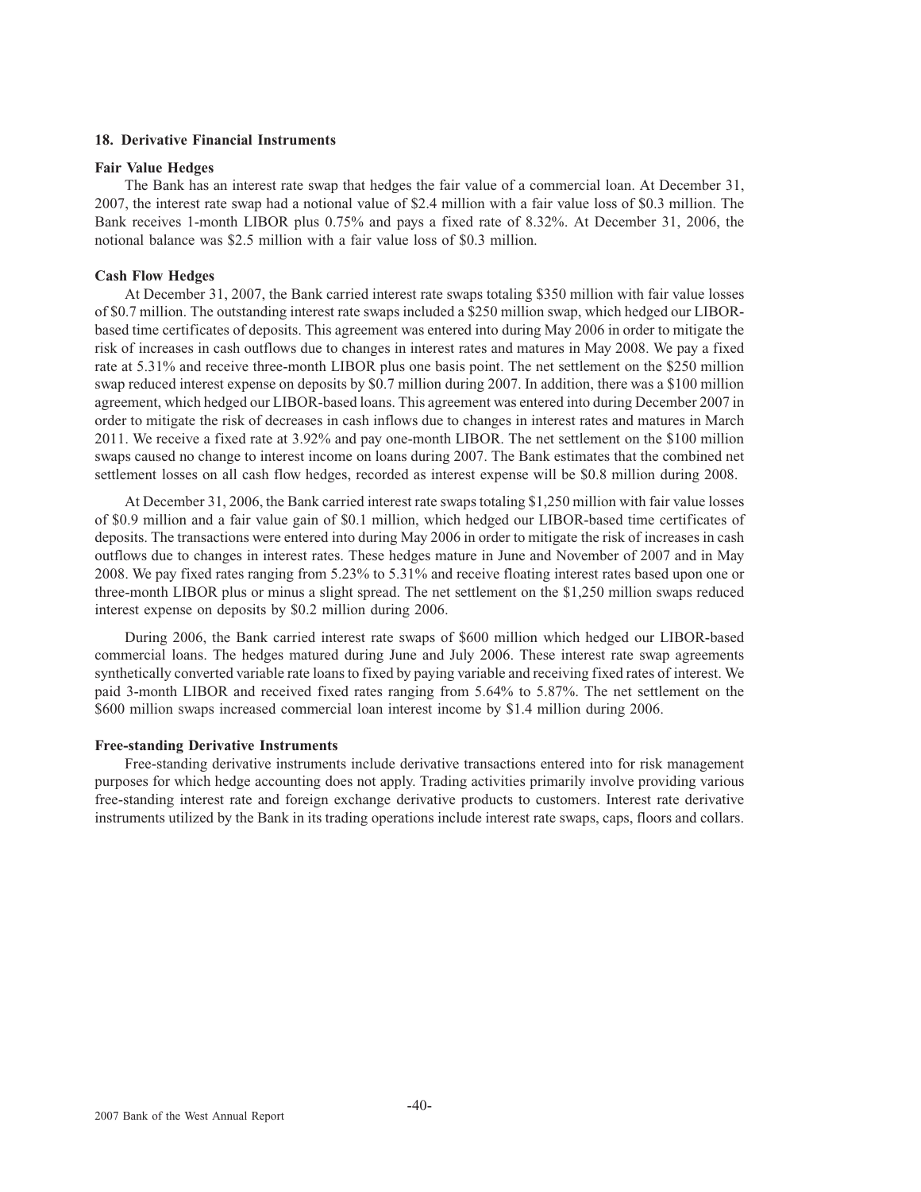## 18. Derivative Financial Instruments

### Fair Value Hedges

The Bank has an interest rate swap that hedges the fair value of a commercial loan. At December 31, 2007, the interest rate swap had a notional value of $2.4 million with a fair value loss of $0.3 million. The Bank receives 1-month LIBOR plus 0.75% and pays a fixed rate of 8.32%. At December 31, 2006, the notional balance was $2.5 million with a fair value loss of $0.3 million.

### Cash Flow Hedges

At December 31, 2007, the Bank carried interest rate swaps totaling $350 million with fair value losses of $0.7 million. The outstanding interest rate swaps included a $250 million swap, which hedged our LIBOR-based time certificates of deposits. This agreement was entered into during May 2006 in order to mitigate the risk of increases in cash outflows due to changes in interest rates and matures in May 2008. We pay a fixed rate at 5.31% and receive three-month LIBOR plus one basis point. The net settlement on the $250 million swap reduced interest expense on deposits by $0.7 million during 2007. In addition, there was a $100 million agreement, which hedged our LIBOR-based loans. This agreement was entered into during December 2007 in order to mitigate the risk of decreases in cash inflows due to changes in interest rates and matures in March 2011. We receive a fixed rate at 3.92% and pay one-month LIBOR. The net settlement on the $100 million swaps caused no change to interest income on loans during 2007. The Bank estimates that the combined net settlement losses on all cash flow hedges, recorded as interest expense will be $0.8 million during 2008.

At December 31, 2006, the Bank carried interest rate swaps totaling $1,250 million with fair value losses of $0.9 million and a fair value gain of $0.1 million, which hedged our LIBOR-based time certificates of deposits. The transactions were entered into during May 2006 in order to mitigate the risk of increases in cash outflows due to changes in interest rates. These hedges mature in June and November of 2007 and in May 2008. We pay fixed rates ranging from 5.23% to 5.31% and receive floating interest rates based upon one or three-month LIBOR plus or minus a slight spread. The net settlement on the $1,250 million swaps reduced interest expense on deposits by $0.2 million during 2006.

During 2006, the Bank carried interest rate swaps of $600 million which hedged our LIBOR-based commercial loans. The hedges matured during June and July 2006. These interest rate swap agreements synthetically converted variable rate loans to fixed by paying variable and receiving fixed rates of interest. We paid 3-month LIBOR and received fixed rates ranging from 5.64% to 5.87%. The net settlement on the $600 million swaps increased commercial loan interest income by $1.4 million during 2006.

### Free-standing Derivative Instruments

Free-standing derivative instruments include derivative transactions entered into for risk management purposes for which hedge accounting does not apply. Trading activities primarily involve providing various free-standing interest rate and foreign exchange derivative products to customers. Interest rate derivative instruments utilized by the Bank in its trading operations include interest rate swaps, caps, floors and collars.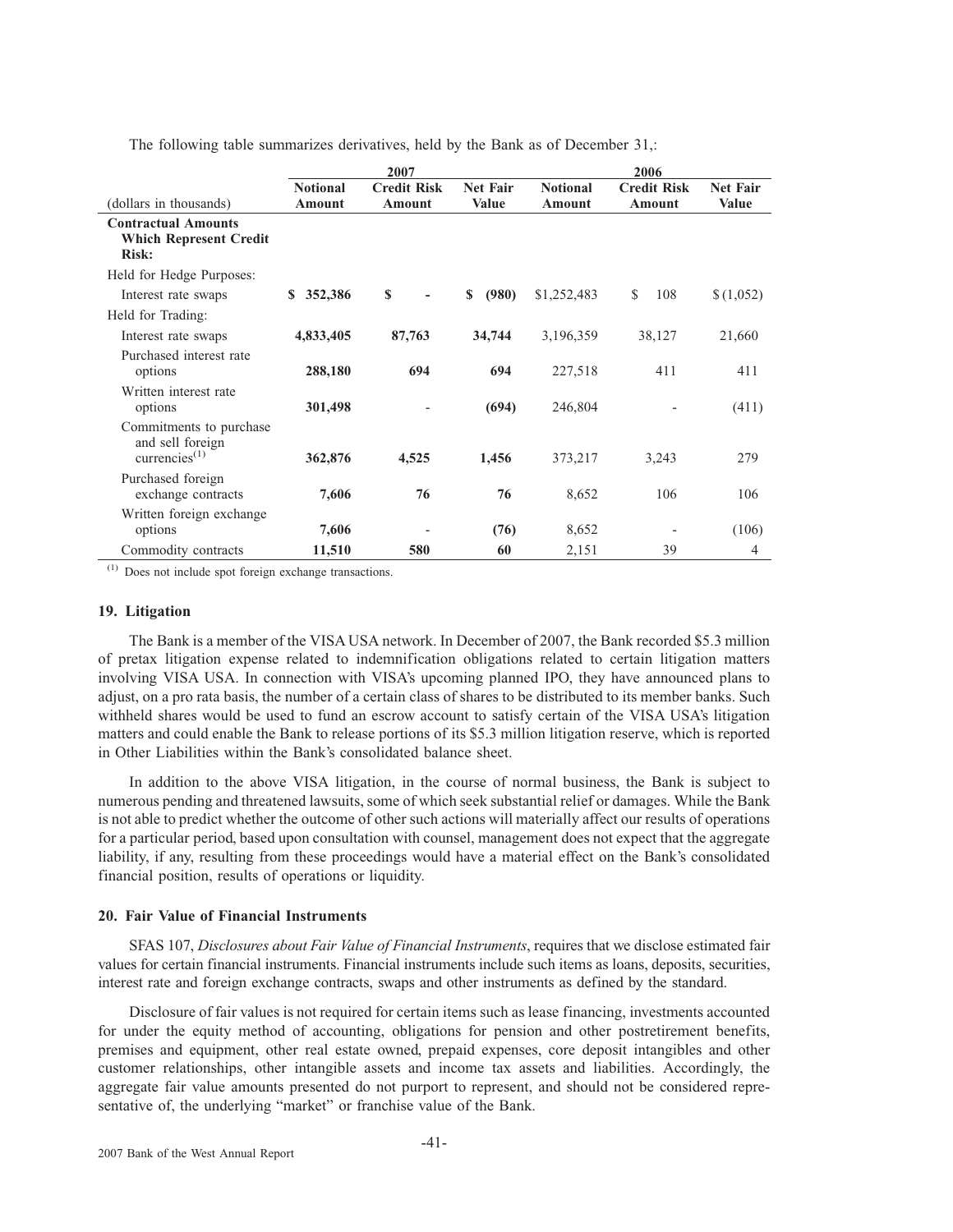The following table summarizes derivatives, held by the Bank as of December 31,:

| (dollars in thousands) | 2007 | | | 2006 | | |
|---|---|---|---|---|---|---|
| | **Notional Amount** | **Credit Risk Amount** | **Net Fair Value** | **Notional Amount** | **Credit Risk Amount** | **Net Fair Value** |
| **Contractual Amounts Which Represent Credit Risk:** | | | | | | |
| Held for Hedge Purposes: | | | | | | |
| Interest rate swaps | **$ 352,386** | **$ -** | **$ (980)** | $1,252,483 | $ 108 | $ (1,052) |
| Held for Trading: | | | | | | |
| Interest rate swaps | **4,833,405** | **87,763** | **34,744** | 3,196,359 | 38,127 | 21,660 |
| Purchased interest rate options | **288,180** | **694** | **694** | 227,518 | 411 | 411 |
| Written interest rate options | **301,498** | - | **(694)** | 246,804 | - | (411) |
| Commitments to purchase and sell foreign currencies[(1)] | **362,876** | **4,525** | **1,456** | 373,217 | 3,243 | 279 |
| Purchased foreign exchange contracts | **7,606** | **76** | **76** | 8,652 | 106 | 106 |
| Written foreign exchange options | **7,606** | - | **(76)** | 8,652 | - | (106) |
| Commodity contracts | **11,510** | **580** | **60** | 2,151 | 39 | 4 |

(1) Does not include spot foreign exchange transactions.

### 19. Litigation

The Bank is a member of the VISA USA network. In December of 2007, the Bank recorded $5.3 million of pretax litigation expense related to indemnification obligations related to certain litigation matters involving VISA USA. In connection with VISA's upcoming planned IPO, they have announced plans to adjust, on a pro rata basis, the number of a certain class of shares to be distributed to its member banks. Such withheld shares would be used to fund an escrow account to satisfy certain of the VISA USA's litigation matters and could enable the Bank to release portions of its $5.3 million litigation reserve, which is reported in Other Liabilities within the Bank's consolidated balance sheet.

In addition to the above VISA litigation, in the course of normal business, the Bank is subject to numerous pending and threatened lawsuits, some of which seek substantial relief or damages. While the Bank is not able to predict whether the outcome of other such actions will materially affect our results of operations for a particular period, based upon consultation with counsel, management does not expect that the aggregate liability, if any, resulting from these proceedings would have a material effect on the Bank's consolidated financial position, results of operations or liquidity.

### 20. Fair Value of Financial Instruments

SFAS 107, *Disclosures about Fair Value of Financial Instruments*, requires that we disclose estimated fair values for certain financial instruments. Financial instruments include such items as loans, deposits, securities, interest rate and foreign exchange contracts, swaps and other instruments as defined by the standard.

Disclosure of fair values is not required for certain items such as lease financing, investments accounted for under the equity method of accounting, obligations for pension and other postretirement benefits, premises and equipment, other real estate owned, prepaid expenses, core deposit intangibles and other customer relationships, other intangible assets and income tax assets and liabilities. Accordingly, the aggregate fair value amounts presented do not purport to represent, and should not be considered representative of, the underlying "market" or franchise value of the Bank.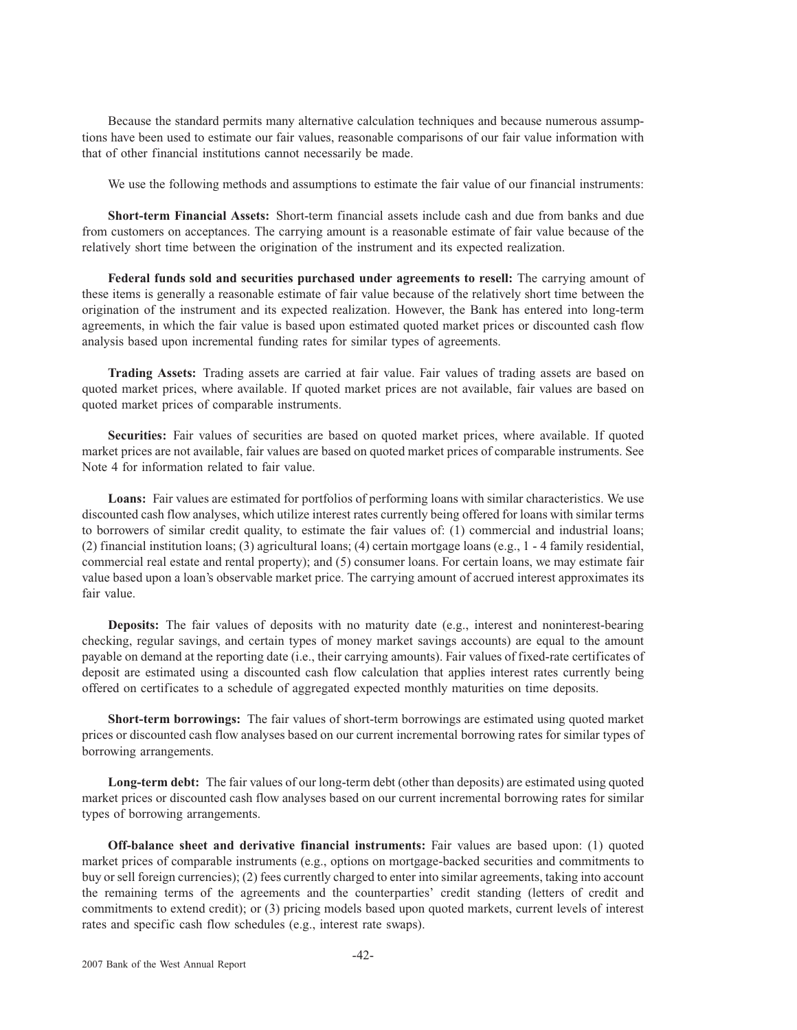Because the standard permits many alternative calculation techniques and because numerous assumptions have been used to estimate our fair values, reasonable comparisons of our fair value information with that of other financial institutions cannot necessarily be made.

We use the following methods and assumptions to estimate the fair value of our financial instruments:

**Short-term Financial Assets:** Short-term financial assets include cash and due from banks and due from customers on acceptances. The carrying amount is a reasonable estimate of fair value because of the relatively short time between the origination of the instrument and its expected realization.

**Federal funds sold and securities purchased under agreements to resell:** The carrying amount of these items is generally a reasonable estimate of fair value because of the relatively short time between the origination of the instrument and its expected realization. However, the Bank has entered into long-term agreements, in which the fair value is based upon estimated quoted market prices or discounted cash flow analysis based upon incremental funding rates for similar types of agreements.

**Trading Assets:** Trading assets are carried at fair value. Fair values of trading assets are based on quoted market prices, where available. If quoted market prices are not available, fair values are based on quoted market prices of comparable instruments.

**Securities:** Fair values of securities are based on quoted market prices, where available. If quoted market prices are not available, fair values are based on quoted market prices of comparable instruments. See Note 4 for information related to fair value.

**Loans:** Fair values are estimated for portfolios of performing loans with similar characteristics. We use discounted cash flow analyses, which utilize interest rates currently being offered for loans with similar terms to borrowers of similar credit quality, to estimate the fair values of: (1) commercial and industrial loans; (2) financial institution loans; (3) agricultural loans; (4) certain mortgage loans (e.g., 1 - 4 family residential, commercial real estate and rental property); and (5) consumer loans. For certain loans, we may estimate fair value based upon a loan's observable market price. The carrying amount of accrued interest approximates its fair value.

**Deposits:** The fair values of deposits with no maturity date (e.g., interest and noninterest-bearing checking, regular savings, and certain types of money market savings accounts) are equal to the amount payable on demand at the reporting date (i.e., their carrying amounts). Fair values of fixed-rate certificates of deposit are estimated using a discounted cash flow calculation that applies interest rates currently being offered on certificates to a schedule of aggregated expected monthly maturities on time deposits.

**Short-term borrowings:** The fair values of short-term borrowings are estimated using quoted market prices or discounted cash flow analyses based on our current incremental borrowing rates for similar types of borrowing arrangements.

**Long-term debt:** The fair values of our long-term debt (other than deposits) are estimated using quoted market prices or discounted cash flow analyses based on our current incremental borrowing rates for similar types of borrowing arrangements.

**Off-balance sheet and derivative financial instruments:** Fair values are based upon: (1) quoted market prices of comparable instruments (e.g., options on mortgage-backed securities and commitments to buy or sell foreign currencies); (2) fees currently charged to enter into similar agreements, taking into account the remaining terms of the agreements and the counterparties' credit standing (letters of credit and commitments to extend credit); or (3) pricing models based upon quoted markets, current levels of interest rates and specific cash flow schedules (e.g., interest rate swaps).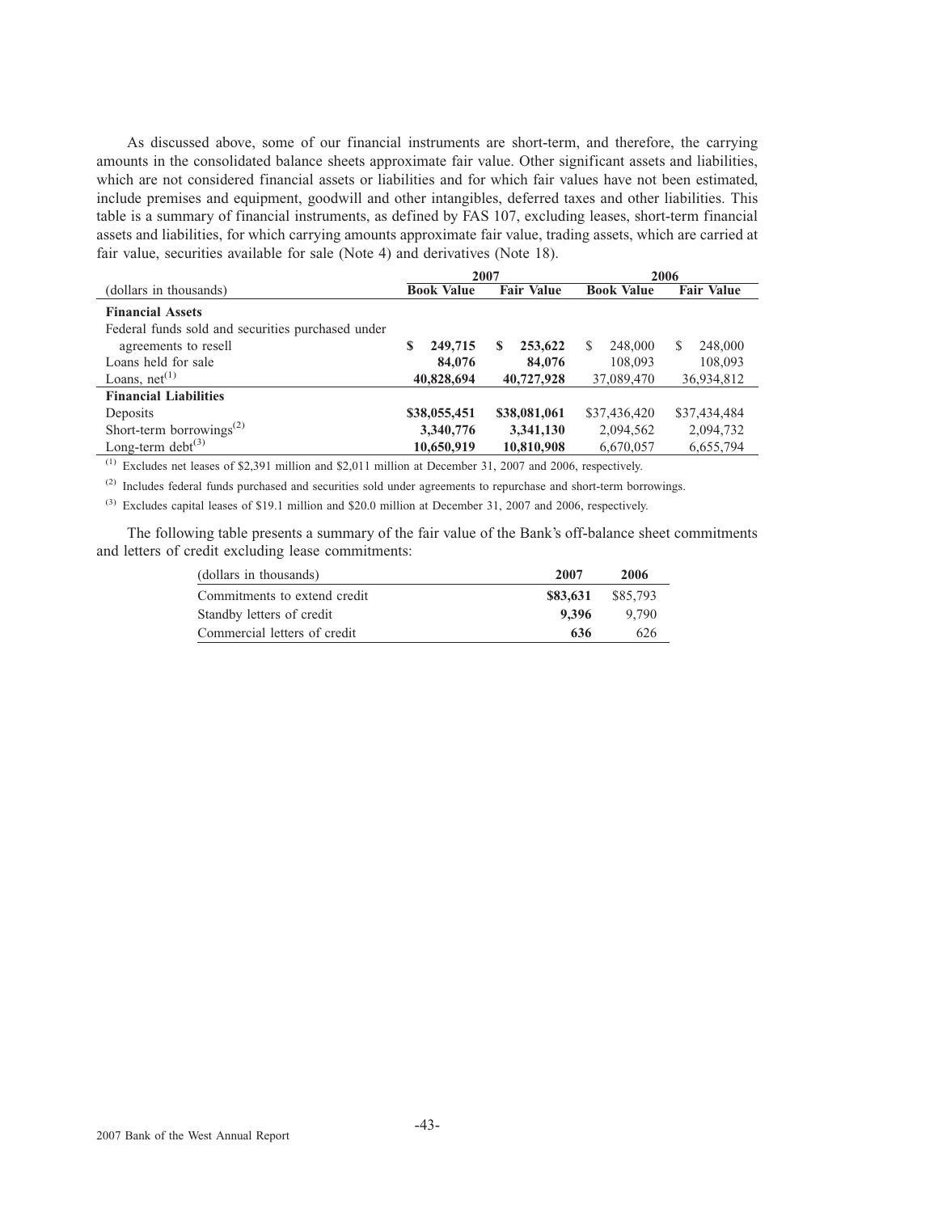As discussed above, some of our financial instruments are short-term, and therefore, the carrying amounts in the consolidated balance sheets approximate fair value. Other significant assets and liabilities, which are not considered financial assets or liabilities and for which fair values have not been estimated, include premises and equipment, goodwill and other intangibles, deferred taxes and other liabilities. This table is a summary of financial instruments, as defined by FAS 107, excluding leases, short-term financial assets and liabilities, for which carrying amounts approximate fair value, trading assets, which are carried at fair value, securities available for sale (Note 4) and derivatives (Note 18).

| | 2007 | | 2006 | |
|---|---|---|---|---|
| (dollars in thousands) | **Book Value** | **Fair Value** | **Book Value** | **Fair Value** |
| **Financial Assets** | | | | |
| Federal funds sold and securities purchased under agreements to resell | **$ 249,715** | **$ 253,622** | $ 248,000 | $ 248,000 |
| Loans held for sale | **84,076** | **84,076** | 108,093 | 108,093 |
| Loans, net[(1)] | **40,828,694** | **40,727,928** | 37,089,470 | 36,934,812 |
| **Financial Liabilities** | | | | |
| Deposits | **$38,055,451** | **$38,081,061** | $37,436,420 | $37,434,484 |
| Short-term borrowings[(2)] | **3,340,776** | **3,341,130** | 2,094,562 | 2,094,732 |
| Long-term debt[(3)] | **10,650,919** | **10,810,908** | 6,670,057 | 6,655,794 |

(1) Excludes net leases of $2,391 million and $2,011 million at December 31, 2007 and 2006, respectively.

(2) Includes federal funds purchased and securities sold under agreements to repurchase and short-term borrowings.

(3) Excludes capital leases of $19.1 million and $20.0 million at December 31, 2007 and 2006, respectively.

The following table presents a summary of the fair value of the Bank's off-balance sheet commitments and letters of credit excluding lease commitments:

| (dollars in thousands) | 2007 | 2006 |
|---|---|---|
| Commitments to extend credit | **$83,631** | $85,793 |
| Standby letters of credit | **9,396** | 9,790 |
| Commercial letters of credit | **636** | 626 |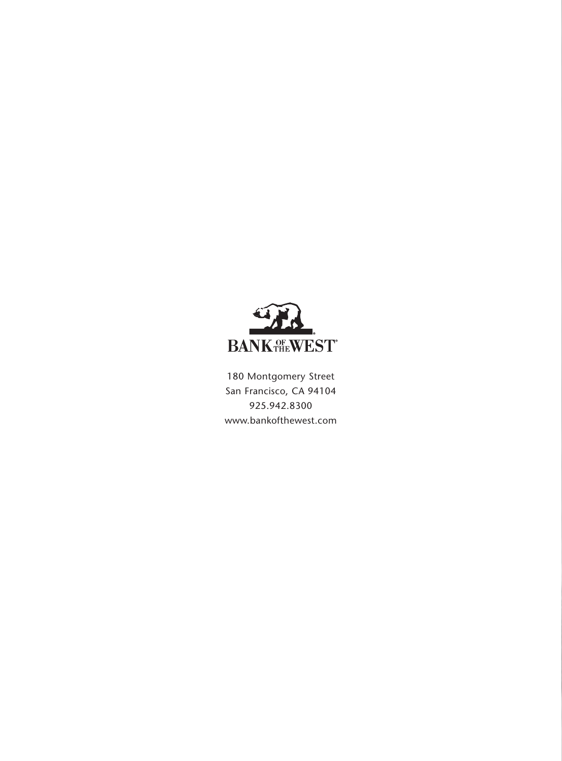BANK OF THE WEST

180 Montgomery Street
San Francisco, CA 94104
925.942.8300
www.bankofthewest.com